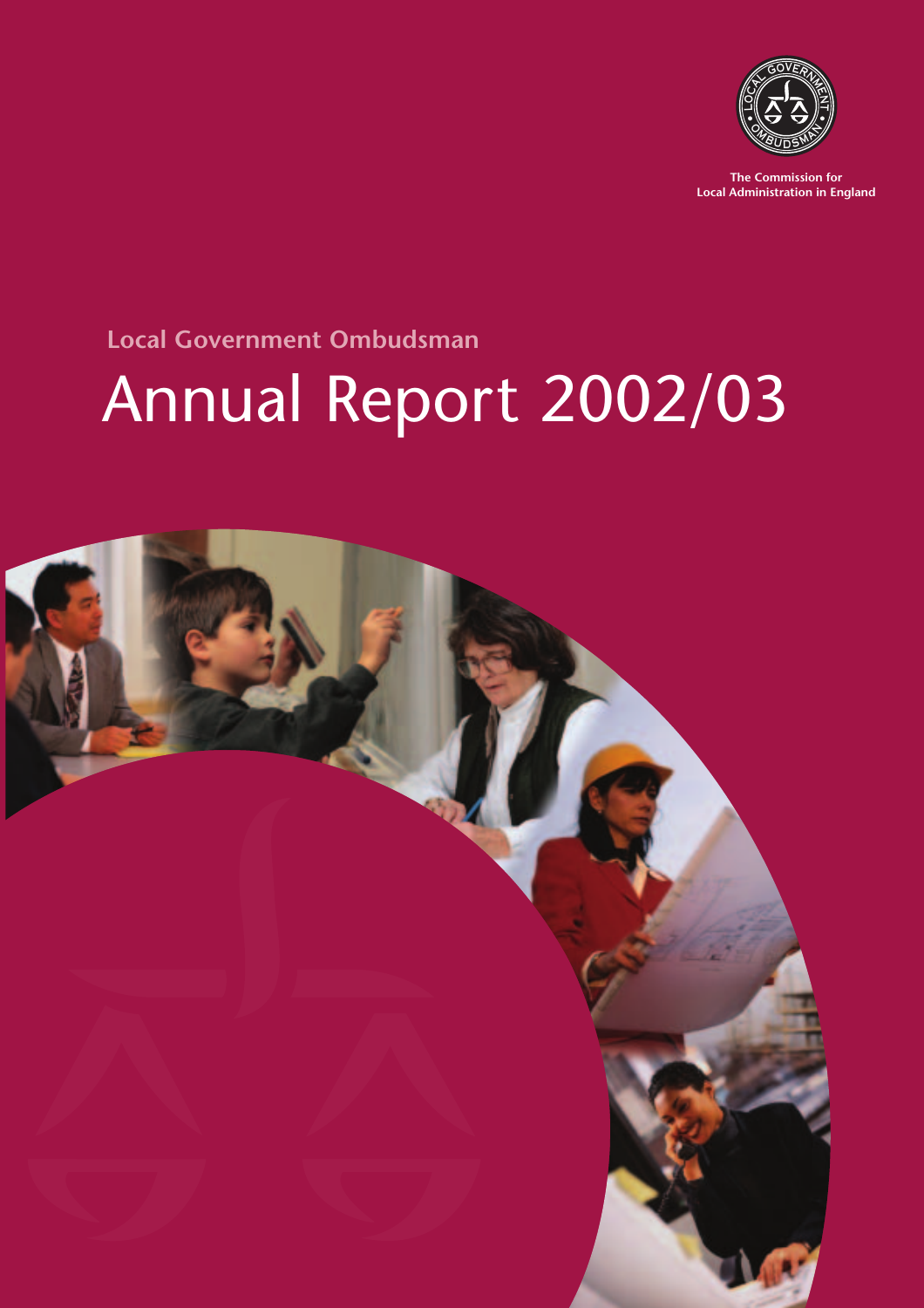The Commission for Local Administration in England

## Local Government Ombudsman

# Annual Report 2002/03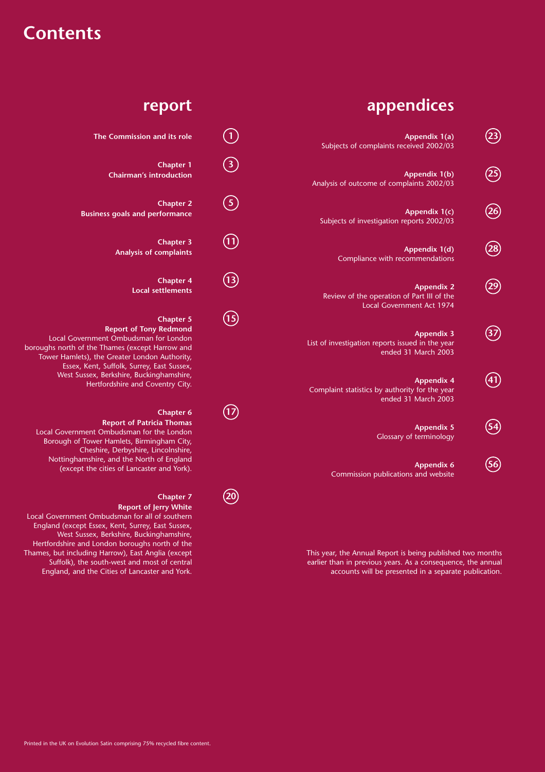# Contents

## report

**The Commission and its role** — 1

**Chapter 1**
**Chairman's introduction** — 3

**Chapter 2**
**Business goals and performance** — 5

**Chapter 3**
**Analysis of complaints** — 11

**Chapter 4**
**Local settlements** — 13

**Chapter 5**
**Report of Tony Redmond** — 15
Local Government Ombudsman for London boroughs north of the Thames (except Harrow and Tower Hamlets), the Greater London Authority, Essex, Kent, Suffolk, Surrey, East Sussex, West Sussex, Berkshire, Buckinghamshire, Hertfordshire and Coventry City.

**Chapter 6**
**Report of Patricia Thomas** — 17
Local Government Ombudsman for the London Borough of Tower Hamlets, Birmingham City, Cheshire, Derbyshire, Lincolnshire, Nottinghamshire, and the North of England (except the cities of Lancaster and York).

**Chapter 7**
**Report of Jerry White** — 20
Local Government Ombudsman for all of southern England (except Essex, Kent, Surrey, East Sussex, West Sussex, Berkshire, Buckinghamshire, Hertfordshire and London boroughs north of the Thames, but including Harrow), East Anglia (except Suffolk), the south-west and most of central England, and the Cities of Lancaster and York.

## appendices

**Appendix 1(a)** — 23
Subjects of complaints received 2002/03

**Appendix 1(b)** — 25
Analysis of outcome of complaints 2002/03

**Appendix 1(c)** — 26
Subjects of investigation reports 2002/03

**Appendix 1(d)** — 28
Compliance with recommendations

**Appendix 2** — 29
Review of the operation of Part III of the Local Government Act 1974

**Appendix 3** — 37
List of investigation reports issued in the year ended 31 March 2003

**Appendix 4** — 41
Complaint statistics by authority for the year ended 31 March 2003

**Appendix 5** — 54
Glossary of terminology

**Appendix 6** — 56
Commission publications and website

This year, the Annual Report is being published two months earlier than in previous years. As a consequence, the annual accounts will be presented in a separate publication.

Printed in the UK on Evolution Satin comprising 75% recycled fibre content.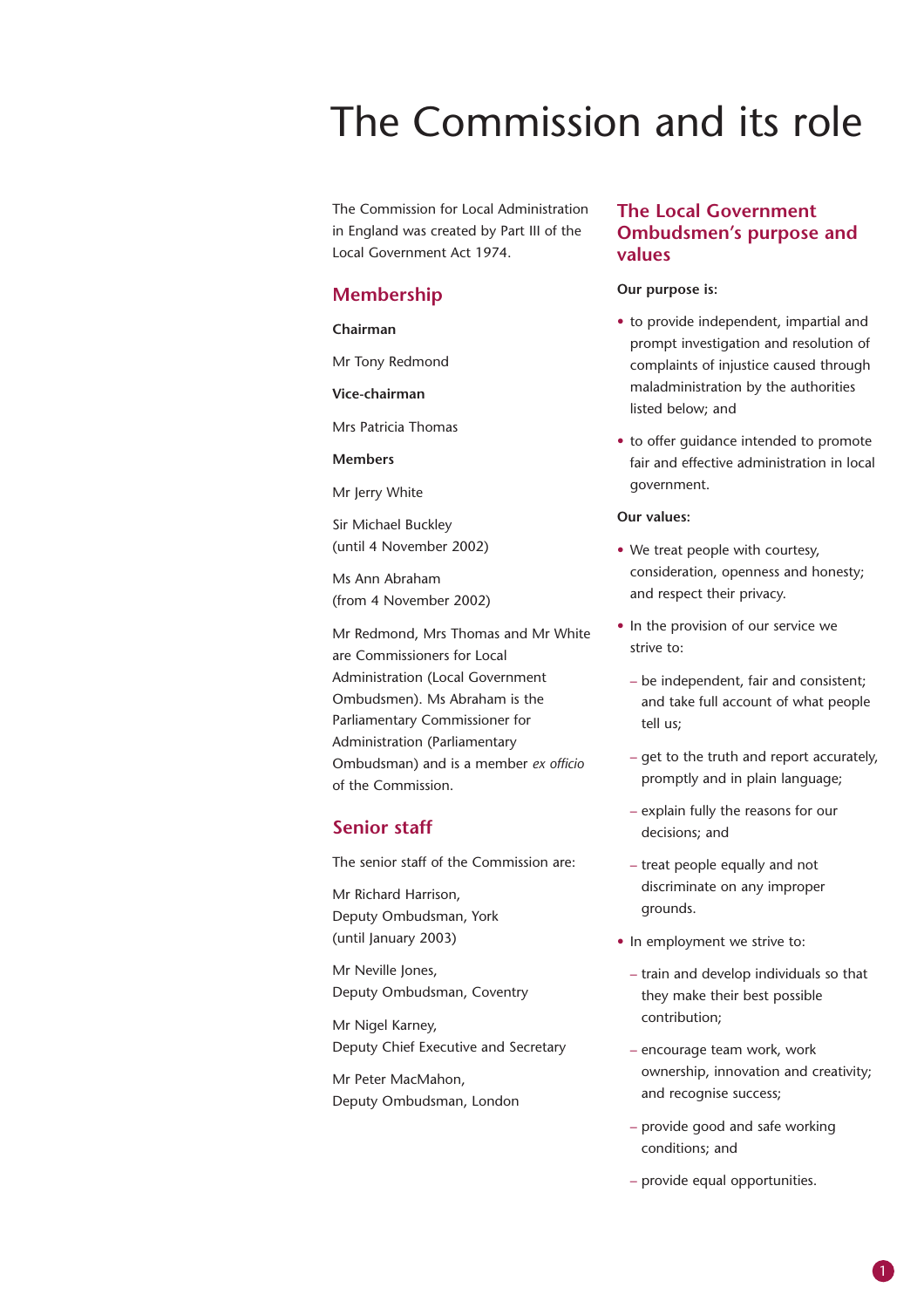# The Commission and its role

The Commission for Local Administration in England was created by Part III of the Local Government Act 1974.

## Membership

**Chairman**

Mr Tony Redmond

**Vice-chairman**

Mrs Patricia Thomas

**Members**

Mr Jerry White

Sir Michael Buckley
(until 4 November 2002)

Ms Ann Abraham
(from 4 November 2002)

Mr Redmond, Mrs Thomas and Mr White are Commissioners for Local Administration (Local Government Ombudsmen). Ms Abraham is the Parliamentary Commissioner for Administration (Parliamentary Ombudsman) and is a member *ex officio* of the Commission.

## Senior staff

The senior staff of the Commission are:

Mr Richard Harrison,
Deputy Ombudsman, York
(until January 2003)

Mr Neville Jones,
Deputy Ombudsman, Coventry

Mr Nigel Karney,
Deputy Chief Executive and Secretary

Mr Peter MacMahon,
Deputy Ombudsman, London

## The Local Government Ombudsmen's purpose and values

**Our purpose is:**

- to provide independent, impartial and prompt investigation and resolution of complaints of injustice caused through maladministration by the authorities listed below; and
- to offer guidance intended to promote fair and effective administration in local government.

**Our values:**

- We treat people with courtesy, consideration, openness and honesty; and respect their privacy.
- In the provision of our service we strive to:
  - be independent, fair and consistent; and take full account of what people tell us;
  - get to the truth and report accurately, promptly and in plain language;
  - explain fully the reasons for our decisions; and
  - treat people equally and not discriminate on any improper grounds.
- In employment we strive to:
  - train and develop individuals so that they make their best possible contribution;
  - encourage team work, work ownership, innovation and creativity; and recognise success;
  - provide good and safe working conditions; and
  - provide equal opportunities.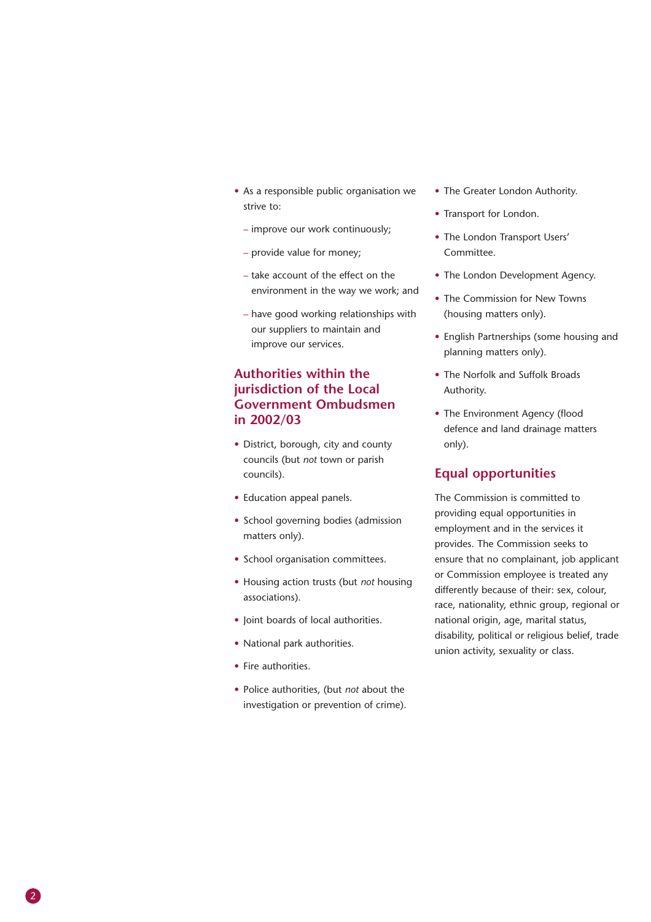- As a responsible public organisation we strive to:
  - improve our work continuously;
  - provide value for money;
  - take account of the effect on the environment in the way we work; and
  - have good working relationships with our suppliers to maintain and improve our services.

## Authorities within the jurisdiction of the Local Government Ombudsmen in 2002/03

- District, borough, city and county councils (but *not* town or parish councils).
- Education appeal panels.
- School governing bodies (admission matters only).
- School organisation committees.
- Housing action trusts (but *not* housing associations).
- Joint boards of local authorities.
- National park authorities.
- Fire authorities.
- Police authorities, (but *not* about the investigation or prevention of crime).
- The Greater London Authority.
- Transport for London.
- The London Transport Users' Committee.
- The London Development Agency.
- The Commission for New Towns (housing matters only).
- English Partnerships (some housing and planning matters only).
- The Norfolk and Suffolk Broads Authority.
- The Environment Agency (flood defence and land drainage matters only).

## Equal opportunities

The Commission is committed to providing equal opportunities in employment and in the services it provides. The Commission seeks to ensure that no complainant, job applicant or Commission employee is treated any differently because of their: sex, colour, race, nationality, ethnic group, regional or national origin, age, marital status, disability, political or religious belief, trade union activity, sexuality or class.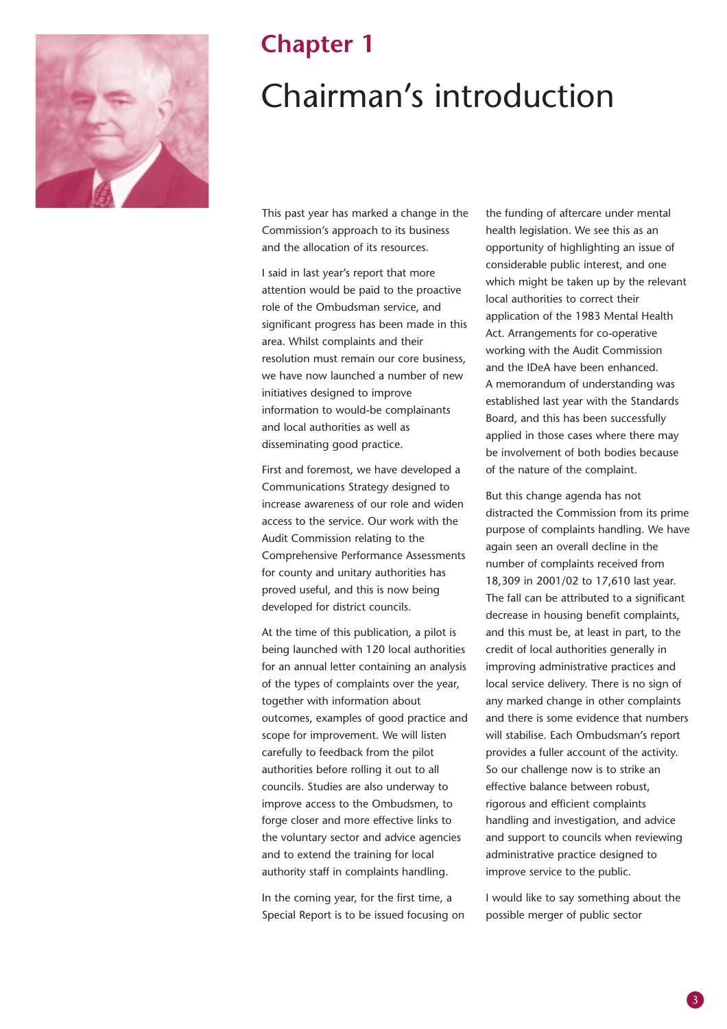# Chapter 1

## Chairman's introduction

This past year has marked a change in the Commission's approach to its business and the allocation of its resources.

I said in last year's report that more attention would be paid to the proactive role of the Ombudsman service, and significant progress has been made in this area. Whilst complaints and their resolution must remain our core business, we have now launched a number of new initiatives designed to improve information to would-be complainants and local authorities as well as disseminating good practice.

First and foremost, we have developed a Communications Strategy designed to increase awareness of our role and widen access to the service. Our work with the Audit Commission relating to the Comprehensive Performance Assessments for county and unitary authorities has proved useful, and this is now being developed for district councils.

At the time of this publication, a pilot is being launched with 120 local authorities for an annual letter containing an analysis of the types of complaints over the year, together with information about outcomes, examples of good practice and scope for improvement. We will listen carefully to feedback from the pilot authorities before rolling it out to all councils. Studies are also underway to improve access to the Ombudsmen, to forge closer and more effective links to the voluntary sector and advice agencies and to extend the training for local authority staff in complaints handling.

In the coming year, for the first time, a Special Report is to be issued focusing on the funding of aftercare under mental health legislation. We see this as an opportunity of highlighting an issue of considerable public interest, and one which might be taken up by the relevant local authorities to correct their application of the 1983 Mental Health Act. Arrangements for co-operative working with the Audit Commission and the IDeA have been enhanced. A memorandum of understanding was established last year with the Standards Board, and this has been successfully applied in those cases where there may be involvement of both bodies because of the nature of the complaint.

But this change agenda has not distracted the Commission from its prime purpose of complaints handling. We have again seen an overall decline in the number of complaints received from 18,309 in 2001/02 to 17,610 last year. The fall can be attributed to a significant decrease in housing benefit complaints, and this must be, at least in part, to the credit of local authorities generally in improving administrative practices and local service delivery. There is no sign of any marked change in other complaints and there is some evidence that numbers will stabilise. Each Ombudsman's report provides a fuller account of the activity. So our challenge now is to strike an effective balance between robust, rigorous and efficient complaints handling and investigation, and advice and support to councils when reviewing administrative practice designed to improve service to the public.

I would like to say something about the possible merger of public sector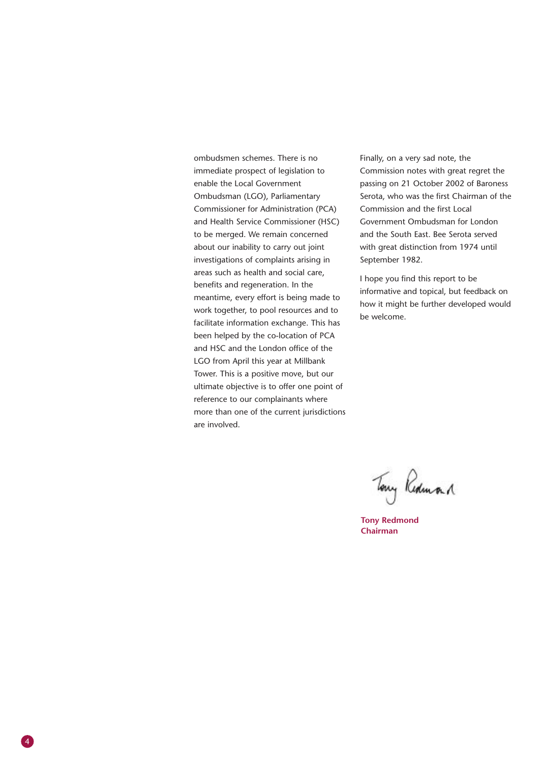ombudsmen schemes. There is no immediate prospect of legislation to enable the Local Government Ombudsman (LGO), Parliamentary Commissioner for Administration (PCA) and Health Service Commissioner (HSC) to be merged. We remain concerned about our inability to carry out joint investigations of complaints arising in areas such as health and social care, benefits and regeneration. In the meantime, every effort is being made to work together, to pool resources and to facilitate information exchange. This has been helped by the co-location of PCA and HSC and the London office of the LGO from April this year at Millbank Tower. This is a positive move, but our ultimate objective is to offer one point of reference to our complainants where more than one of the current jurisdictions are involved.

Finally, on a very sad note, the Commission notes with great regret the passing on 21 October 2002 of Baroness Serota, who was the first Chairman of the Commission and the first Local Government Ombudsman for London and the South East. Bee Serota served with great distinction from 1974 until September 1982.

I hope you find this report to be informative and topical, but feedback on how it might be further developed would be welcome.

**Tony Redmond**
**Chairman**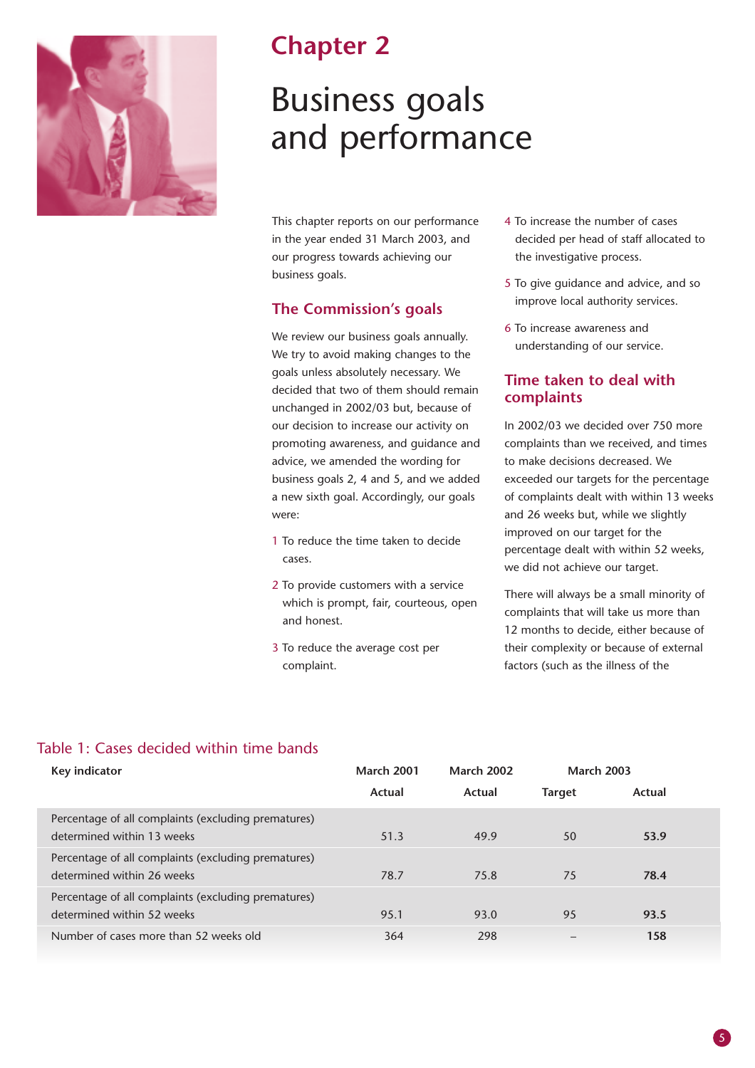# Chapter 2

# Business goals and performance

This chapter reports on our performance in the year ended 31 March 2003, and our progress towards achieving our business goals.

## The Commission's goals

We review our business goals annually. We try to avoid making changes to the goals unless absolutely necessary. We decided that two of them should remain unchanged in 2002/03 but, because of our decision to increase our activity on promoting awareness, and guidance and advice, we amended the wording for business goals 2, 4 and 5, and we added a new sixth goal. Accordingly, our goals were:

1. To reduce the time taken to decide cases.
2. To provide customers with a service which is prompt, fair, courteous, open and honest.
3. To reduce the average cost per complaint.
4. To increase the number of cases decided per head of staff allocated to the investigative process.
5. To give guidance and advice, and so improve local authority services.
6. To increase awareness and understanding of our service.

## Time taken to deal with complaints

In 2002/03 we decided over 750 more complaints than we received, and times to make decisions decreased. We exceeded our targets for the percentage of complaints dealt with within 13 weeks and 26 weeks but, while we slightly improved on our target for the percentage dealt with within 52 weeks, we did not achieve our target.

There will always be a small minority of complaints that will take us more than 12 months to decide, either because of their complexity or because of external factors (such as the illness of the

### Table 1: Cases decided within time bands

| Key indicator | March 2001 | March 2002 | March 2003 | |
|---|---|---|---|---|
| | Actual | Actual | Target | Actual |
| Percentage of all complaints (excluding prematures) determined within 13 weeks | 51.3 | 49.9 | 50 | **53.9** |
| Percentage of all complaints (excluding prematures) determined within 26 weeks | 78.7 | 75.8 | 75 | **78.4** |
| Percentage of all complaints (excluding prematures) determined within 52 weeks | 95.1 | 93.0 | 95 | **93.5** |
| Number of cases more than 52 weeks old | 364 | 298 | – | **158** |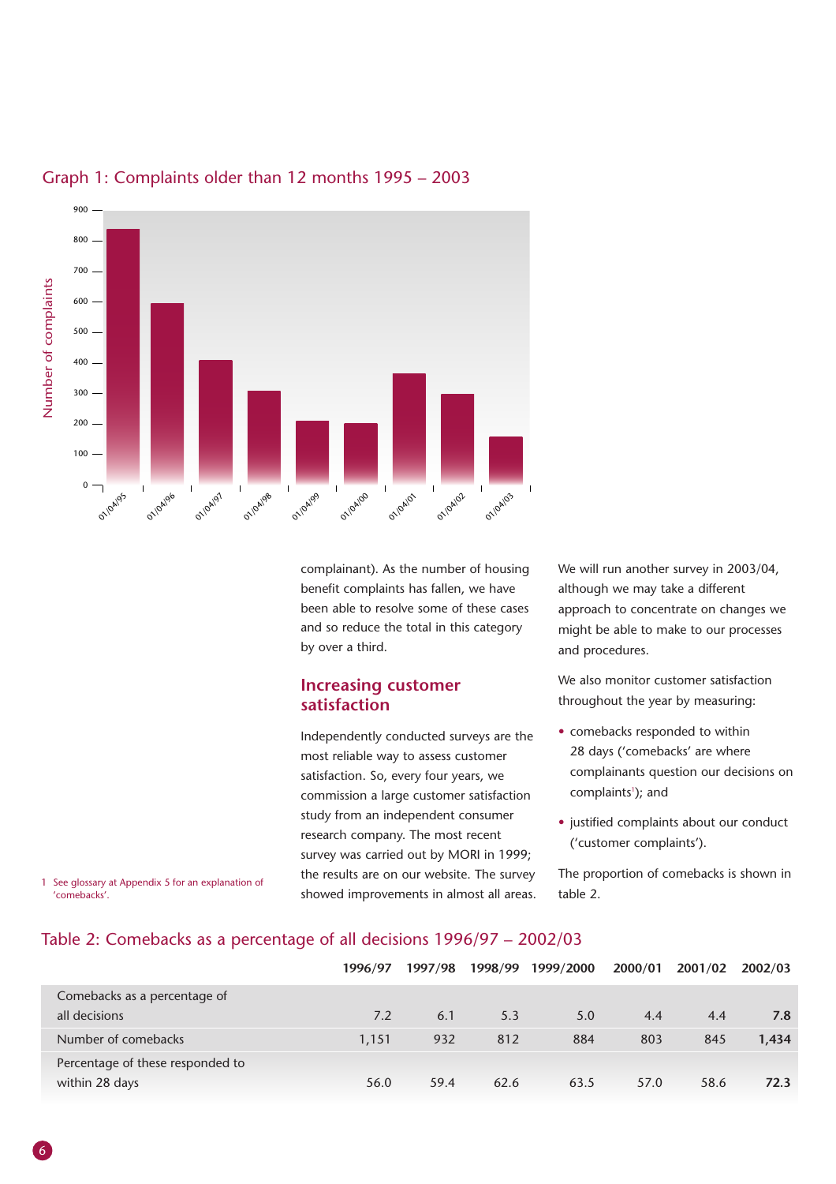## Graph 1: Complaints older than 12 months 1995 – 2003

complainant). As the number of housing benefit complaints has fallen, we have been able to resolve some of these cases and so reduce the total in this category by over a third.

### Increasing customer satisfaction

Independently conducted surveys are the most reliable way to assess customer satisfaction. So, every four years, we commission a large customer satisfaction study from an independent consumer research company. The most recent survey was carried out by MORI in 1999; the results are on our website. The survey showed improvements in almost all areas.

We will run another survey in 2003/04, although we may take a different approach to concentrate on changes we might be able to make to our processes and procedures.

We also monitor customer satisfaction throughout the year by measuring:

- comebacks responded to within 28 days ('comebacks' are where complainants question our decisions on complaints[1]); and
- justified complaints about our conduct ('customer complaints').

The proportion of comebacks is shown in table 2.

1 See glossary at Appendix 5 for an explanation of 'comebacks'.

## Table 2: Comebacks as a percentage of all decisions 1996/97 – 2002/03

| | 1996/97 | 1997/98 | 1998/99 | 1999/2000 | 2000/01 | 2001/02 | 2002/03 |
|---|---|---|---|---|---|---|---|
| Comebacks as a percentage of all decisions | 7.2 | 6.1 | 5.3 | 5.0 | 4.4 | 4.4 | **7.8** |
| Number of comebacks | 1,151 | 932 | 812 | 884 | 803 | 845 | **1,434** |
| Percentage of these responded to within 28 days | 56.0 | 59.4 | 62.6 | 63.5 | 57.0 | 58.6 | **72.3** |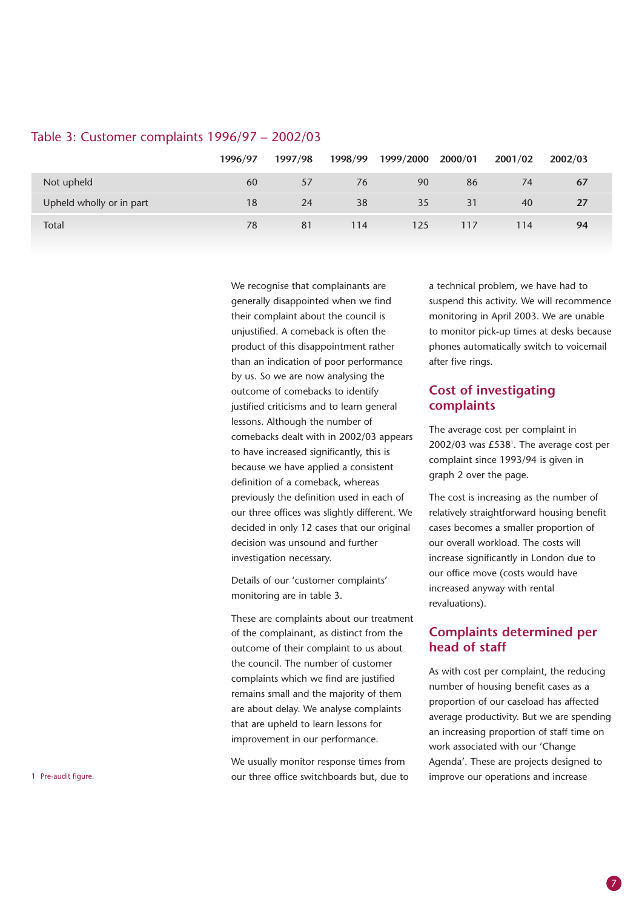## Table 3: Customer complaints 1996/97 – 2002/03

| | 1996/97 | 1997/98 | 1998/99 | 1999/2000 | 2000/01 | 2001/02 | 2002/03 |
|---|---|---|---|---|---|---|---|
| Not upheld | 60 | 57 | 76 | 90 | 86 | 74 | **67** |
| Upheld wholly or in part | 18 | 24 | 38 | 35 | 31 | 40 | **27** |
| Total | 78 | 81 | 114 | 125 | 117 | 114 | **94** |

We recognise that complainants are generally disappointed when we find their complaint about the council is unjustified. A comeback is often the product of this disappointment rather than an indication of poor performance by us. So we are now analysing the outcome of comebacks to identify justified criticisms and to learn general lessons. Although the number of comebacks dealt with in 2002/03 appears to have increased significantly, this is because we have applied a consistent definition of a comeback, whereas previously the definition used in each of our three offices was slightly different. We decided in only 12 cases that our original decision was unsound and further investigation necessary.

Details of our 'customer complaints' monitoring are in table 3.

These are complaints about our treatment of the complainant, as distinct from the outcome of their complaint to us about the council. The number of customer complaints which we find are justified remains small and the majority of them are about delay. We analyse complaints that are upheld to learn lessons for improvement in our performance.

We usually monitor response times from our three office switchboards but, due to a technical problem, we have had to suspend this activity. We will recommence monitoring in April 2003. We are unable to monitor pick-up times at desks because phones automatically switch to voicemail after five rings.

## Cost of investigating complaints

The average cost per complaint in 2002/03 was £538[1]. The average cost per complaint since 1993/94 is given in graph 2 over the page.

The cost is increasing as the number of relatively straightforward housing benefit cases becomes a smaller proportion of our overall workload. The costs will increase significantly in London due to our office move (costs would have increased anyway with rental revaluations).

## Complaints determined per head of staff

As with cost per complaint, the reducing number of housing benefit cases as a proportion of our caseload has affected average productivity. But we are spending an increasing proportion of staff time on work associated with our 'Change Agenda'. These are projects designed to improve our operations and increase

1 Pre-audit figure.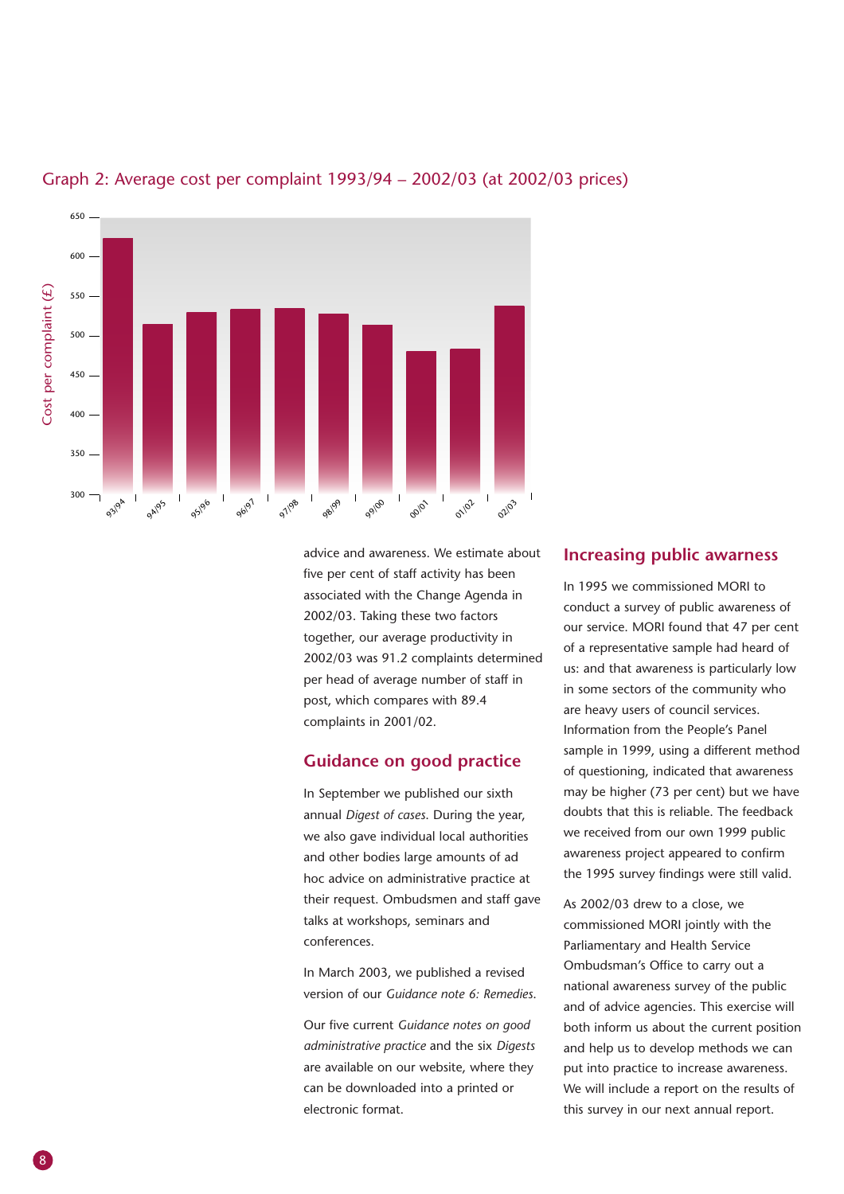Graph 2: Average cost per complaint 1993/94 – 2002/03 (at 2002/03 prices)

advice and awareness. We estimate about five per cent of staff activity has been associated with the Change Agenda in 2002/03. Taking these two factors together, our average productivity in 2002/03 was 91.2 complaints determined per head of average number of staff in post, which compares with 89.4 complaints in 2001/02.

## Guidance on good practice

In September we published our sixth annual *Digest of cases*. During the year, we also gave individual local authorities and other bodies large amounts of ad hoc advice on administrative practice at their request. Ombudsmen and staff gave talks at workshops, seminars and conferences.

In March 2003, we published a revised version of our *Guidance note 6: Remedies*.

Our five current *Guidance notes on good administrative practice* and the six *Digests* are available on our website, where they can be downloaded into a printed or electronic format.

## Increasing public awarness

In 1995 we commissioned MORI to conduct a survey of public awareness of our service. MORI found that 47 per cent of a representative sample had heard of us: and that awareness is particularly low in some sectors of the community who are heavy users of council services. Information from the People's Panel sample in 1999, using a different method of questioning, indicated that awareness may be higher (73 per cent) but we have doubts that this is reliable. The feedback we received from our own 1999 public awareness project appeared to confirm the 1995 survey findings were still valid.

As 2002/03 drew to a close, we commissioned MORI jointly with the Parliamentary and Health Service Ombudsman's Office to carry out a national awareness survey of the public and of advice agencies. This exercise will both inform us about the current position and help us to develop methods we can put into practice to increase awareness. We will include a report on the results of this survey in our next annual report.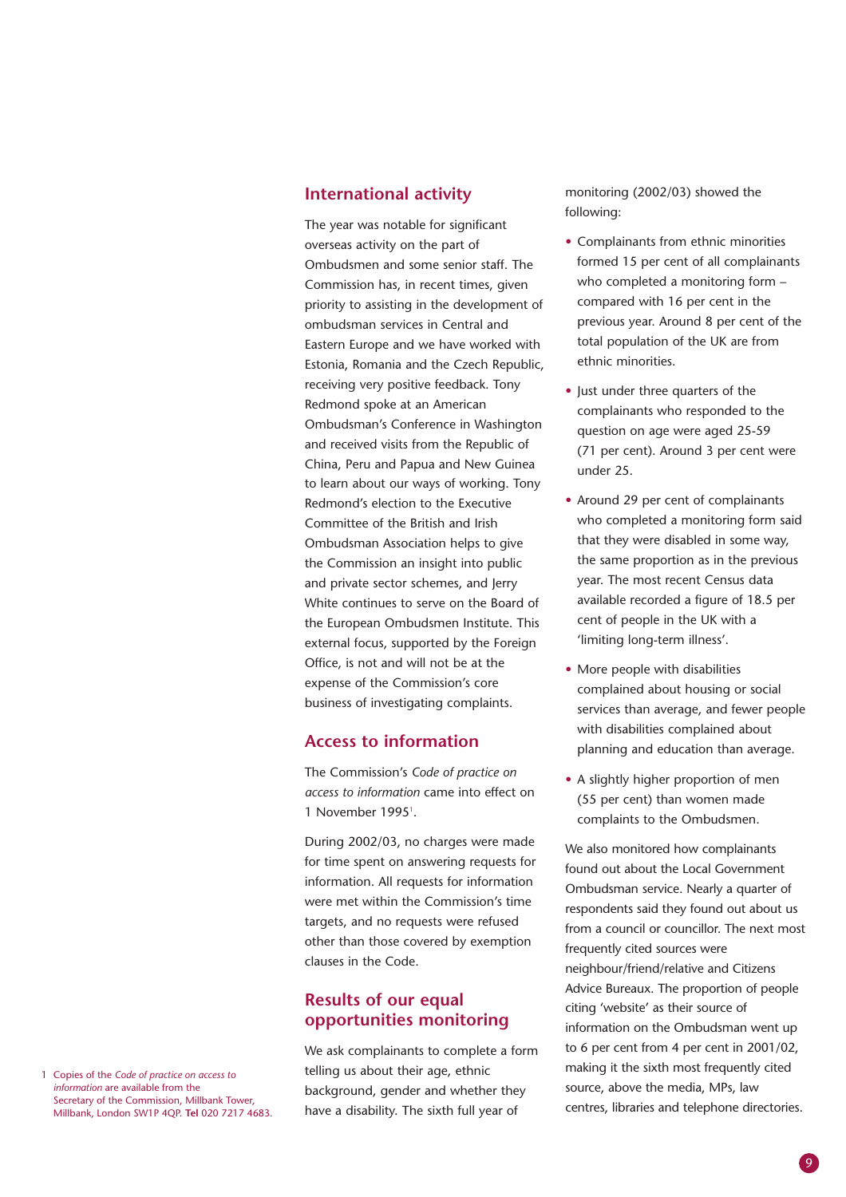## International activity

The year was notable for significant overseas activity on the part of Ombudsmen and some senior staff. The Commission has, in recent times, given priority to assisting in the development of ombudsman services in Central and Eastern Europe and we have worked with Estonia, Romania and the Czech Republic, receiving very positive feedback. Tony Redmond spoke at an American Ombudsman's Conference in Washington and received visits from the Republic of China, Peru and Papua and New Guinea to learn about our ways of working. Tony Redmond's election to the Executive Committee of the British and Irish Ombudsman Association helps to give the Commission an insight into public and private sector schemes, and Jerry White continues to serve on the Board of the European Ombudsmen Institute. This external focus, supported by the Foreign Office, is not and will not be at the expense of the Commission's core business of investigating complaints.

## Access to information

The Commission's *Code of practice on access to information* came into effect on 1 November 1995[1].

During 2002/03, no charges were made for time spent on answering requests for information. All requests for information were met within the Commission's time targets, and no requests were refused other than those covered by exemption clauses in the Code.

## Results of our equal opportunities monitoring

We ask complainants to complete a form telling us about their age, ethnic background, gender and whether they have a disability. The sixth full year of monitoring (2002/03) showed the following:

- Complainants from ethnic minorities formed 15 per cent of all complainants who completed a monitoring form – compared with 16 per cent in the previous year. Around 8 per cent of the total population of the UK are from ethnic minorities.
- Just under three quarters of the complainants who responded to the question on age were aged 25-59 (71 per cent). Around 3 per cent were under 25.
- Around 29 per cent of complainants who completed a monitoring form said that they were disabled in some way, the same proportion as in the previous year. The most recent Census data available recorded a figure of 18.5 per cent of people in the UK with a 'limiting long-term illness'.
- More people with disabilities complained about housing or social services than average, and fewer people with disabilities complained about planning and education than average.
- A slightly higher proportion of men (55 per cent) than women made complaints to the Ombudsmen.

We also monitored how complainants found out about the Local Government Ombudsman service. Nearly a quarter of respondents said they found out about us from a council or councillor. The next most frequently cited sources were neighbour/friend/relative and Citizens Advice Bureaux. The proportion of people citing 'website' as their source of information on the Ombudsman went up to 6 per cent from 4 per cent in 2001/02, making it the sixth most frequently cited source, above the media, MPs, law centres, libraries and telephone directories.

1 Copies of the *Code of practice on access to information* are available from the Secretary of the Commission, Millbank Tower, Millbank, London SW1P 4QP. **Tel** 020 7217 4683.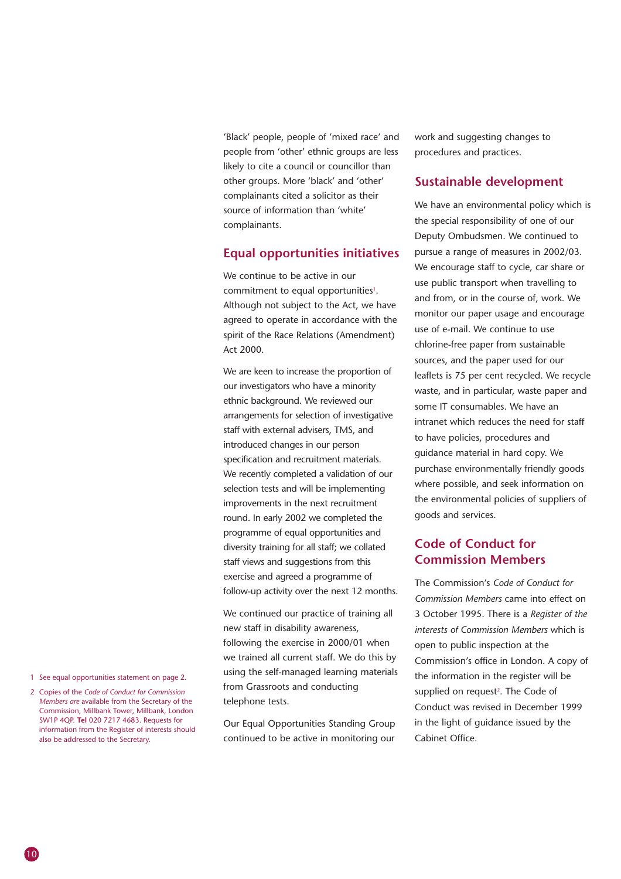'Black' people, people of 'mixed race' and people from 'other' ethnic groups are less likely to cite a council or councillor than other groups. More 'black' and 'other' complainants cited a solicitor as their source of information than 'white' complainants.

## Equal opportunities initiatives

We continue to be active in our commitment to equal opportunities[1]. Although not subject to the Act, we have agreed to operate in accordance with the spirit of the Race Relations (Amendment) Act 2000.

We are keen to increase the proportion of our investigators who have a minority ethnic background. We reviewed our arrangements for selection of investigative staff with external advisers, TMS, and introduced changes in our person specification and recruitment materials. We recently completed a validation of our selection tests and will be implementing improvements in the next recruitment round. In early 2002 we completed the programme of equal opportunities and diversity training for all staff; we collated staff views and suggestions from this exercise and agreed a programme of follow-up activity over the next 12 months.

We continued our practice of training all new staff in disability awareness, following the exercise in 2000/01 when we trained all current staff. We do this by using the self-managed learning materials from Grassroots and conducting telephone tests.

Our Equal Opportunities Standing Group continued to be active in monitoring our work and suggesting changes to procedures and practices.

## Sustainable development

We have an environmental policy which is the special responsibility of one of our Deputy Ombudsmen. We continued to pursue a range of measures in 2002/03. We encourage staff to cycle, car share or use public transport when travelling to and from, or in the course of, work. We monitor our paper usage and encourage use of e-mail. We continue to use chlorine-free paper from sustainable sources, and the paper used for our leaflets is 75 per cent recycled. We recycle waste, and in particular, waste paper and some IT consumables. We have an intranet which reduces the need for staff to have policies, procedures and guidance material in hard copy. We purchase environmentally friendly goods where possible, and seek information on the environmental policies of suppliers of goods and services.

## Code of Conduct for Commission Members

The Commission's *Code of Conduct for Commission Members* came into effect on 3 October 1995. There is a *Register of the interests of Commission Members* which is open to public inspection at the Commission's office in London. A copy of the information in the register will be supplied on request[2]. The Code of Conduct was revised in December 1999 in the light of guidance issued by the Cabinet Office.

1 See equal opportunities statement on page 2.

2 Copies of the *Code of Conduct for Commission Members are* available from the Secretary of the Commission, Millbank Tower, Millbank, London SW1P 4QP. **Tel** 020 7217 4683. Requests for information from the Register of interests should also be addressed to the Secretary.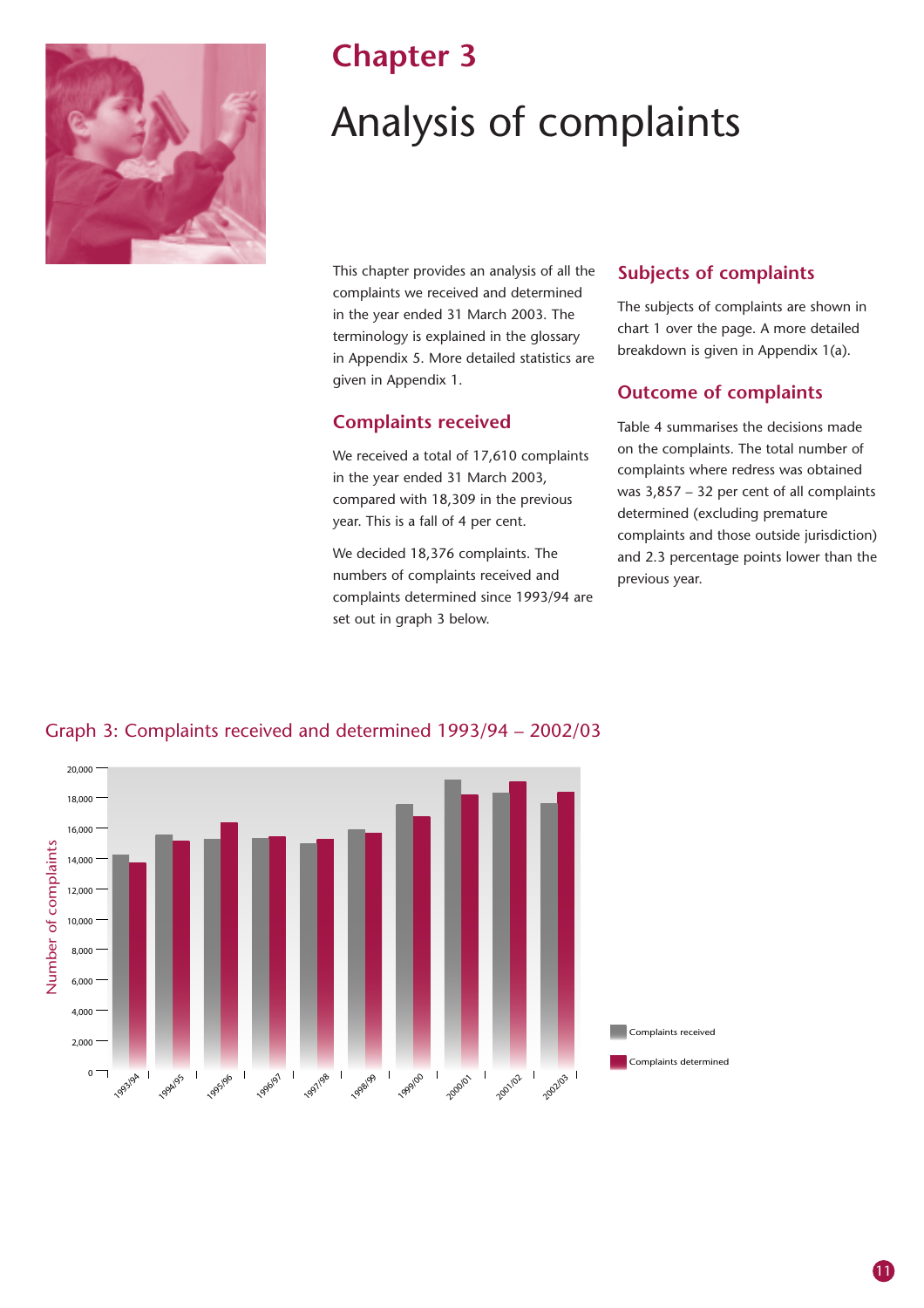# Chapter 3

# Analysis of complaints

This chapter provides an analysis of all the complaints we received and determined in the year ended 31 March 2003. The terminology is explained in the glossary in Appendix 5. More detailed statistics are given in Appendix 1.

## Complaints received

We received a total of 17,610 complaints in the year ended 31 March 2003, compared with 18,309 in the previous year. This is a fall of 4 per cent.

We decided 18,376 complaints. The numbers of complaints received and complaints determined since 1993/94 are set out in graph 3 below.

## Subjects of complaints

The subjects of complaints are shown in chart 1 over the page. A more detailed breakdown is given in Appendix 1(a).

## Outcome of complaints

Table 4 summarises the decisions made on the complaints. The total number of complaints where redress was obtained was 3,857 – 32 per cent of all complaints determined (excluding premature complaints and those outside jurisdiction) and 2.3 percentage points lower than the previous year.

Graph 3: Complaints received and determined 1993/94 – 2002/03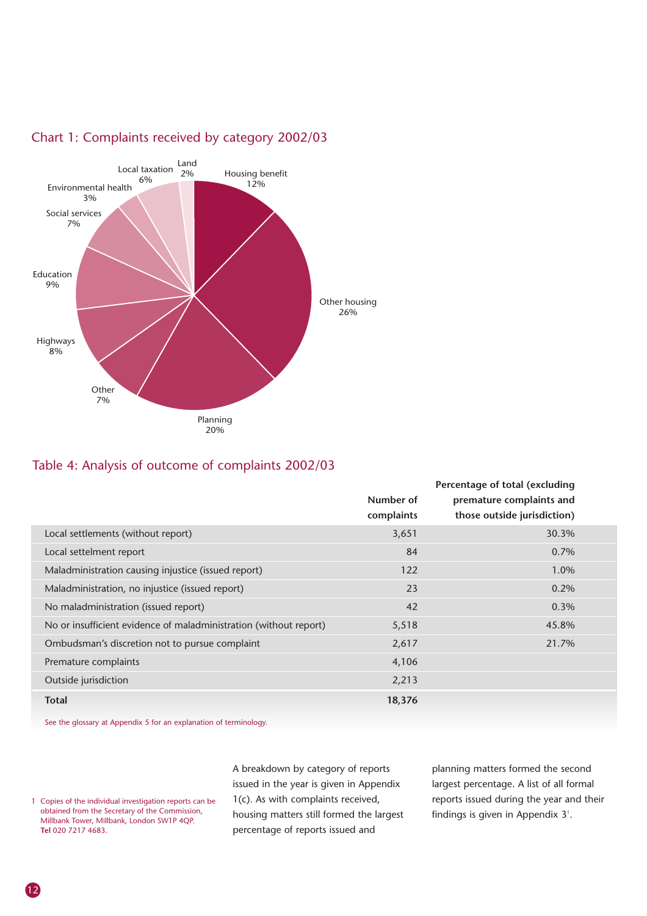## Chart 1: Complaints received by category 2002/03

Housing benefit 12%
Other housing 26%
Planning 20%
Other 7%
Highways 8%
Education 9%
Social services 7%
Environmental health 3%
Local taxation 6%
Land 2%

## Table 4: Analysis of outcome of complaints 2002/03

| | Number of complaints | Percentage of total (excluding premature complaints and those outside jurisdiction) |
|---|---|---|
| Local settlements (without report) | 3,651 | 30.3% |
| Local settelment report | 84 | 0.7% |
| Maladministration causing injustice (issued report) | 122 | 1.0% |
| Maladministration, no injustice (issued report) | 23 | 0.2% |
| No maladministration (issued report) | 42 | 0.3% |
| No or insufficient evidence of maladministration (without report) | 5,518 | 45.8% |
| Ombudsman's discretion not to pursue complaint | 2,617 | 21.7% |
| Premature complaints | 4,106 | |
| Outside jurisdiction | 2,213 | |
| **Total** | **18,376** | |

See the glossary at Appendix 5 for an explanation of terminology.

A breakdown by category of reports issued in the year is given in Appendix 1(c). As with complaints received, housing matters still formed the largest percentage of reports issued and planning matters formed the second largest percentage. A list of all formal reports issued during the year and their findings is given in Appendix 3[1].

1 Copies of the individual investigation reports can be obtained from the Secretary of the Commission, Millbank Tower, Millbank, London SW1P 4QP. **Tel** 020 7217 4683.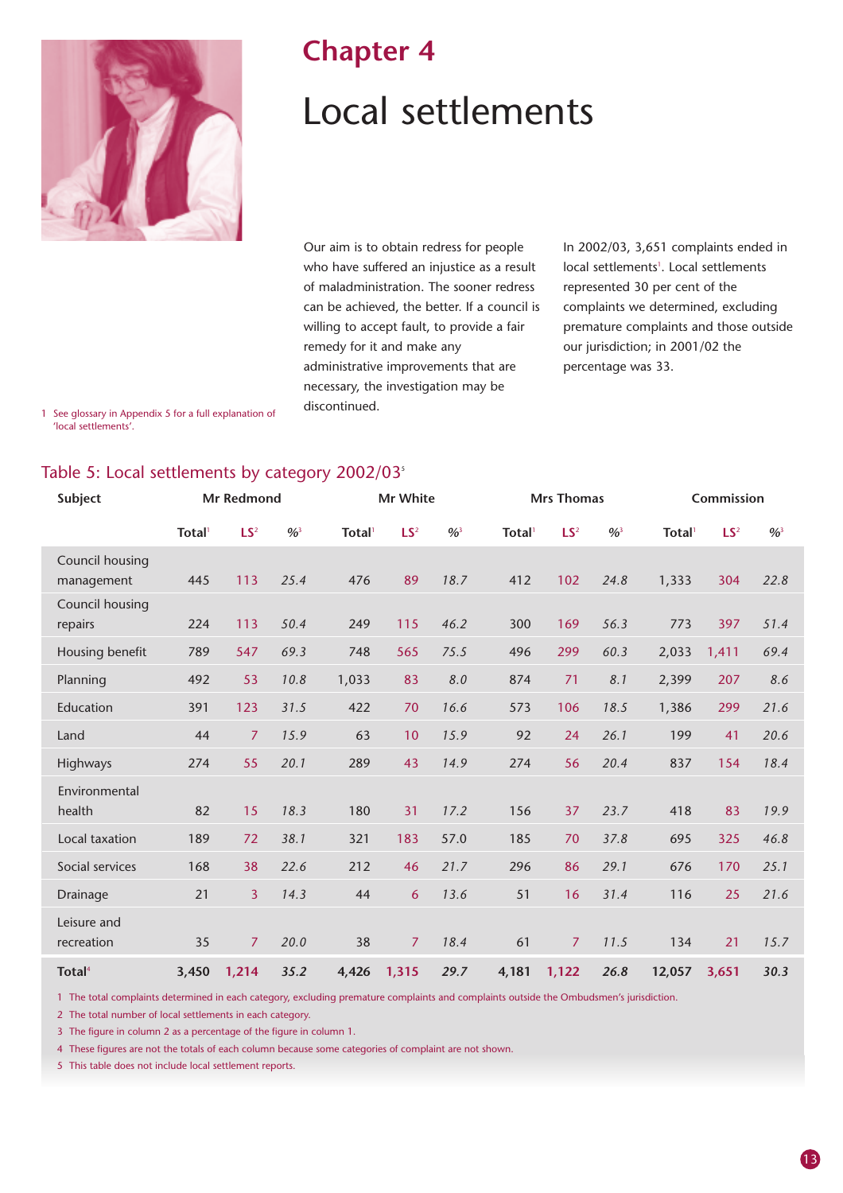# Chapter 4

# Local settlements

Our aim is to obtain redress for people who have suffered an injustice as a result of maladministration. The sooner redress can be achieved, the better. If a council is willing to accept fault, to provide a fair remedy for it and make any administrative improvements that are necessary, the investigation may be discontinued.

In 2002/03, 3,651 complaints ended in local settlements[1]. Local settlements represented 30 per cent of the complaints we determined, excluding premature complaints and those outside our jurisdiction; in 2001/02 the percentage was 33.

1 See glossary in Appendix 5 for a full explanation of 'local settlements'.

## Table 5: Local settlements by category 2002/03[5]

| Subject | Mr Redmond | | | Mr White | | | Mrs Thomas | | | Commission | | |
|---|---|---|---|---|---|---|---|---|---|---|---|---|
| | Total[1] | LS[2] | %[3] | Total[1] | LS[2] | %[3] | Total[1] | LS[2] | %[3] | Total[1] | LS[2] | %[3] |
| Council housing management | 445 | 113 | *25.4* | 476 | 89 | *18.7* | 412 | 102 | *24.8* | 1,333 | 304 | *22.8* |
| Council housing repairs | 224 | 113 | *50.4* | 249 | 115 | *46.2* | 300 | 169 | *56.3* | 773 | 397 | *51.4* |
| Housing benefit | 789 | 547 | *69.3* | 748 | 565 | *75.5* | 496 | 299 | *60.3* | 2,033 | 1,411 | *69.4* |
| Planning | 492 | 53 | *10.8* | 1,033 | 83 | *8.0* | 874 | 71 | *8.1* | 2,399 | 207 | *8.6* |
| Education | 391 | 123 | *31.5* | 422 | 70 | *16.6* | 573 | 106 | *18.5* | 1,386 | 299 | *21.6* |
| Land | 44 | 7 | *15.9* | 63 | 10 | *15.9* | 92 | 24 | *26.1* | 199 | 41 | *20.6* |
| Highways | 274 | 55 | *20.1* | 289 | 43 | *14.9* | 274 | 56 | *20.4* | 837 | 154 | *18.4* |
| Environmental health | 82 | 15 | *18.3* | 180 | 31 | *17.2* | 156 | 37 | *23.7* | 418 | 83 | *19.9* |
| Local taxation | 189 | 72 | *38.1* | 321 | 183 | 57.0 | 185 | 70 | *37.8* | 695 | 325 | *46.8* |
| Social services | 168 | 38 | *22.6* | 212 | 46 | *21.7* | 296 | 86 | *29.1* | 676 | 170 | *25.1* |
| Drainage | 21 | 3 | *14.3* | 44 | 6 | *13.6* | 51 | 16 | *31.4* | 116 | 25 | *21.6* |
| Leisure and recreation | 35 | 7 | *20.0* | 38 | 7 | *18.4* | 61 | 7 | *11.5* | 134 | 21 | *15.7* |
| **Total[4]** | **3,450** | **1,214** | ***35.2*** | **4,426** | **1,315** | ***29.7*** | **4,181** | **1,122** | ***26.8*** | **12,057** | **3,651** | ***30.3*** |

1 The total complaints determined in each category, excluding premature complaints and complaints outside the Ombudsmen's jurisdiction.
2 The total number of local settlements in each category.
3 The figure in column 2 as a percentage of the figure in column 1.
4 These figures are not the totals of each column because some categories of complaint are not shown.
5 This table does not include local settlement reports.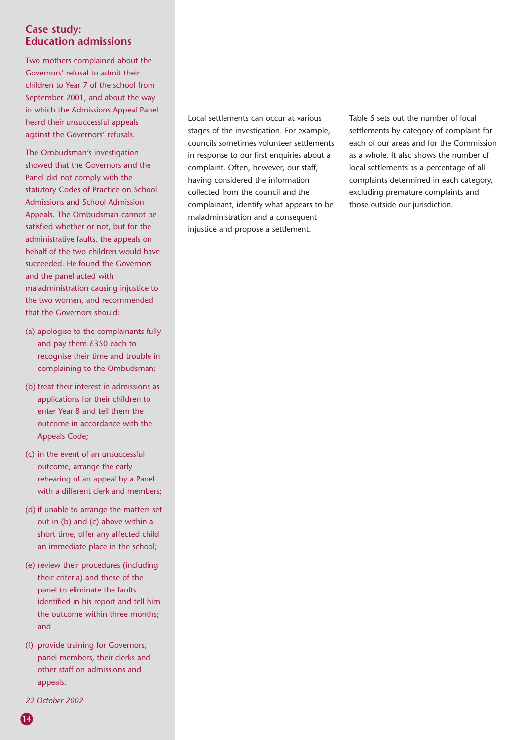## Case study: Education admissions

Two mothers complained about the Governors' refusal to admit their children to Year 7 of the school from September 2001, and about the way in which the Admissions Appeal Panel heard their unsuccessful appeals against the Governors' refusals.

The Ombudsman's investigation showed that the Governors and the Panel did not comply with the statutory Codes of Practice on School Admissions and School Admission Appeals. The Ombudsman cannot be satisfied whether or not, but for the administrative faults, the appeals on behalf of the two children would have succeeded. He found the Governors and the panel acted with maladministration causing injustice to the two women, and recommended that the Governors should:

(a) apologise to the complainants fully and pay them £350 each to recognise their time and trouble in complaining to the Ombudsman;

(b) treat their interest in admissions as applications for their children to enter Year 8 and tell them the outcome in accordance with the Appeals Code;

(c) in the event of an unsuccessful outcome, arrange the early rehearing of an appeal by a Panel with a different clerk and members;

(d) if unable to arrange the matters set out in (b) and (c) above within a short time, offer any affected child an immediate place in the school;

(e) review their procedures (including their criteria) and those of the panel to eliminate the faults identified in his report and tell him the outcome within three months; and

(f) provide training for Governors, panel members, their clerks and other staff on admissions and appeals.

*22 October 2002*

Local settlements can occur at various stages of the investigation. For example, councils sometimes volunteer settlements in response to our first enquiries about a complaint. Often, however, our staff, having considered the information collected from the council and the complainant, identify what appears to be maladministration and a consequent injustice and propose a settlement.

Table 5 sets out the number of local settlements by category of complaint for each of our areas and for the Commission as a whole. It also shows the number of local settlements as a percentage of all complaints determined in each category, excluding premature complaints and those outside our jurisdiction.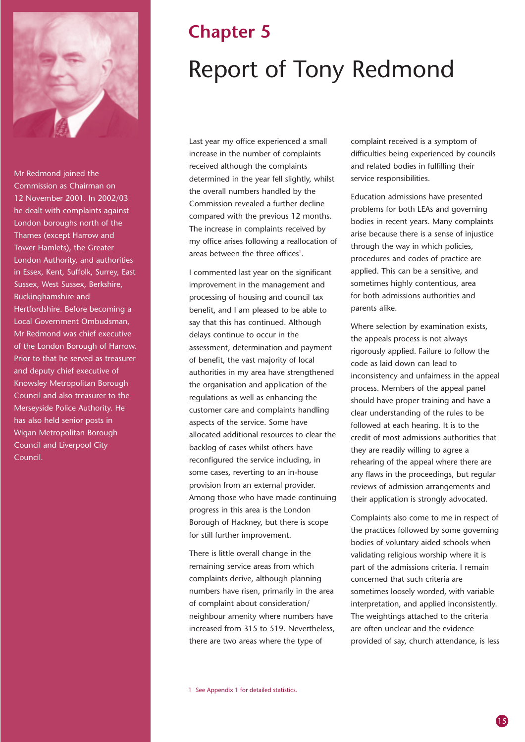# Chapter 5

# Report of Tony Redmond

Mr Redmond joined the Commission as Chairman on 12 November 2001. In 2002/03 he dealt with complaints against London boroughs north of the Thames (except Harrow and Tower Hamlets), the Greater London Authority, and authorities in Essex, Kent, Suffolk, Surrey, East Sussex, West Sussex, Berkshire, Buckinghamshire and Hertfordshire. Before becoming a Local Government Ombudsman, Mr Redmond was chief executive of the London Borough of Harrow. Prior to that he served as treasurer and deputy chief executive of Knowsley Metropolitan Borough Council and also treasurer to the Merseyside Police Authority. He has also held senior posts in Wigan Metropolitan Borough Council and Liverpool City Council.

Last year my office experienced a small increase in the number of complaints received although the complaints determined in the year fell slightly, whilst the overall numbers handled by the Commission revealed a further decline compared with the previous 12 months. The increase in complaints received by my office arises following a reallocation of areas between the three offices[1].

I commented last year on the significant improvement in the management and processing of housing and council tax benefit, and I am pleased to be able to say that this has continued. Although delays continue to occur in the assessment, determination and payment of benefit, the vast majority of local authorities in my area have strengthened the organisation and application of the regulations as well as enhancing the customer care and complaints handling aspects of the service. Some have allocated additional resources to clear the backlog of cases whilst others have reconfigured the service including, in some cases, reverting to an in-house provision from an external provider. Among those who have made continuing progress in this area is the London Borough of Hackney, but there is scope for still further improvement.

There is little overall change in the remaining service areas from which complaints derive, although planning numbers have risen, primarily in the area of complaint about consideration/neighbour amenity where numbers have increased from 315 to 519. Nevertheless, there are two areas where the type of complaint received is a symptom of difficulties being experienced by councils and related bodies in fulfilling their service responsibilities.

Education admissions have presented problems for both LEAs and governing bodies in recent years. Many complaints arise because there is a sense of injustice through the way in which policies, procedures and codes of practice are applied. This can be a sensitive, and sometimes highly contentious, area for both admissions authorities and parents alike.

Where selection by examination exists, the appeals process is not always rigorously applied. Failure to follow the code as laid down can lead to inconsistency and unfairness in the appeal process. Members of the appeal panel should have proper training and have a clear understanding of the rules to be followed at each hearing. It is to the credit of most admissions authorities that they are readily willing to agree a rehearing of the appeal where there are any flaws in the proceedings, but regular reviews of admission arrangements and their application is strongly advocated.

Complaints also come to me in respect of the practices followed by some governing bodies of voluntary aided schools when validating religious worship where it is part of the admissions criteria. I remain concerned that such criteria are sometimes loosely worded, with variable interpretation, and applied inconsistently. The weightings attached to the criteria are often unclear and the evidence provided of say, church attendance, is less

1 See Appendix 1 for detailed statistics.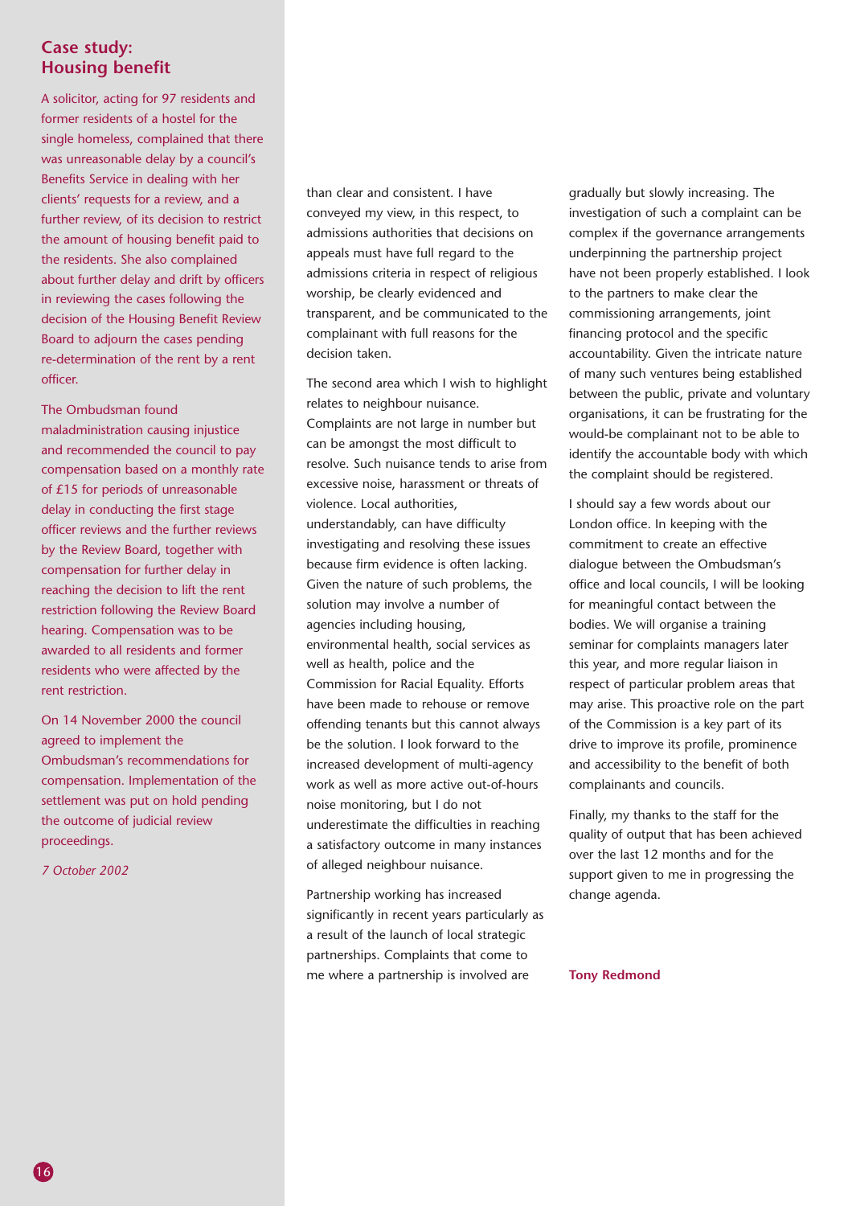## Case study: Housing benefit

A solicitor, acting for 97 residents and former residents of a hostel for the single homeless, complained that there was unreasonable delay by a council's Benefits Service in dealing with her clients' requests for a review, and a further review, of its decision to restrict the amount of housing benefit paid to the residents. She also complained about further delay and drift by officers in reviewing the cases following the decision of the Housing Benefit Review Board to adjourn the cases pending re-determination of the rent by a rent officer.

The Ombudsman found maladministration causing injustice and recommended the council to pay compensation based on a monthly rate of £15 for periods of unreasonable delay in conducting the first stage officer reviews and the further reviews by the Review Board, together with compensation for further delay in reaching the decision to lift the rent restriction following the Review Board hearing. Compensation was to be awarded to all residents and former residents who were affected by the rent restriction.

On 14 November 2000 the council agreed to implement the Ombudsman's recommendations for compensation. Implementation of the settlement was put on hold pending the outcome of judicial review proceedings.

*7 October 2002*

than clear and consistent. I have conveyed my view, in this respect, to admissions authorities that decisions on appeals must have full regard to the admissions criteria in respect of religious worship, be clearly evidenced and transparent, and be communicated to the complainant with full reasons for the decision taken.

The second area which I wish to highlight relates to neighbour nuisance. Complaints are not large in number but can be amongst the most difficult to resolve. Such nuisance tends to arise from excessive noise, harassment or threats of violence. Local authorities, understandably, can have difficulty investigating and resolving these issues because firm evidence is often lacking. Given the nature of such problems, the solution may involve a number of agencies including housing, environmental health, social services as well as health, police and the Commission for Racial Equality. Efforts have been made to rehouse or remove offending tenants but this cannot always be the solution. I look forward to the increased development of multi-agency work as well as more active out-of-hours noise monitoring, but I do not underestimate the difficulties in reaching a satisfactory outcome in many instances of alleged neighbour nuisance.

Partnership working has increased significantly in recent years particularly as a result of the launch of local strategic partnerships. Complaints that come to me where a partnership is involved are gradually but slowly increasing. The investigation of such a complaint can be complex if the governance arrangements underpinning the partnership project have not been properly established. I look to the partners to make clear the commissioning arrangements, joint financing protocol and the specific accountability. Given the intricate nature of many such ventures being established between the public, private and voluntary organisations, it can be frustrating for the would-be complainant not to be able to identify the accountable body with which the complaint should be registered.

I should say a few words about our London office. In keeping with the commitment to create an effective dialogue between the Ombudsman's office and local councils, I will be looking for meaningful contact between the bodies. We will organise a training seminar for complaints managers later this year, and more regular liaison in respect of particular problem areas that may arise. This proactive role on the part of the Commission is a key part of its drive to improve its profile, prominence and accessibility to the benefit of both complainants and councils.

Finally, my thanks to the staff for the quality of output that has been achieved over the last 12 months and for the support given to me in progressing the change agenda.

**Tony Redmond**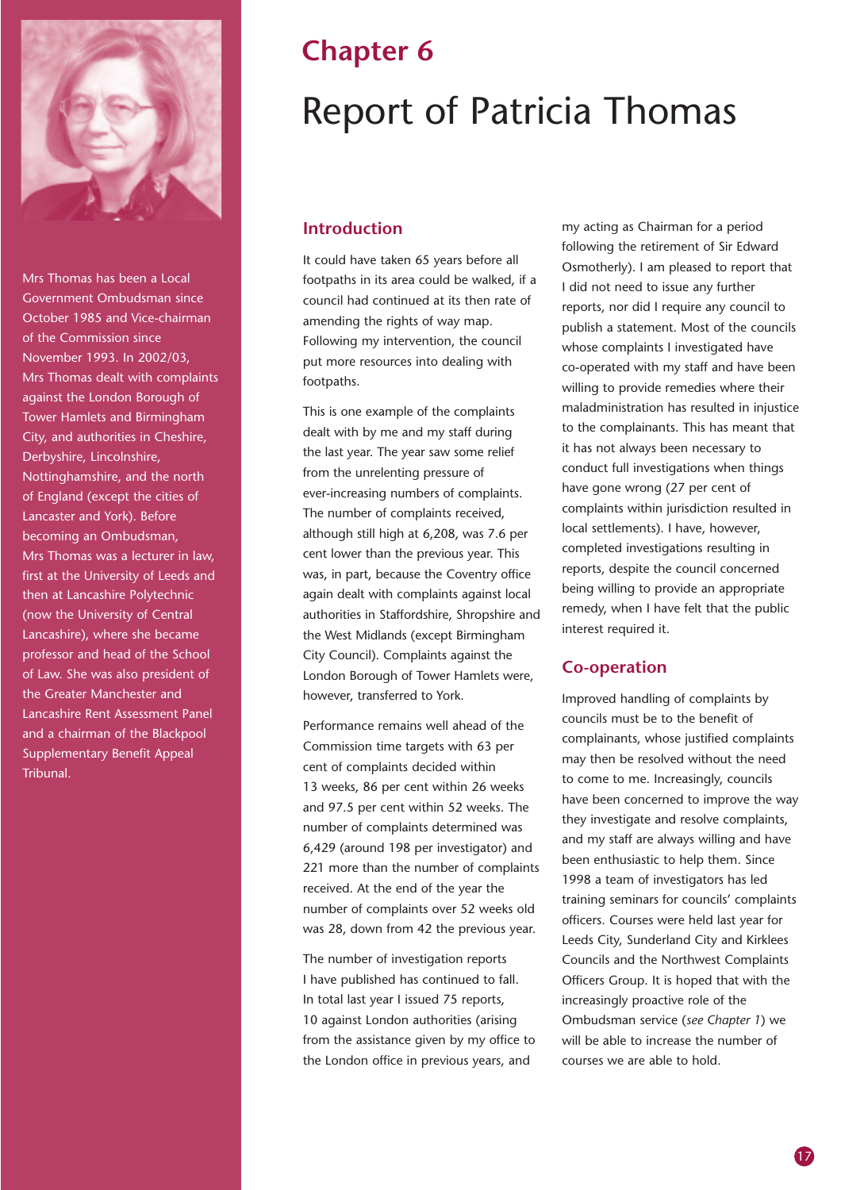# Chapter 6

# Report of Patricia Thomas

Mrs Thomas has been a Local Government Ombudsman since October 1985 and Vice-chairman of the Commission since November 1993. In 2002/03, Mrs Thomas dealt with complaints against the London Borough of Tower Hamlets and Birmingham City, and authorities in Cheshire, Derbyshire, Lincolnshire, Nottinghamshire, and the north of England (except the cities of Lancaster and York). Before becoming an Ombudsman, Mrs Thomas was a lecturer in law, first at the University of Leeds and then at Lancashire Polytechnic (now the University of Central Lancashire), where she became professor and head of the School of Law. She was also president of the Greater Manchester and Lancashire Rent Assessment Panel and a chairman of the Blackpool Supplementary Benefit Appeal Tribunal.

## Introduction

It could have taken 65 years before all footpaths in its area could be walked, if a council had continued at its then rate of amending the rights of way map. Following my intervention, the council put more resources into dealing with footpaths.

This is one example of the complaints dealt with by me and my staff during the last year. The year saw some relief from the unrelenting pressure of ever-increasing numbers of complaints. The number of complaints received, although still high at 6,208, was 7.6 per cent lower than the previous year. This was, in part, because the Coventry office again dealt with complaints against local authorities in Staffordshire, Shropshire and the West Midlands (except Birmingham City Council). Complaints against the London Borough of Tower Hamlets were, however, transferred to York.

Performance remains well ahead of the Commission time targets with 63 per cent of complaints decided within 13 weeks, 86 per cent within 26 weeks and 97.5 per cent within 52 weeks. The number of complaints determined was 6,429 (around 198 per investigator) and 221 more than the number of complaints received. At the end of the year the number of complaints over 52 weeks old was 28, down from 42 the previous year.

The number of investigation reports I have published has continued to fall. In total last year I issued 75 reports, 10 against London authorities (arising from the assistance given by my office to the London office in previous years, and my acting as Chairman for a period following the retirement of Sir Edward Osmotherly). I am pleased to report that I did not need to issue any further reports, nor did I require any council to publish a statement. Most of the councils whose complaints I investigated have co-operated with my staff and have been willing to provide remedies where their maladministration has resulted in injustice to the complainants. This has meant that it has not always been necessary to conduct full investigations when things have gone wrong (27 per cent of complaints within jurisdiction resulted in local settlements). I have, however, completed investigations resulting in reports, despite the council concerned being willing to provide an appropriate remedy, when I have felt that the public interest required it.

## Co-operation

Improved handling of complaints by councils must be to the benefit of complainants, whose justified complaints may then be resolved without the need to come to me. Increasingly, councils have been concerned to improve the way they investigate and resolve complaints, and my staff are always willing and have been enthusiastic to help them. Since 1998 a team of investigators has led training seminars for councils' complaints officers. Courses were held last year for Leeds City, Sunderland City and Kirklees Councils and the Northwest Complaints Officers Group. It is hoped that with the increasingly proactive role of the Ombudsman service (*see Chapter 1*) we will be able to increase the number of courses we are able to hold.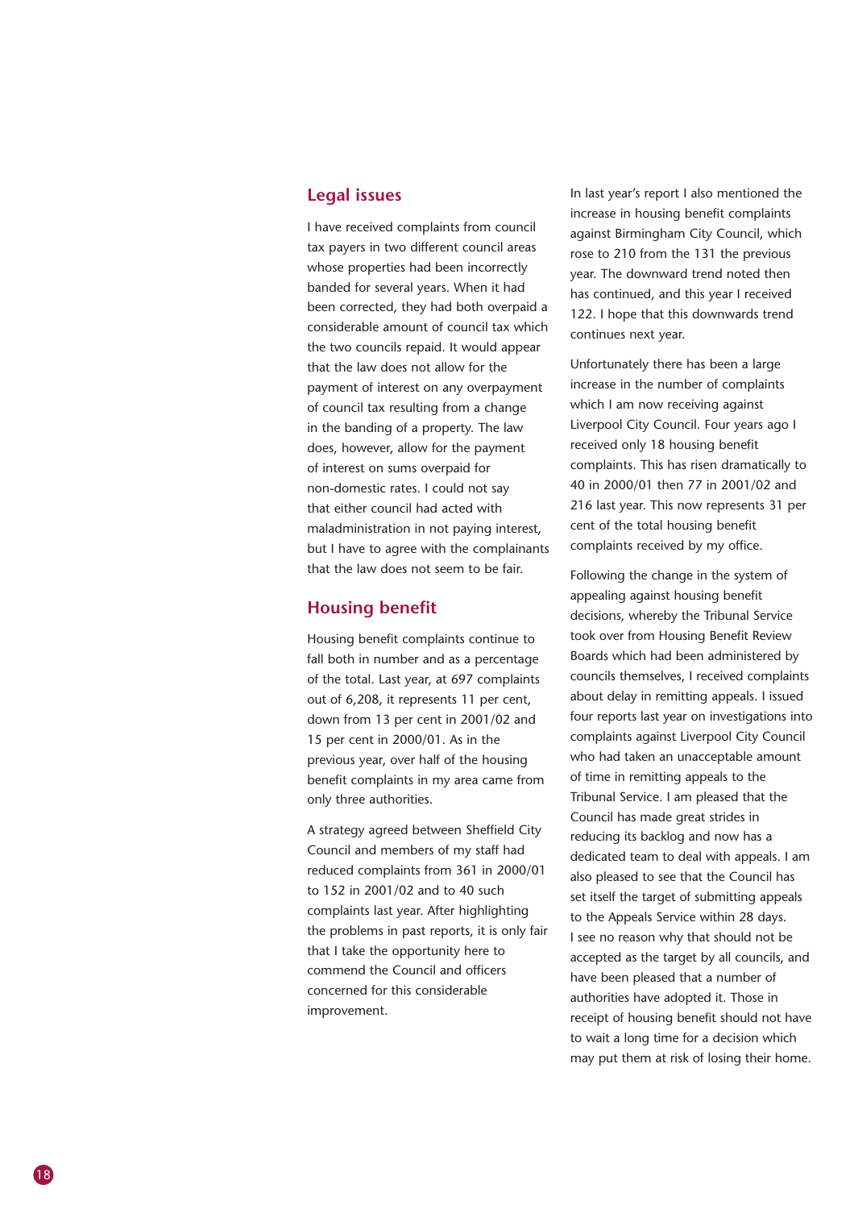## Legal issues

I have received complaints from council tax payers in two different council areas whose properties had been incorrectly banded for several years. When it had been corrected, they had both overpaid a considerable amount of council tax which the two councils repaid. It would appear that the law does not allow for the payment of interest on any overpayment of council tax resulting from a change in the banding of a property. The law does, however, allow for the payment of interest on sums overpaid for non-domestic rates. I could not say that either council had acted with maladministration in not paying interest, but I have to agree with the complainants that the law does not seem to be fair.

## Housing benefit

Housing benefit complaints continue to fall both in number and as a percentage of the total. Last year, at 697 complaints out of 6,208, it represents 11 per cent, down from 13 per cent in 2001/02 and 15 per cent in 2000/01. As in the previous year, over half of the housing benefit complaints in my area came from only three authorities.

A strategy agreed between Sheffield City Council and members of my staff had reduced complaints from 361 in 2000/01 to 152 in 2001/02 and to 40 such complaints last year. After highlighting the problems in past reports, it is only fair that I take the opportunity here to commend the Council and officers concerned for this considerable improvement.

In last year's report I also mentioned the increase in housing benefit complaints against Birmingham City Council, which rose to 210 from the 131 the previous year. The downward trend noted then has continued, and this year I received 122. I hope that this downwards trend continues next year.

Unfortunately there has been a large increase in the number of complaints which I am now receiving against Liverpool City Council. Four years ago I received only 18 housing benefit complaints. This has risen dramatically to 40 in 2000/01 then 77 in 2001/02 and 216 last year. This now represents 31 per cent of the total housing benefit complaints received by my office.

Following the change in the system of appealing against housing benefit decisions, whereby the Tribunal Service took over from Housing Benefit Review Boards which had been administered by councils themselves, I received complaints about delay in remitting appeals. I issued four reports last year on investigations into complaints against Liverpool City Council who had taken an unacceptable amount of time in remitting appeals to the Tribunal Service. I am pleased that the Council has made great strides in reducing its backlog and now has a dedicated team to deal with appeals. I am also pleased to see that the Council has set itself the target of submitting appeals to the Appeals Service within 28 days. I see no reason why that should not be accepted as the target by all councils, and have been pleased that a number of authorities have adopted it. Those in receipt of housing benefit should not have to wait a long time for a decision which may put them at risk of losing their home.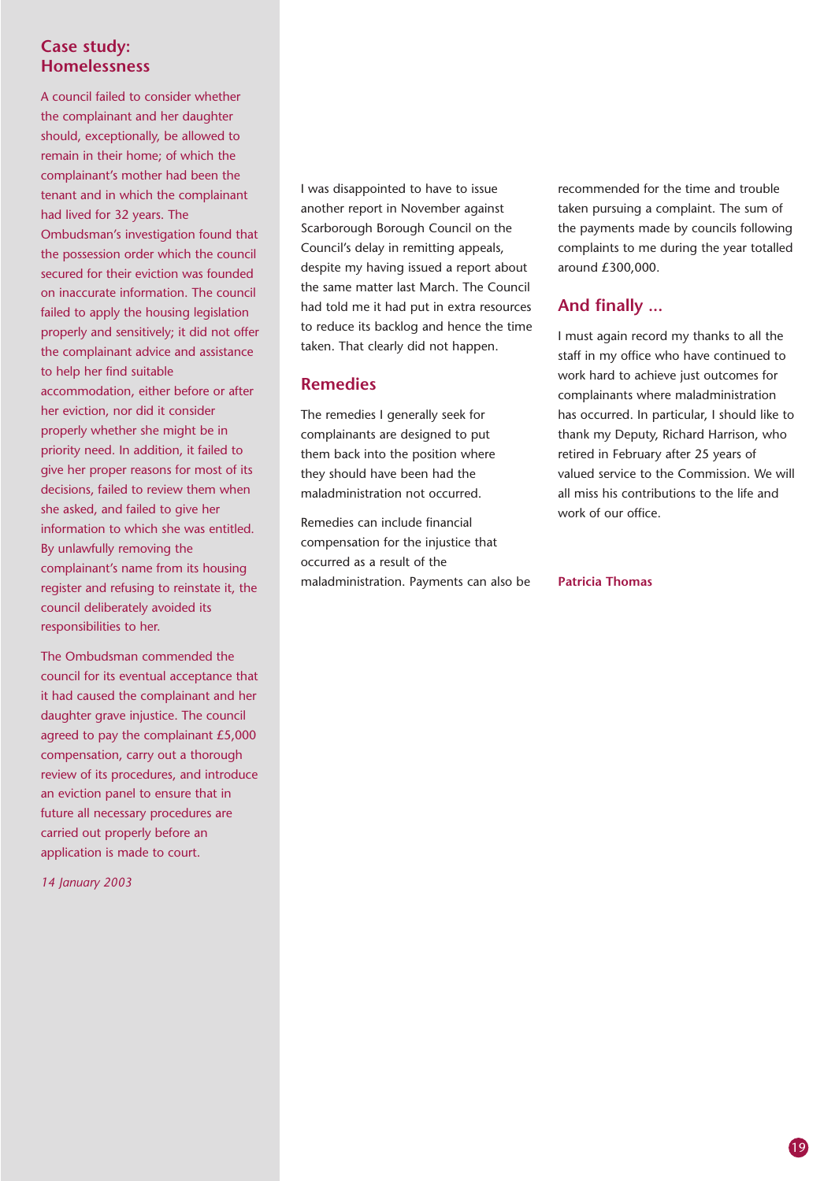## Case study: Homelessness

A council failed to consider whether the complainant and her daughter should, exceptionally, be allowed to remain in their home; of which the complainant's mother had been the tenant and in which the complainant had lived for 32 years. The Ombudsman's investigation found that the possession order which the council secured for their eviction was founded on inaccurate information. The council failed to apply the housing legislation properly and sensitively; it did not offer the complainant advice and assistance to help her find suitable accommodation, either before or after her eviction, nor did it consider properly whether she might be in priority need. In addition, it failed to give her proper reasons for most of its decisions, failed to review them when she asked, and failed to give her information to which she was entitled. By unlawfully removing the complainant's name from its housing register and refusing to reinstate it, the council deliberately avoided its responsibilities to her.

The Ombudsman commended the council for its eventual acceptance that it had caused the complainant and her daughter grave injustice. The council agreed to pay the complainant £5,000 compensation, carry out a thorough review of its procedures, and introduce an eviction panel to ensure that in future all necessary procedures are carried out properly before an application is made to court.

*14 January 2003*

I was disappointed to have to issue another report in November against Scarborough Borough Council on the Council's delay in remitting appeals, despite my having issued a report about the same matter last March. The Council had told me it had put in extra resources to reduce its backlog and hence the time taken. That clearly did not happen.

## Remedies

The remedies I generally seek for complainants are designed to put them back into the position where they should have been had the maladministration not occurred.

Remedies can include financial compensation for the injustice that occurred as a result of the maladministration. Payments can also be recommended for the time and trouble taken pursuing a complaint. The sum of the payments made by councils following complaints to me during the year totalled around £300,000.

## And finally ...

I must again record my thanks to all the staff in my office who have continued to work hard to achieve just outcomes for complainants where maladministration has occurred. In particular, I should like to thank my Deputy, Richard Harrison, who retired in February after 25 years of valued service to the Commission. We will all miss his contributions to the life and work of our office.

**Patricia Thomas**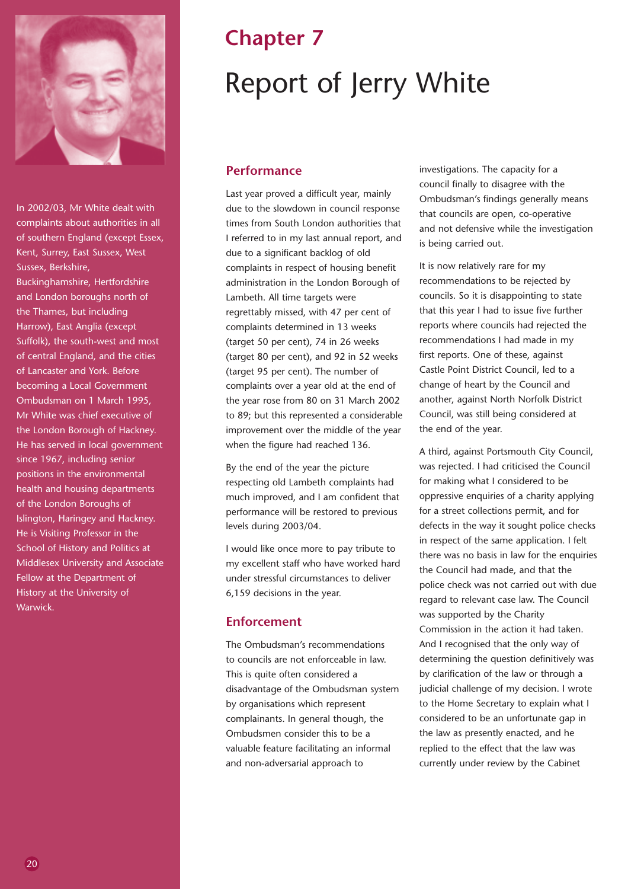# Chapter 7

# Report of Jerry White

In 2002/03, Mr White dealt with complaints about authorities in all of southern England (except Essex, Kent, Surrey, East Sussex, West Sussex, Berkshire, Buckinghamshire, Hertfordshire and London boroughs north of the Thames, but including Harrow), East Anglia (except Suffolk), the south-west and most of central England, and the cities of Lancaster and York. Before becoming a Local Government Ombudsman on 1 March 1995, Mr White was chief executive of the London Borough of Hackney. He has served in local government since 1967, including senior positions in the environmental health and housing departments of the London Boroughs of Islington, Haringey and Hackney. He is Visiting Professor in the School of History and Politics at Middlesex University and Associate Fellow at the Department of History at the University of Warwick.

## Performance

Last year proved a difficult year, mainly due to the slowdown in council response times from South London authorities that I referred to in my last annual report, and due to a significant backlog of old complaints in respect of housing benefit administration in the London Borough of Lambeth. All time targets were regrettably missed, with 47 per cent of complaints determined in 13 weeks (target 50 per cent), 74 in 26 weeks (target 80 per cent), and 92 in 52 weeks (target 95 per cent). The number of complaints over a year old at the end of the year rose from 80 on 31 March 2002 to 89; but this represented a considerable improvement over the middle of the year when the figure had reached 136.

By the end of the year the picture respecting old Lambeth complaints had much improved, and I am confident that performance will be restored to previous levels during 2003/04.

I would like once more to pay tribute to my excellent staff who have worked hard under stressful circumstances to deliver 6,159 decisions in the year.

## Enforcement

The Ombudsman's recommendations to councils are not enforceable in law. This is quite often considered a disadvantage of the Ombudsman system by organisations which represent complainants. In general though, the Ombudsmen consider this to be a valuable feature facilitating an informal and non-adversarial approach to investigations. The capacity for a council finally to disagree with the Ombudsman's findings generally means that councils are open, co-operative and not defensive while the investigation is being carried out.

It is now relatively rare for my recommendations to be rejected by councils. So it is disappointing to state that this year I had to issue five further reports where councils had rejected the recommendations I had made in my first reports. One of these, against Castle Point District Council, led to a change of heart by the Council and another, against North Norfolk District Council, was still being considered at the end of the year.

A third, against Portsmouth City Council, was rejected. I had criticised the Council for making what I considered to be oppressive enquiries of a charity applying for a street collections permit, and for defects in the way it sought police checks in respect of the same application. I felt there was no basis in law for the enquiries the Council had made, and that the police check was not carried out with due regard to relevant case law. The Council was supported by the Charity Commission in the action it had taken. And I recognised that the only way of determining the question definitively was by clarification of the law or through a judicial challenge of my decision. I wrote to the Home Secretary to explain what I considered to be an unfortunate gap in the law as presently enacted, and he replied to the effect that the law was currently under review by the Cabinet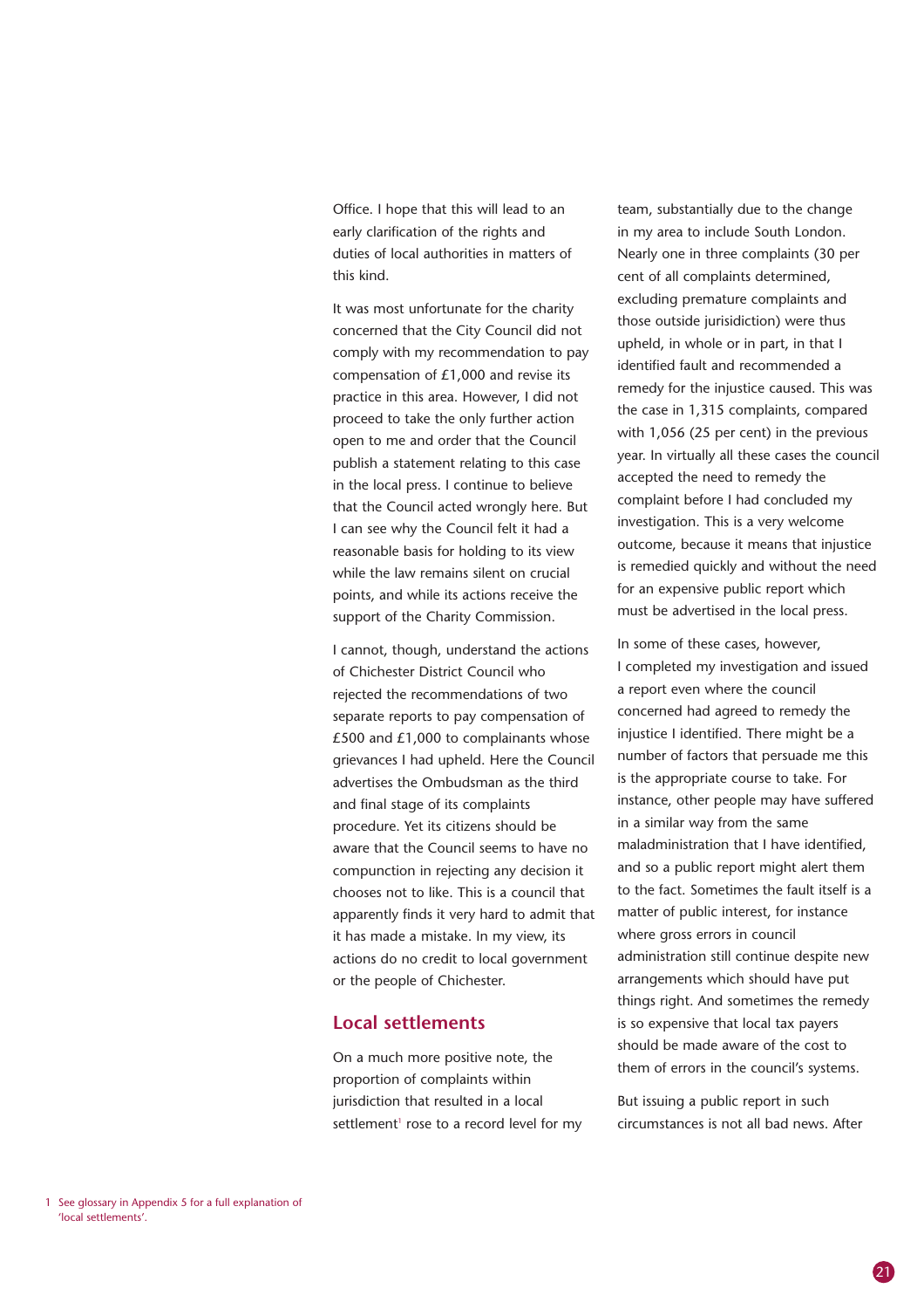Office. I hope that this will lead to an early clarification of the rights and duties of local authorities in matters of this kind.

It was most unfortunate for the charity concerned that the City Council did not comply with my recommendation to pay compensation of £1,000 and revise its practice in this area. However, I did not proceed to take the only further action open to me and order that the Council publish a statement relating to this case in the local press. I continue to believe that the Council acted wrongly here. But I can see why the Council felt it had a reasonable basis for holding to its view while the law remains silent on crucial points, and while its actions receive the support of the Charity Commission.

I cannot, though, understand the actions of Chichester District Council who rejected the recommendations of two separate reports to pay compensation of £500 and £1,000 to complainants whose grievances I had upheld. Here the Council advertises the Ombudsman as the third and final stage of its complaints procedure. Yet its citizens should be aware that the Council seems to have no compunction in rejecting any decision it chooses not to like. This is a council that apparently finds it very hard to admit that it has made a mistake. In my view, its actions do no credit to local government or the people of Chichester.

## Local settlements

On a much more positive note, the proportion of complaints within jurisdiction that resulted in a local settlement[1] rose to a record level for my team, substantially due to the change in my area to include South London. Nearly one in three complaints (30 per cent of all complaints determined, excluding premature complaints and those outside jurisdiction) were thus upheld, in whole or in part, in that I identified fault and recommended a remedy for the injustice caused. This was the case in 1,315 complaints, compared with 1,056 (25 per cent) in the previous year. In virtually all these cases the council accepted the need to remedy the complaint before I had concluded my investigation. This is a very welcome outcome, because it means that injustice is remedied quickly and without the need for an expensive public report which must be advertised in the local press.

In some of these cases, however, I completed my investigation and issued a report even where the council concerned had agreed to remedy the injustice I identified. There might be a number of factors that persuade me this is the appropriate course to take. For instance, other people may have suffered in a similar way from the same maladministration that I have identified, and so a public report might alert them to the fact. Sometimes the fault itself is a matter of public interest, for instance where gross errors in council administration still continue despite new arrangements which should have put things right. And sometimes the remedy is so expensive that local tax payers should be made aware of the cost to them of errors in the council's systems.

But issuing a public report in such circumstances is not all bad news. After

[1] See glossary in Appendix 5 for a full explanation of 'local settlements'.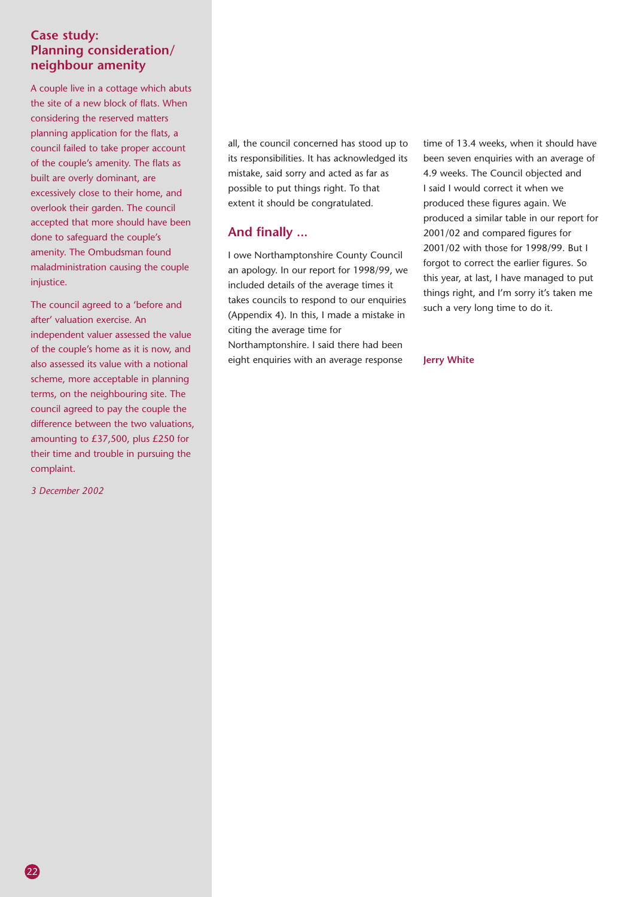## Case study: Planning consideration/ neighbour amenity

A couple live in a cottage which abuts the site of a new block of flats. When considering the reserved matters planning application for the flats, a council failed to take proper account of the couple's amenity. The flats as built are overly dominant, are excessively close to their home, and overlook their garden. The council accepted that more should have been done to safeguard the couple's amenity. The Ombudsman found maladministration causing the couple injustice.

The council agreed to a 'before and after' valuation exercise. An independent valuer assessed the value of the couple's home as it is now, and also assessed its value with a notional scheme, more acceptable in planning terms, on the neighbouring site. The council agreed to pay the couple the difference between the two valuations, amounting to £37,500, plus £250 for their time and trouble in pursuing the complaint.

*3 December 2002*

all, the council concerned has stood up to its responsibilities. It has acknowledged its mistake, said sorry and acted as far as possible to put things right. To that extent it should be congratulated.

## And finally ...

I owe Northamptonshire County Council an apology. In our report for 1998/99, we included details of the average times it takes councils to respond to our enquiries (Appendix 4). In this, I made a mistake in citing the average time for Northamptonshire. I said there had been eight enquiries with an average response time of 13.4 weeks, when it should have been seven enquiries with an average of 4.9 weeks. The Council objected and I said I would correct it when we produced these figures again. We produced a similar table in our report for 2001/02 and compared figures for 2001/02 with those for 1998/99. But I forgot to correct the earlier figures. So this year, at last, I have managed to put things right, and I'm sorry it's taken me such a very long time to do it.

**Jerry White**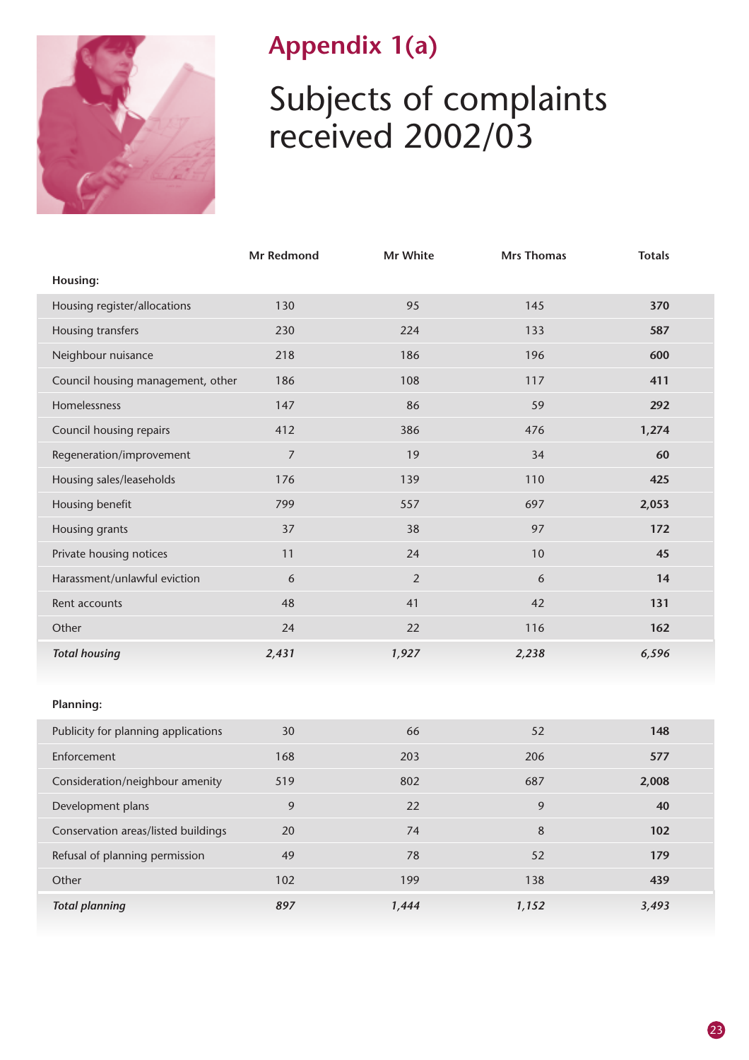# Appendix 1(a)

## Subjects of complaints received 2002/03

| | Mr Redmond | Mr White | Mrs Thomas | Totals |
|---|---|---|---|---|
| **Housing:** | | | | |
| Housing register/allocations | 130 | 95 | 145 | **370** |
| Housing transfers | 230 | 224 | 133 | **587** |
| Neighbour nuisance | 218 | 186 | 196 | **600** |
| Council housing management, other | 186 | 108 | 117 | **411** |
| Homelessness | 147 | 86 | 59 | **292** |
| Council housing repairs | 412 | 386 | 476 | **1,274** |
| Regeneration/improvement | 7 | 19 | 34 | **60** |
| Housing sales/leaseholds | 176 | 139 | 110 | **425** |
| Housing benefit | 799 | 557 | 697 | **2,053** |
| Housing grants | 37 | 38 | 97 | **172** |
| Private housing notices | 11 | 24 | 10 | **45** |
| Harassment/unlawful eviction | 6 | 2 | 6 | **14** |
| Rent accounts | 48 | 41 | 42 | **131** |
| Other | 24 | 22 | 116 | **162** |
| ***Total housing*** | ***2,431*** | ***1,927*** | ***2,238*** | ***6,596*** |
| **Planning:** | | | | |
| Publicity for planning applications | 30 | 66 | 52 | **148** |
| Enforcement | 168 | 203 | 206 | **577** |
| Consideration/neighbour amenity | 519 | 802 | 687 | **2,008** |
| Development plans | 9 | 22 | 9 | **40** |
| Conservation areas/listed buildings | 20 | 74 | 8 | **102** |
| Refusal of planning permission | 49 | 78 | 52 | **179** |
| Other | 102 | 199 | 138 | **439** |
| ***Total planning*** | ***897*** | ***1,444*** | ***1,152*** | ***3,493*** |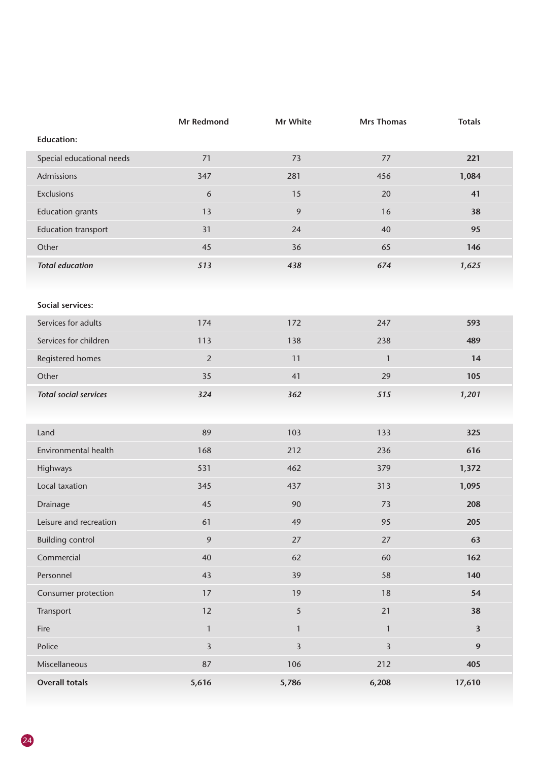| | Mr Redmond | Mr White | Mrs Thomas | Totals |
|---|---|---|---|---|
| **Education:** | | | | |
| Special educational needs | 71 | 73 | 77 | **221** |
| Admissions | 347 | 281 | 456 | **1,084** |
| Exclusions | 6 | 15 | 20 | **41** |
| Education grants | 13 | 9 | 16 | **38** |
| Education transport | 31 | 24 | 40 | **95** |
| Other | 45 | 36 | 65 | **146** |
| ***Total education*** | ***513*** | ***438*** | ***674*** | ***1,625*** |
| **Social services:** | | | | |
| Services for adults | 174 | 172 | 247 | **593** |
| Services for children | 113 | 138 | 238 | **489** |
| Registered homes | 2 | 11 | 1 | **14** |
| Other | 35 | 41 | 29 | **105** |
| ***Total social services*** | ***324*** | ***362*** | ***515*** | ***1,201*** |
| Land | 89 | 103 | 133 | **325** |
| Environmental health | 168 | 212 | 236 | **616** |
| Highways | 531 | 462 | 379 | **1,372** |
| Local taxation | 345 | 437 | 313 | **1,095** |
| Drainage | 45 | 90 | 73 | **208** |
| Leisure and recreation | 61 | 49 | 95 | **205** |
| Building control | 9 | 27 | 27 | **63** |
| Commercial | 40 | 62 | 60 | **162** |
| Personnel | 43 | 39 | 58 | **140** |
| Consumer protection | 17 | 19 | 18 | **54** |
| Transport | 12 | 5 | 21 | **38** |
| Fire | 1 | 1 | 1 | **3** |
| Police | 3 | 3 | 3 | **9** |
| Miscellaneous | 87 | 106 | 212 | **405** |
| **Overall totals** | **5,616** | **5,786** | **6,208** | **17,610** |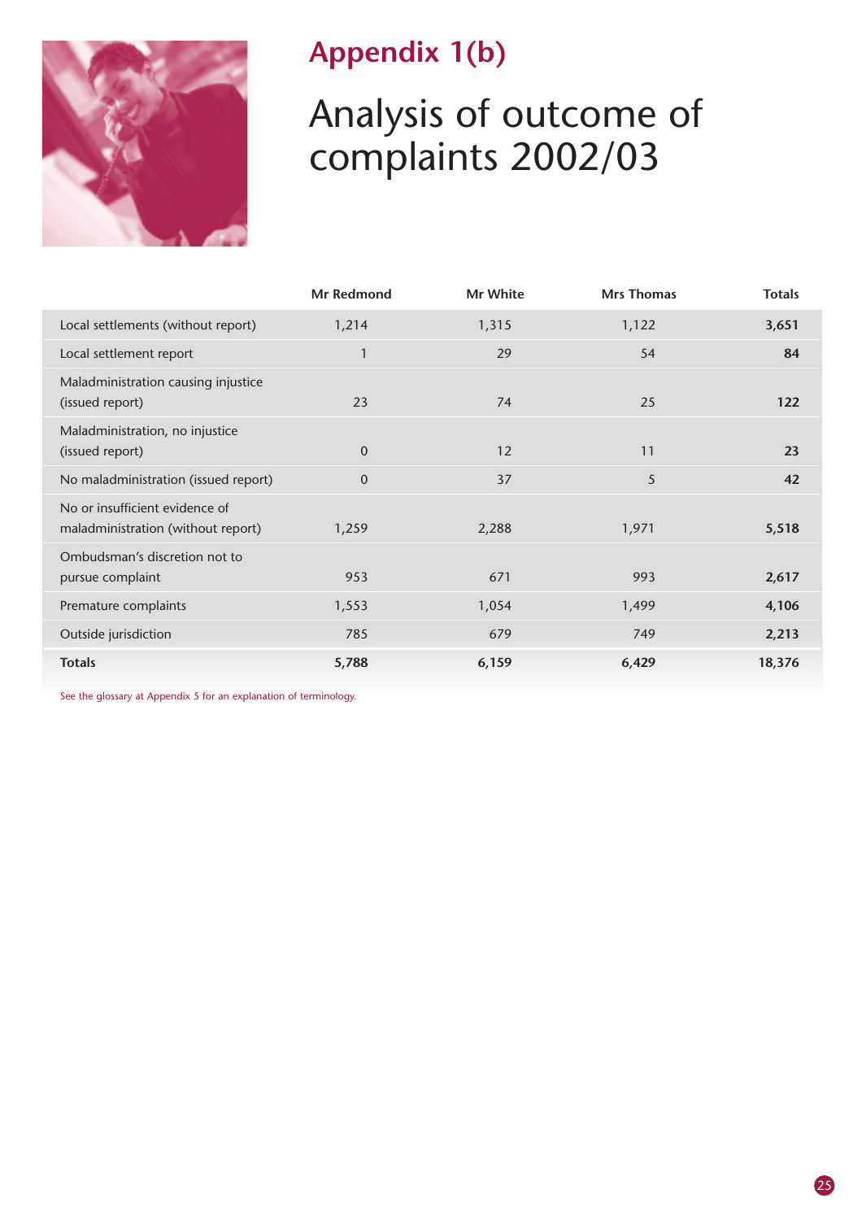# Appendix 1(b)

## Analysis of outcome of complaints 2002/03

| | Mr Redmond | Mr White | Mrs Thomas | Totals |
|---|---|---|---|---|
| Local settlements (without report) | 1,214 | 1,315 | 1,122 | **3,651** |
| Local settlement report | 1 | 29 | 54 | **84** |
| Maladministration causing injustice (issued report) | 23 | 74 | 25 | **122** |
| Maladministration, no injustice (issued report) | 0 | 12 | 11 | **23** |
| No maladministration (issued report) | 0 | 37 | 5 | **42** |
| No or insufficient evidence of maladministration (without report) | 1,259 | 2,288 | 1,971 | **5,518** |
| Ombudsman's discretion not to pursue complaint | 953 | 671 | 993 | **2,617** |
| Premature complaints | 1,553 | 1,054 | 1,499 | **4,106** |
| Outside jurisdiction | 785 | 679 | 749 | **2,213** |
| **Totals** | **5,788** | **6,159** | **6,429** | **18,376** |

See the glossary at Appendix 5 for an explanation of terminology.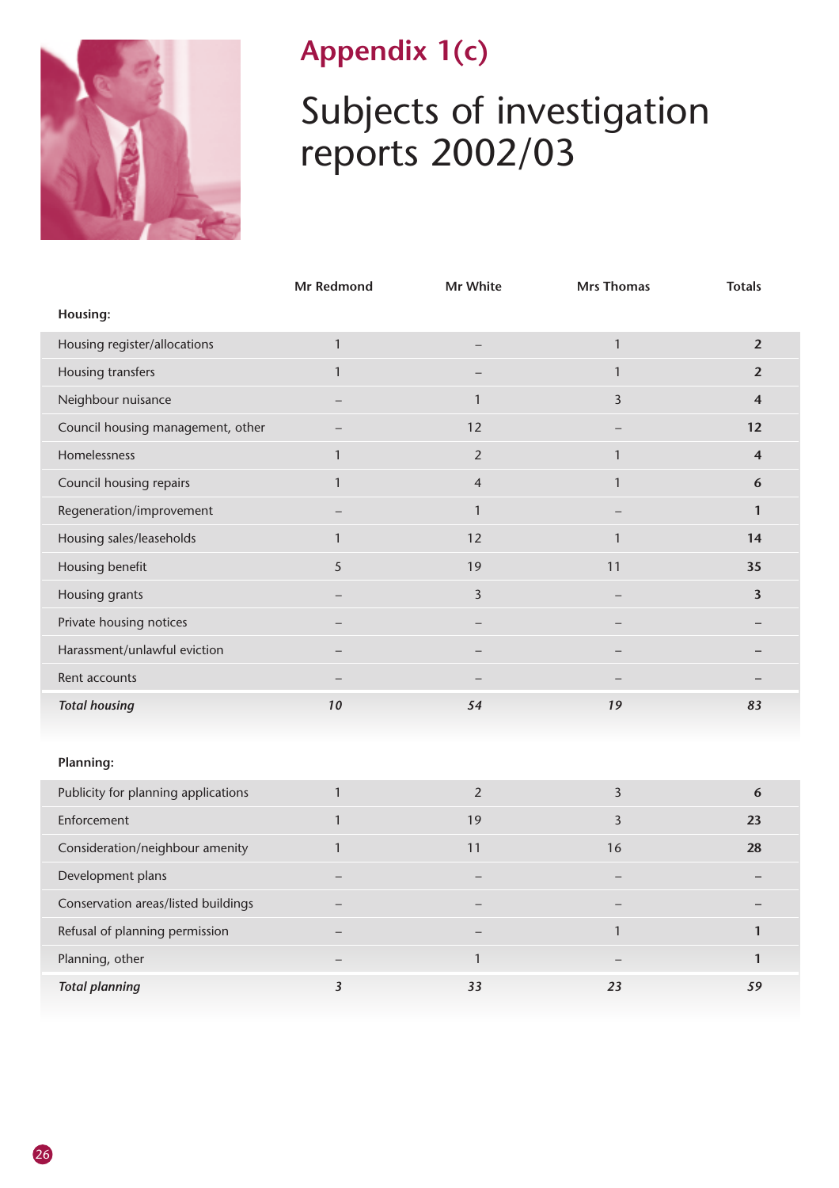# Appendix 1(c)

## Subjects of investigation reports 2002/03

| | Mr Redmond | Mr White | Mrs Thomas | Totals |
|---|---|---|---|---|
| **Housing:** | | | | |
| Housing register/allocations | 1 | – | 1 | **2** |
| Housing transfers | 1 | – | 1 | **2** |
| Neighbour nuisance | – | 1 | 3 | **4** |
| Council housing management, other | – | 12 | – | **12** |
| Homelessness | 1 | 2 | 1 | **4** |
| Council housing repairs | 1 | 4 | 1 | **6** |
| Regeneration/improvement | – | 1 | – | **1** |
| Housing sales/leaseholds | 1 | 12 | 1 | **14** |
| Housing benefit | 5 | 19 | 11 | **35** |
| Housing grants | – | 3 | – | **3** |
| Private housing notices | – | – | – | **–** |
| Harassment/unlawful eviction | – | – | – | **–** |
| Rent accounts | – | – | – | **–** |
| ***Total housing*** | ***10*** | ***54*** | ***19*** | ***83*** |
| **Planning:** | | | | |
| Publicity for planning applications | 1 | 2 | 3 | **6** |
| Enforcement | 1 | 19 | 3 | **23** |
| Consideration/neighbour amenity | 1 | 11 | 16 | **28** |
| Development plans | – | – | – | **–** |
| Conservation areas/listed buildings | – | – | – | **–** |
| Refusal of planning permission | – | – | 1 | **1** |
| Planning, other | – | 1 | – | **1** |
| ***Total planning*** | ***3*** | ***33*** | ***23*** | ***59*** |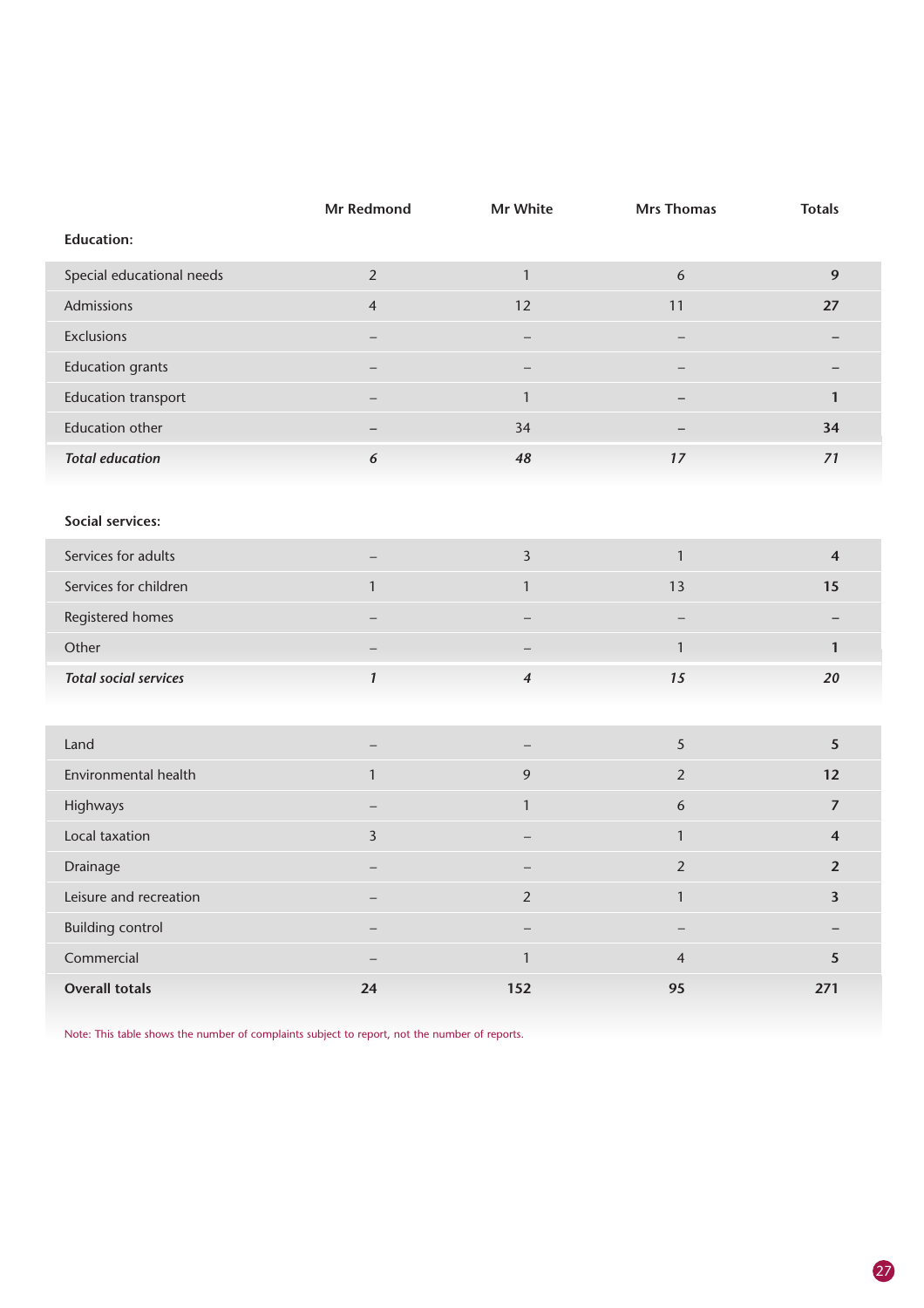| | Mr Redmond | Mr White | Mrs Thomas | Totals |
|---|---|---|---|---|
| **Education:** | | | | |
| Special educational needs | 2 | 1 | 6 | **9** |
| Admissions | 4 | 12 | 11 | **27** |
| Exclusions | – | – | – | **–** |
| Education grants | – | – | – | **–** |
| Education transport | – | 1 | – | **1** |
| Education other | – | 34 | – | **34** |
| ***Total education*** | ***6*** | ***48*** | ***17*** | ***71*** |
| **Social services:** | | | | |
| Services for adults | – | 3 | 1 | **4** |
| Services for children | 1 | 1 | 13 | **15** |
| Registered homes | – | – | – | **–** |
| Other | – | – | 1 | **1** |
| ***Total social services*** | ***1*** | ***4*** | ***15*** | ***20*** |
| Land | – | – | 5 | **5** |
| Environmental health | 1 | 9 | 2 | **12** |
| Highways | – | 1 | 6 | **7** |
| Local taxation | 3 | – | 1 | **4** |
| Drainage | – | – | 2 | **2** |
| Leisure and recreation | – | 2 | 1 | **3** |
| Building control | – | – | – | **–** |
| Commercial | – | 1 | 4 | **5** |
| **Overall totals** | **24** | **152** | **95** | **271** |

Note: This table shows the number of complaints subject to report, not the number of reports.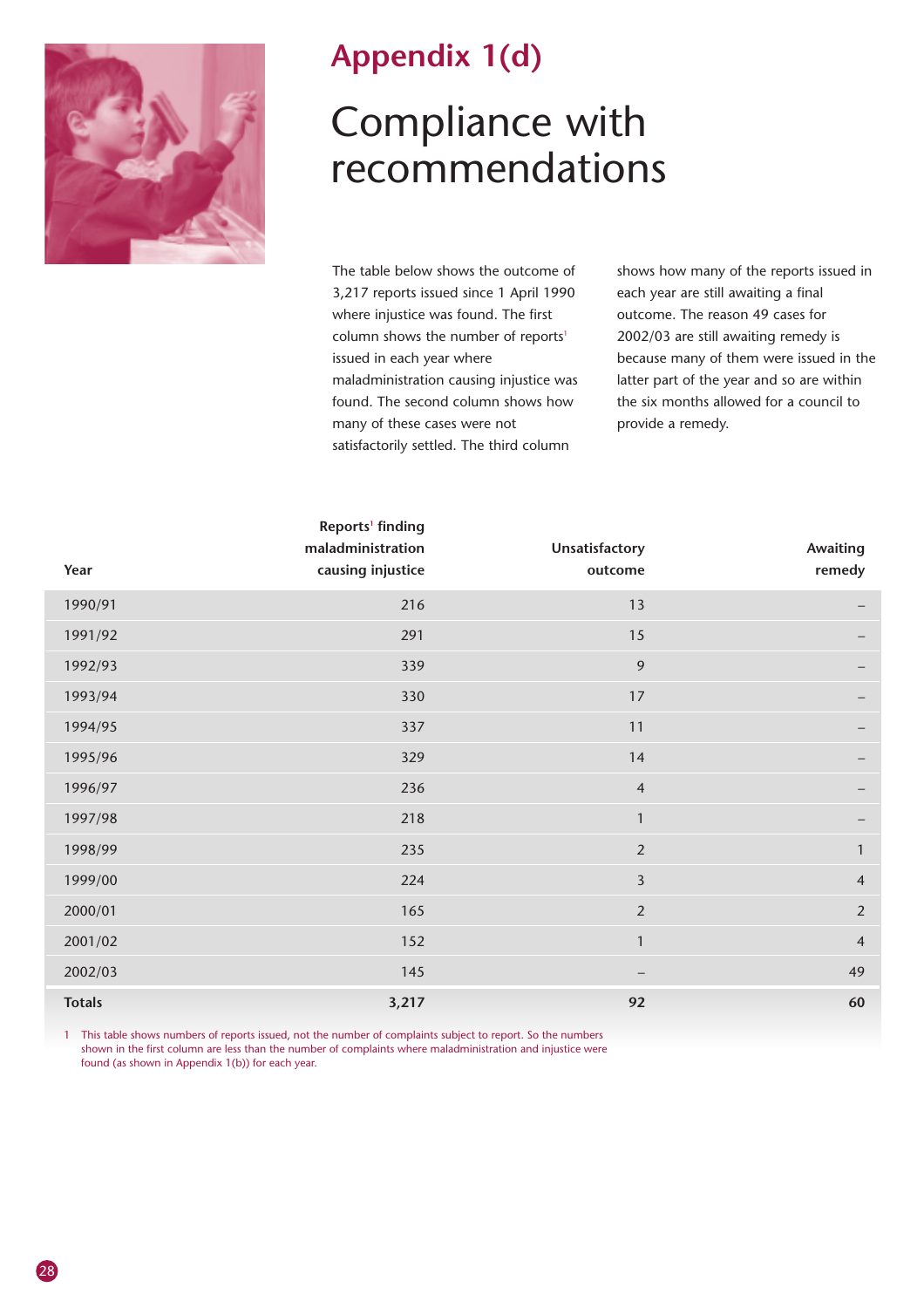# Appendix 1(d)

## Compliance with recommendations

The table below shows the outcome of 3,217 reports issued since 1 April 1990 where injustice was found. The first column shows the number of reports[1] issued in each year where maladministration causing injustice was found. The second column shows how many of these cases were not satisfactorily settled. The third column shows how many of the reports issued in each year are still awaiting a final outcome. The reason 49 cases for 2002/03 are still awaiting remedy is because many of them were issued in the latter part of the year and so are within the six months allowed for a council to provide a remedy.

| Year | Reports[1] finding maladministration causing injustice | Unsatisfactory outcome | Awaiting remedy |
|---|---|---|---|
| 1990/91 | 216 | 13 | – |
| 1991/92 | 291 | 15 | – |
| 1992/93 | 339 | 9 | – |
| 1993/94 | 330 | 17 | – |
| 1994/95 | 337 | 11 | – |
| 1995/96 | 329 | 14 | – |
| 1996/97 | 236 | 4 | – |
| 1997/98 | 218 | 1 | – |
| 1998/99 | 235 | 2 | 1 |
| 1999/00 | 224 | 3 | 4 |
| 2000/01 | 165 | 2 | 2 |
| 2001/02 | 152 | 1 | 4 |
| 2002/03 | 145 | – | 49 |
| **Totals** | **3,217** | **92** | **60** |

1 This table shows numbers of reports issued, not the number of complaints subject to report. So the numbers shown in the first column are less than the number of complaints where maladministration and injustice were found (as shown in Appendix 1(b)) for each year.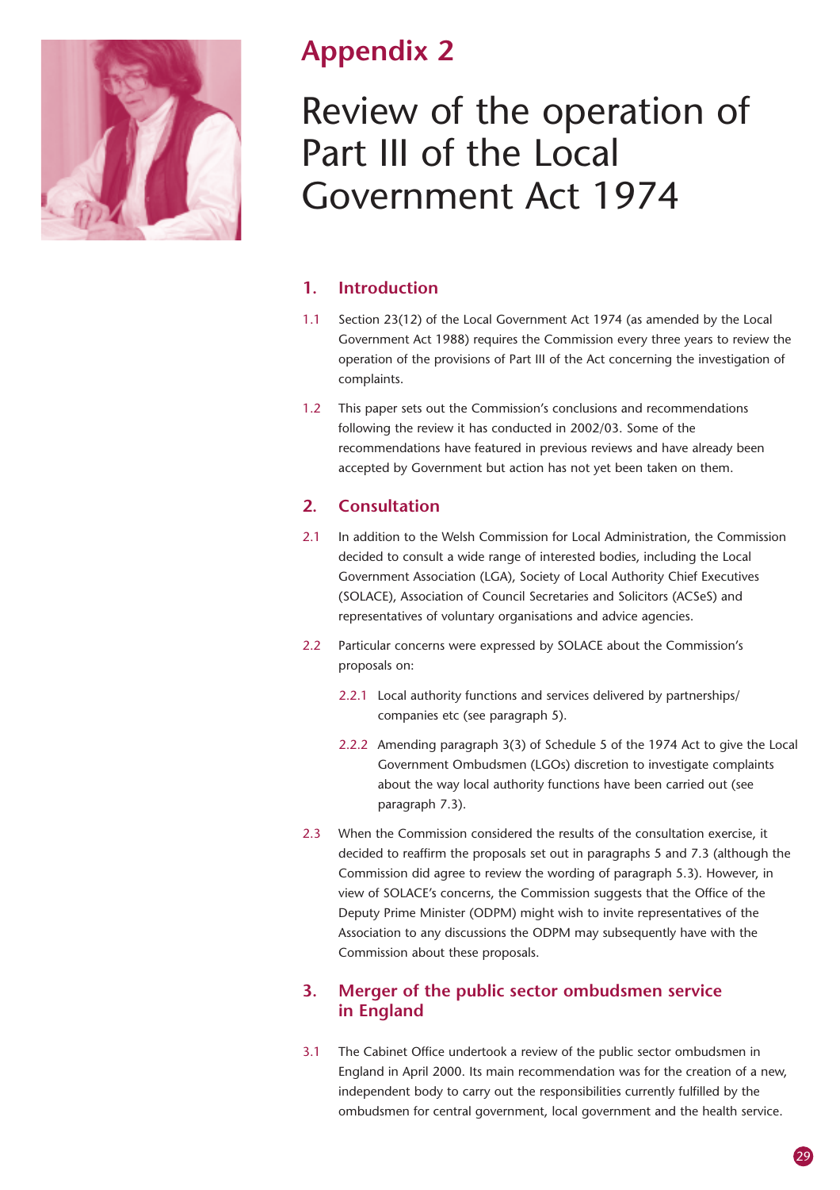# Appendix 2

# Review of the operation of Part III of the Local Government Act 1974

## 1. Introduction

1.1 Section 23(12) of the Local Government Act 1974 (as amended by the Local Government Act 1988) requires the Commission every three years to review the operation of the provisions of Part III of the Act concerning the investigation of complaints.

1.2 This paper sets out the Commission's conclusions and recommendations following the review it has conducted in 2002/03. Some of the recommendations have featured in previous reviews and have already been accepted by Government but action has not yet been taken on them.

## 2. Consultation

2.1 In addition to the Welsh Commission for Local Administration, the Commission decided to consult a wide range of interested bodies, including the Local Government Association (LGA), Society of Local Authority Chief Executives (SOLACE), Association of Council Secretaries and Solicitors (ACSeS) and representatives of voluntary organisations and advice agencies.

2.2 Particular concerns were expressed by SOLACE about the Commission's proposals on:

2.2.1 Local authority functions and services delivered by partnerships/ companies etc (see paragraph 5).

2.2.2 Amending paragraph 3(3) of Schedule 5 of the 1974 Act to give the Local Government Ombudsmen (LGOs) discretion to investigate complaints about the way local authority functions have been carried out (see paragraph 7.3).

2.3 When the Commission considered the results of the consultation exercise, it decided to reaffirm the proposals set out in paragraphs 5 and 7.3 (although the Commission did agree to review the wording of paragraph 5.3). However, in view of SOLACE's concerns, the Commission suggests that the Office of the Deputy Prime Minister (ODPM) might wish to invite representatives of the Association to any discussions the ODPM may subsequently have with the Commission about these proposals.

## 3. Merger of the public sector ombudsmen service in England

3.1 The Cabinet Office undertook a review of the public sector ombudsmen in England in April 2000. Its main recommendation was for the creation of a new, independent body to carry out the responsibilities currently fulfilled by the ombudsmen for central government, local government and the health service.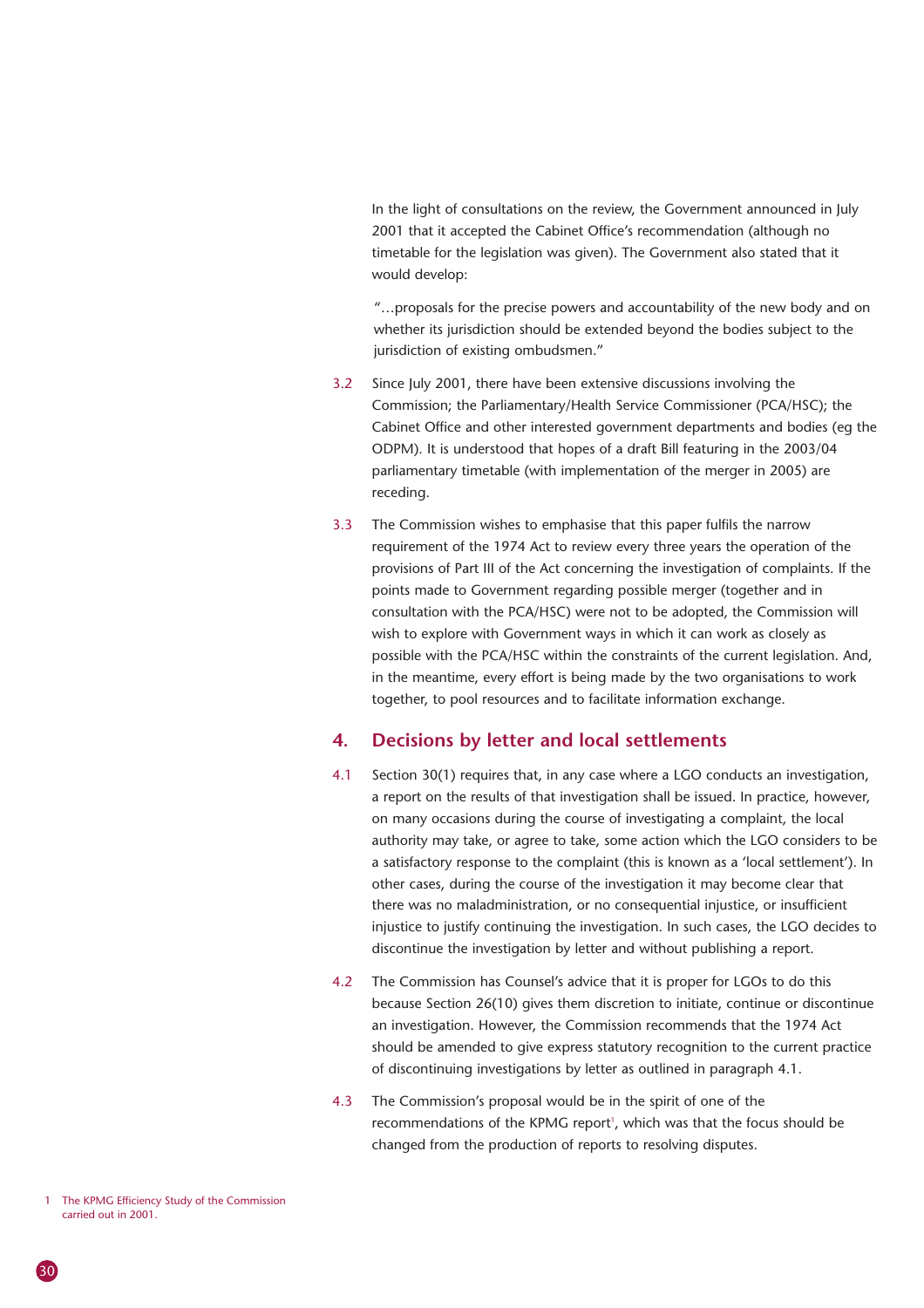In the light of consultations on the review, the Government announced in July 2001 that it accepted the Cabinet Office's recommendation (although no timetable for the legislation was given). The Government also stated that it would develop:

> "…proposals for the precise powers and accountability of the new body and on whether its jurisdiction should be extended beyond the bodies subject to the jurisdiction of existing ombudsmen."

3.2 Since July 2001, there have been extensive discussions involving the Commission; the Parliamentary/Health Service Commissioner (PCA/HSC); the Cabinet Office and other interested government departments and bodies (eg the ODPM). It is understood that hopes of a draft Bill featuring in the 2003/04 parliamentary timetable (with implementation of the merger in 2005) are receding.

3.3 The Commission wishes to emphasise that this paper fulfils the narrow requirement of the 1974 Act to review every three years the operation of the provisions of Part III of the Act concerning the investigation of complaints. If the points made to Government regarding possible merger (together and in consultation with the PCA/HSC) were not to be adopted, the Commission will wish to explore with Government ways in which it can work as closely as possible with the PCA/HSC within the constraints of the current legislation. And, in the meantime, every effort is being made by the two organisations to work together, to pool resources and to facilitate information exchange.

## 4. Decisions by letter and local settlements

4.1 Section 30(1) requires that, in any case where a LGO conducts an investigation, a report on the results of that investigation shall be issued. In practice, however, on many occasions during the course of investigating a complaint, the local authority may take, or agree to take, some action which the LGO considers to be a satisfactory response to the complaint (this is known as a 'local settlement'). In other cases, during the course of the investigation it may become clear that there was no maladministration, or no consequential injustice, or insufficient injustice to justify continuing the investigation. In such cases, the LGO decides to discontinue the investigation by letter and without publishing a report.

4.2 The Commission has Counsel's advice that it is proper for LGOs to do this because Section 26(10) gives them discretion to initiate, continue or discontinue an investigation. However, the Commission recommends that the 1974 Act should be amended to give express statutory recognition to the current practice of discontinuing investigations by letter as outlined in paragraph 4.1.

4.3 The Commission's proposal would be in the spirit of one of the recommendations of the KPMG report[1], which was that the focus should be changed from the production of reports to resolving disputes.

1 The KPMG Efficiency Study of the Commission carried out in 2001.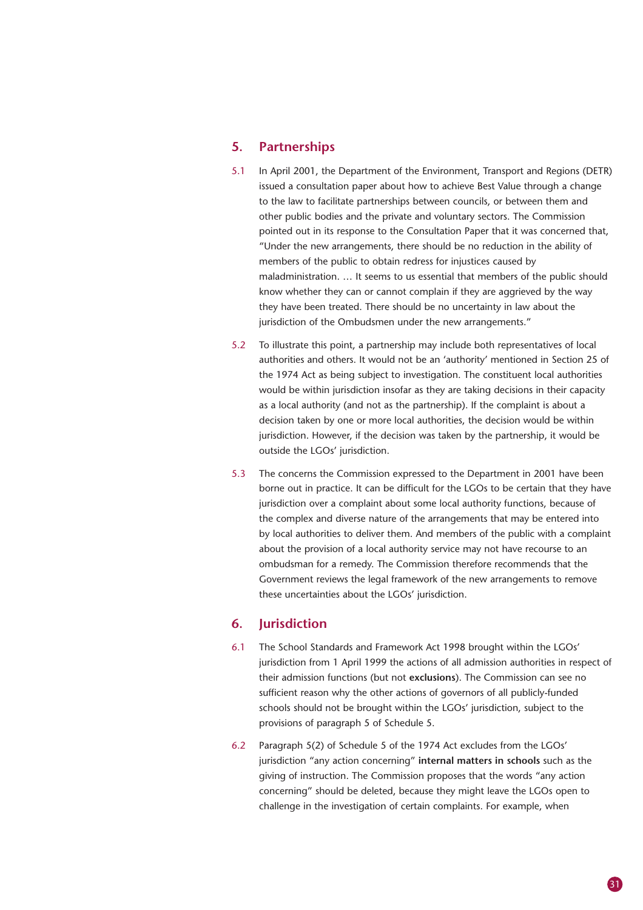## 5. Partnerships

5.1 In April 2001, the Department of the Environment, Transport and Regions (DETR) issued a consultation paper about how to achieve Best Value through a change to the law to facilitate partnerships between councils, or between them and other public bodies and the private and voluntary sectors. The Commission pointed out in its response to the Consultation Paper that it was concerned that, "Under the new arrangements, there should be no reduction in the ability of members of the public to obtain redress for injustices caused by maladministration. … It seems to us essential that members of the public should know whether they can or cannot complain if they are aggrieved by the way they have been treated. There should be no uncertainty in law about the jurisdiction of the Ombudsmen under the new arrangements."

5.2 To illustrate this point, a partnership may include both representatives of local authorities and others. It would not be an 'authority' mentioned in Section 25 of the 1974 Act as being subject to investigation. The constituent local authorities would be within jurisdiction insofar as they are taking decisions in their capacity as a local authority (and not as the partnership). If the complaint is about a decision taken by one or more local authorities, the decision would be within jurisdiction. However, if the decision was taken by the partnership, it would be outside the LGOs' jurisdiction.

5.3 The concerns the Commission expressed to the Department in 2001 have been borne out in practice. It can be difficult for the LGOs to be certain that they have jurisdiction over a complaint about some local authority functions, because of the complex and diverse nature of the arrangements that may be entered into by local authorities to deliver them. And members of the public with a complaint about the provision of a local authority service may not have recourse to an ombudsman for a remedy. The Commission therefore recommends that the Government reviews the legal framework of the new arrangements to remove these uncertainties about the LGOs' jurisdiction.

## 6. Jurisdiction

6.1 The School Standards and Framework Act 1998 brought within the LGOs' jurisdiction from 1 April 1999 the actions of all admission authorities in respect of their admission functions (but not **exclusions**). The Commission can see no sufficient reason why the other actions of governors of all publicly-funded schools should not be brought within the LGOs' jurisdiction, subject to the provisions of paragraph 5 of Schedule 5.

6.2 Paragraph 5(2) of Schedule 5 of the 1974 Act excludes from the LGOs' jurisdiction "any action concerning" **internal matters in schools** such as the giving of instruction. The Commission proposes that the words "any action concerning" should be deleted, because they might leave the LGOs open to challenge in the investigation of certain complaints. For example, when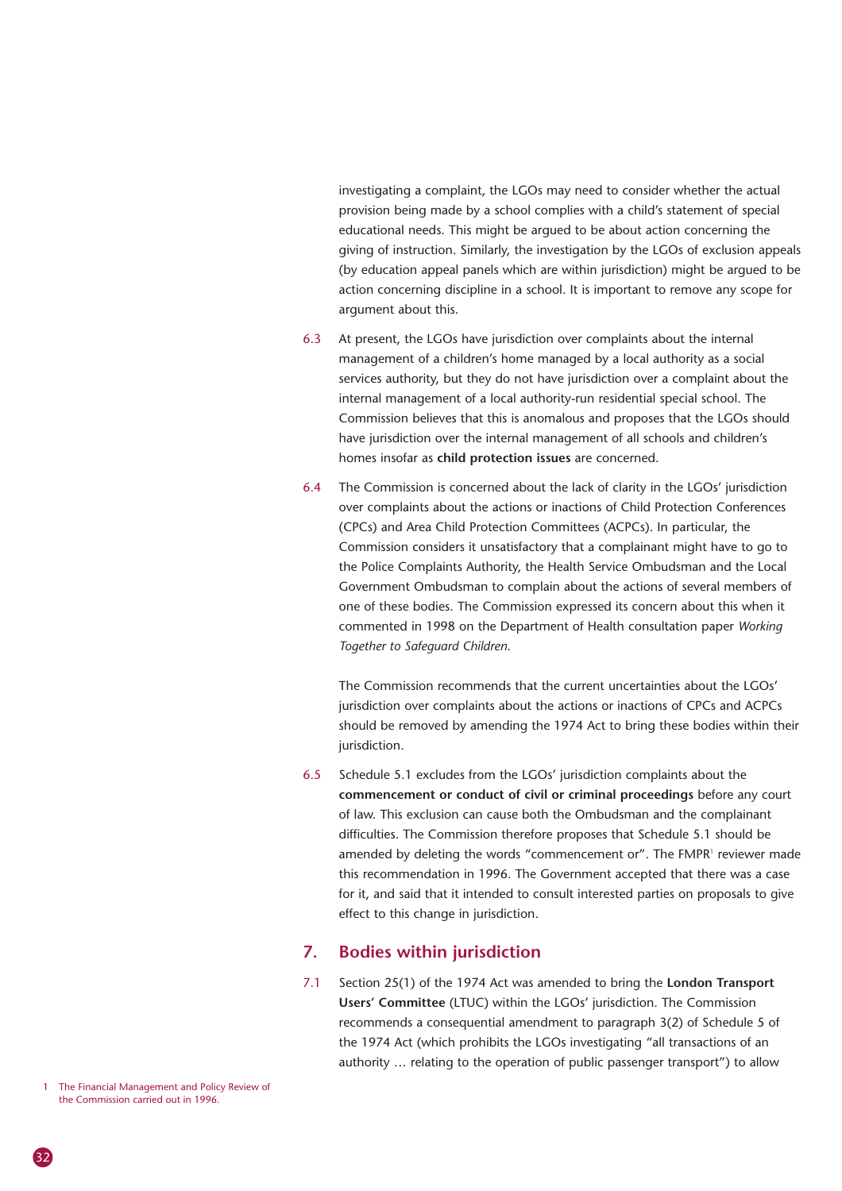investigating a complaint, the LGOs may need to consider whether the actual provision being made by a school complies with a child's statement of special educational needs. This might be argued to be about action concerning the giving of instruction. Similarly, the investigation by the LGOs of exclusion appeals (by education appeal panels which are within jurisdiction) might be argued to be action concerning discipline in a school. It is important to remove any scope for argument about this.

6.3 At present, the LGOs have jurisdiction over complaints about the internal management of a children's home managed by a local authority as a social services authority, but they do not have jurisdiction over a complaint about the internal management of a local authority-run residential special school. The Commission believes that this is anomalous and proposes that the LGOs should have jurisdiction over the internal management of all schools and children's homes insofar as **child protection issues** are concerned.

6.4 The Commission is concerned about the lack of clarity in the LGOs' jurisdiction over complaints about the actions or inactions of Child Protection Conferences (CPCs) and Area Child Protection Committees (ACPCs). In particular, the Commission considers it unsatisfactory that a complainant might have to go to the Police Complaints Authority, the Health Service Ombudsman and the Local Government Ombudsman to complain about the actions of several members of one of these bodies. The Commission expressed its concern about this when it commented in 1998 on the Department of Health consultation paper *Working Together to Safeguard Children.*

The Commission recommends that the current uncertainties about the LGOs' jurisdiction over complaints about the actions or inactions of CPCs and ACPCs should be removed by amending the 1974 Act to bring these bodies within their jurisdiction.

6.5 Schedule 5.1 excludes from the LGOs' jurisdiction complaints about the **commencement or conduct of civil or criminal proceedings** before any court of law. This exclusion can cause both the Ombudsman and the complainant difficulties. The Commission therefore proposes that Schedule 5.1 should be amended by deleting the words "commencement or". The FMPR[1] reviewer made this recommendation in 1996. The Government accepted that there was a case for it, and said that it intended to consult interested parties on proposals to give effect to this change in jurisdiction.

## 7. Bodies within jurisdiction

7.1 Section 25(1) of the 1974 Act was amended to bring the **London Transport Users' Committee** (LTUC) within the LGOs' jurisdiction. The Commission recommends a consequential amendment to paragraph 3(2) of Schedule 5 of the 1974 Act (which prohibits the LGOs investigating "all transactions of an authority … relating to the operation of public passenger transport") to allow

1 The Financial Management and Policy Review of the Commission carried out in 1996.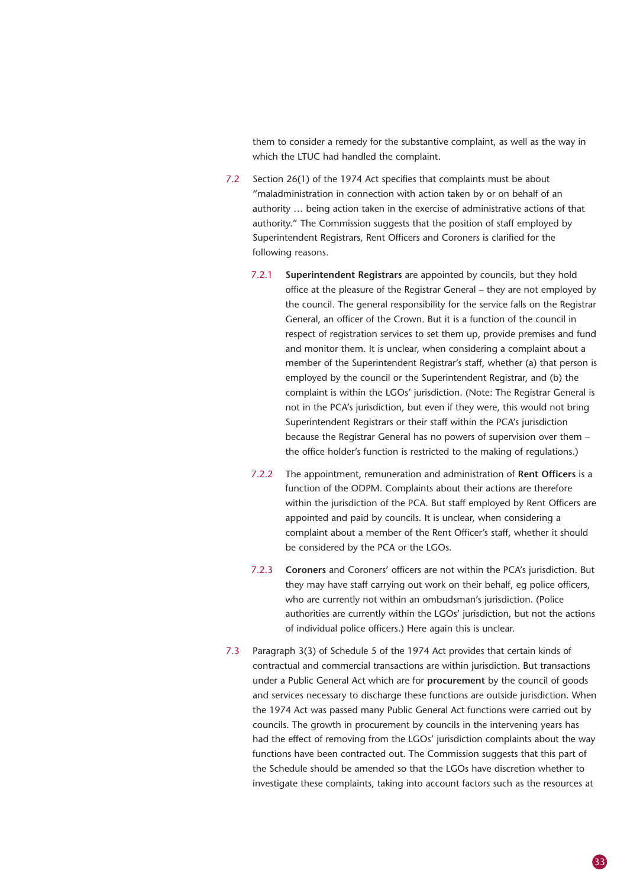them to consider a remedy for the substantive complaint, as well as the way in which the LTUC had handled the complaint.

7.2 Section 26(1) of the 1974 Act specifies that complaints must be about "maladministration in connection with action taken by or on behalf of an authority … being action taken in the exercise of administrative actions of that authority." The Commission suggests that the position of staff employed by Superintendent Registrars, Rent Officers and Coroners is clarified for the following reasons.

7.2.1 **Superintendent Registrars** are appointed by councils, but they hold office at the pleasure of the Registrar General – they are not employed by the council. The general responsibility for the service falls on the Registrar General, an officer of the Crown. But it is a function of the council in respect of registration services to set them up, provide premises and fund and monitor them. It is unclear, when considering a complaint about a member of the Superintendent Registrar's staff, whether (a) that person is employed by the council or the Superintendent Registrar, and (b) the complaint is within the LGOs' jurisdiction. (Note: The Registrar General is not in the PCA's jurisdiction, but even if they were, this would not bring Superintendent Registrars or their staff within the PCA's jurisdiction because the Registrar General has no powers of supervision over them – the office holder's function is restricted to the making of regulations.)

7.2.2 The appointment, remuneration and administration of **Rent Officers** is a function of the ODPM. Complaints about their actions are therefore within the jurisdiction of the PCA. But staff employed by Rent Officers are appointed and paid by councils. It is unclear, when considering a complaint about a member of the Rent Officer's staff, whether it should be considered by the PCA or the LGOs.

7.2.3 **Coroners** and Coroners' officers are not within the PCA's jurisdiction. But they may have staff carrying out work on their behalf, eg police officers, who are currently not within an ombudsman's jurisdiction. (Police authorities are currently within the LGOs' jurisdiction, but not the actions of individual police officers.) Here again this is unclear.

7.3 Paragraph 3(3) of Schedule 5 of the 1974 Act provides that certain kinds of contractual and commercial transactions are within jurisdiction. But transactions under a Public General Act which are for **procurement** by the council of goods and services necessary to discharge these functions are outside jurisdiction. When the 1974 Act was passed many Public General Act functions were carried out by councils. The growth in procurement by councils in the intervening years has had the effect of removing from the LGOs' jurisdiction complaints about the way functions have been contracted out. The Commission suggests that this part of the Schedule should be amended so that the LGOs have discretion whether to investigate these complaints, taking into account factors such as the resources at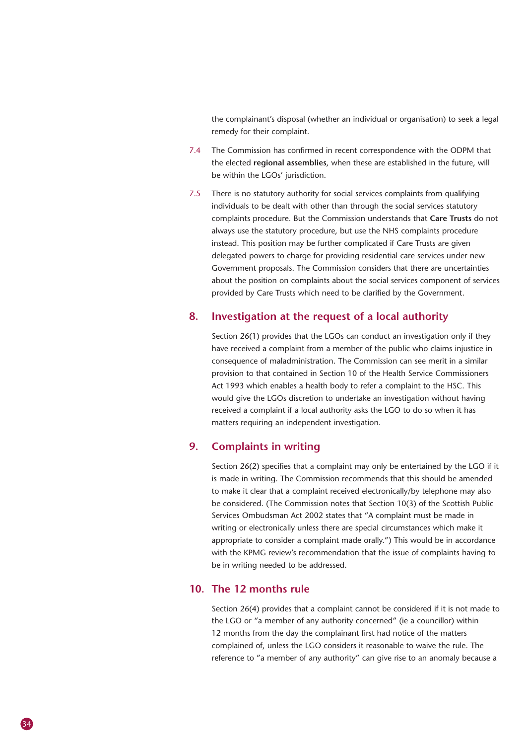the complainant's disposal (whether an individual or organisation) to seek a legal remedy for their complaint.

7.4 The Commission has confirmed in recent correspondence with the ODPM that the elected **regional assemblies**, when these are established in the future, will be within the LGOs' jurisdiction.

7.5 There is no statutory authority for social services complaints from qualifying individuals to be dealt with other than through the social services statutory complaints procedure. But the Commission understands that **Care Trusts** do not always use the statutory procedure, but use the NHS complaints procedure instead. This position may be further complicated if Care Trusts are given delegated powers to charge for providing residential care services under new Government proposals. The Commission considers that there are uncertainties about the position on complaints about the social services component of services provided by Care Trusts which need to be clarified by the Government.

## 8. Investigation at the request of a local authority

Section 26(1) provides that the LGOs can conduct an investigation only if they have received a complaint from a member of the public who claims injustice in consequence of maladministration. The Commission can see merit in a similar provision to that contained in Section 10 of the Health Service Commissioners Act 1993 which enables a health body to refer a complaint to the HSC. This would give the LGOs discretion to undertake an investigation without having received a complaint if a local authority asks the LGO to do so when it has matters requiring an independent investigation.

## 9. Complaints in writing

Section 26(2) specifies that a complaint may only be entertained by the LGO if it is made in writing. The Commission recommends that this should be amended to make it clear that a complaint received electronically/by telephone may also be considered. (The Commission notes that Section 10(3) of the Scottish Public Services Ombudsman Act 2002 states that "A complaint must be made in writing or electronically unless there are special circumstances which make it appropriate to consider a complaint made orally.") This would be in accordance with the KPMG review's recommendation that the issue of complaints having to be in writing needed to be addressed.

## 10. The 12 months rule

Section 26(4) provides that a complaint cannot be considered if it is not made to the LGO or "a member of any authority concerned" (ie a councillor) within 12 months from the day the complainant first had notice of the matters complained of, unless the LGO considers it reasonable to waive the rule. The reference to "a member of any authority" can give rise to an anomaly because a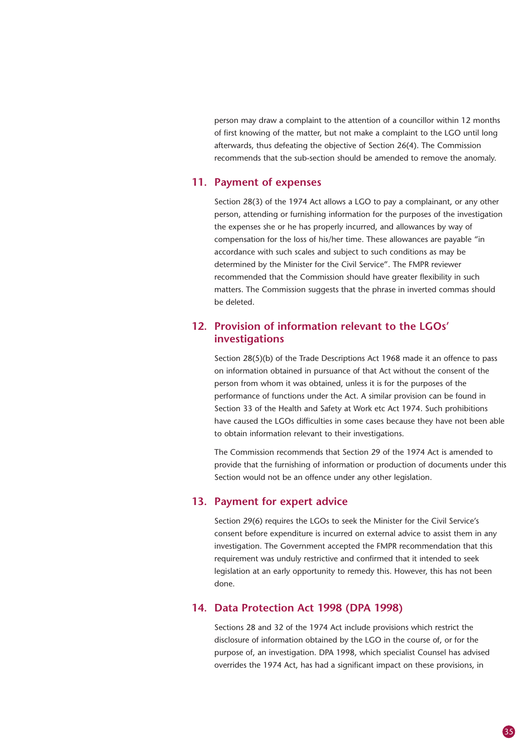person may draw a complaint to the attention of a councillor within 12 months of first knowing of the matter, but not make a complaint to the LGO until long afterwards, thus defeating the objective of Section 26(4). The Commission recommends that the sub-section should be amended to remove the anomaly.

## 11. Payment of expenses

Section 28(3) of the 1974 Act allows a LGO to pay a complainant, or any other person, attending or furnishing information for the purposes of the investigation the expenses she or he has properly incurred, and allowances by way of compensation for the loss of his/her time. These allowances are payable "in accordance with such scales and subject to such conditions as may be determined by the Minister for the Civil Service". The FMPR reviewer recommended that the Commission should have greater flexibility in such matters. The Commission suggests that the phrase in inverted commas should be deleted.

## 12. Provision of information relevant to the LGOs' investigations

Section 28(5)(b) of the Trade Descriptions Act 1968 made it an offence to pass on information obtained in pursuance of that Act without the consent of the person from whom it was obtained, unless it is for the purposes of the performance of functions under the Act. A similar provision can be found in Section 33 of the Health and Safety at Work etc Act 1974. Such prohibitions have caused the LGOs difficulties in some cases because they have not been able to obtain information relevant to their investigations.

The Commission recommends that Section 29 of the 1974 Act is amended to provide that the furnishing of information or production of documents under this Section would not be an offence under any other legislation.

## 13. Payment for expert advice

Section 29(6) requires the LGOs to seek the Minister for the Civil Service's consent before expenditure is incurred on external advice to assist them in any investigation. The Government accepted the FMPR recommendation that this requirement was unduly restrictive and confirmed that it intended to seek legislation at an early opportunity to remedy this. However, this has not been done.

## 14. Data Protection Act 1998 (DPA 1998)

Sections 28 and 32 of the 1974 Act include provisions which restrict the disclosure of information obtained by the LGO in the course of, or for the purpose of, an investigation. DPA 1998, which specialist Counsel has advised overrides the 1974 Act, has had a significant impact on these provisions, in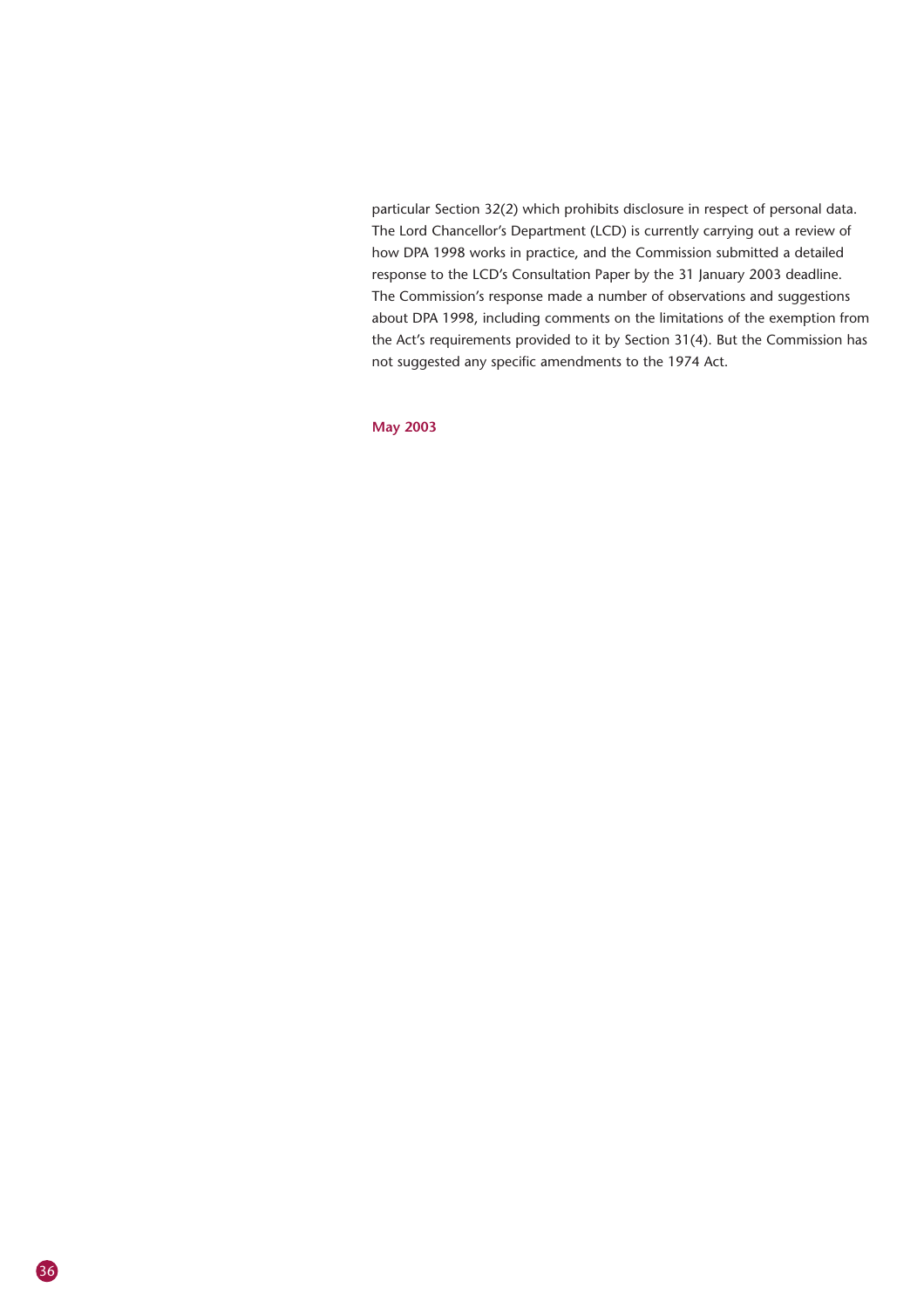particular Section 32(2) which prohibits disclosure in respect of personal data. The Lord Chancellor's Department (LCD) is currently carrying out a review of how DPA 1998 works in practice, and the Commission submitted a detailed response to the LCD's Consultation Paper by the 31 January 2003 deadline. The Commission's response made a number of observations and suggestions about DPA 1998, including comments on the limitations of the exemption from the Act's requirements provided to it by Section 31(4). But the Commission has not suggested any specific amendments to the 1974 Act.

**May 2003**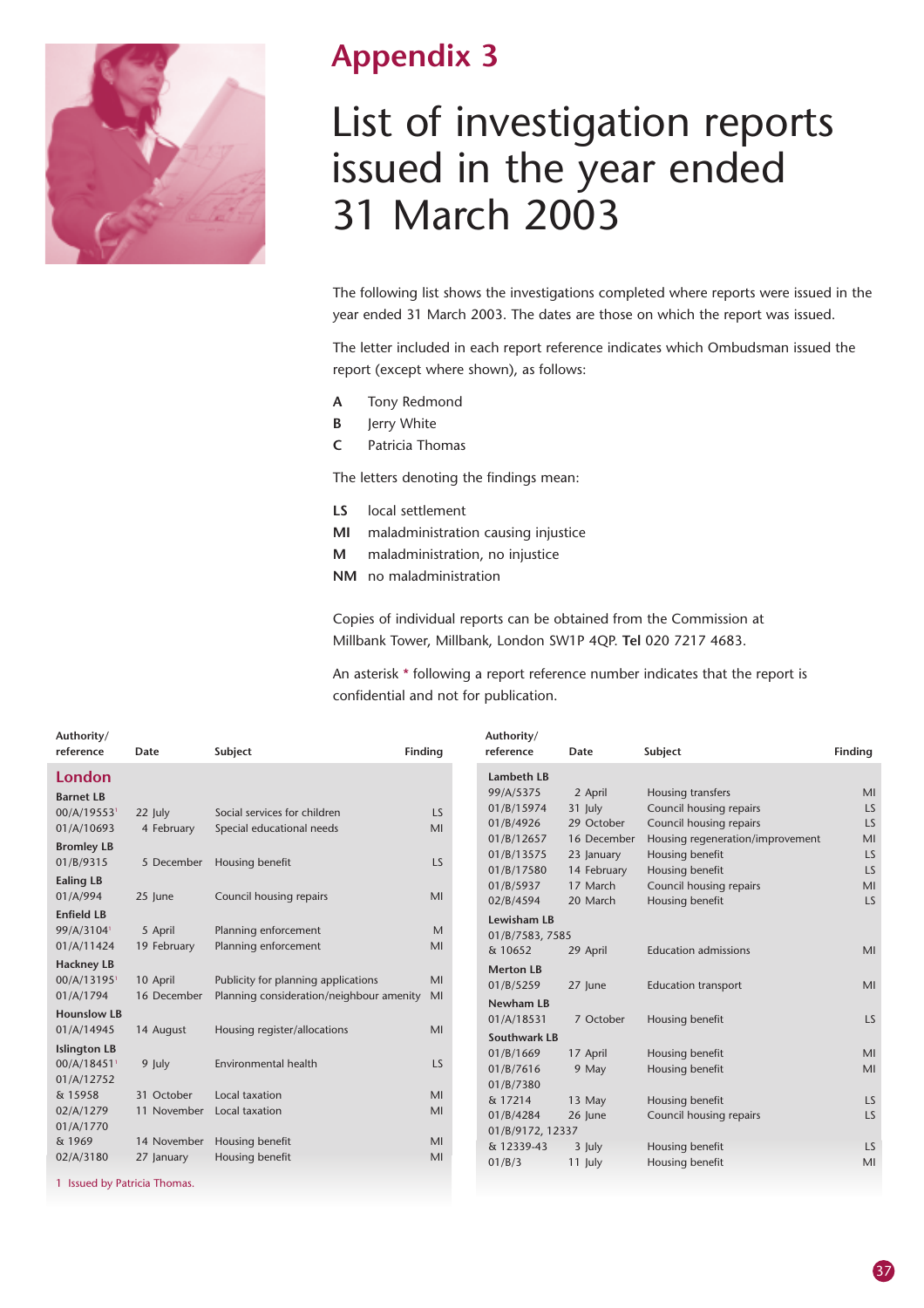# Appendix 3

## List of investigation reports issued in the year ended 31 March 2003

The following list shows the investigations completed where reports were issued in the year ended 31 March 2003. The dates are those on which the report was issued.

The letter included in each report reference indicates which Ombudsman issued the report (except where shown), as follows:

- **A** Tony Redmond
- **B** Jerry White
- **C** Patricia Thomas

The letters denoting the findings mean:

- **LS** local settlement
- **MI** maladministration causing injustice
- **M** maladministration, no injustice
- **NM** no maladministration

Copies of individual reports can be obtained from the Commission at Millbank Tower, Millbank, London SW1P 4QP. **Tel** 020 7217 4683.

An asterisk * following a report reference number indicates that the report is confidential and not for publication.

| Authority/ reference | Date | Subject | Finding |
|---|---|---|---|
| **London** | | | |
| **Barnet LB** | | | |
| 00/A/19553[1] | 22 July | Social services for children | LS |
| 01/A/10693 | 4 February | Special educational needs | MI |
| **Bromley LB** | | | |
| 01/B/9315 | 5 December | Housing benefit | LS |
| **Ealing LB** | | | |
| 01/A/994 | 25 June | Council housing repairs | MI |
| **Enfield LB** | | | |
| 99/A/3104[1] | 5 April | Planning enforcement | M |
| 01/A/11424 | 19 February | Planning enforcement | MI |
| **Hackney LB** | | | |
| 00/A/13195[1] | 10 April | Publicity for planning applications | MI |
| 01/A/1794 | 16 December | Planning consideration/neighbour amenity | MI |
| **Hounslow LB** | | | |
| 01/A/14945 | 14 August | Housing register/allocations | MI |
| **Islington LB** | | | |
| 00/A/18451[1] | 9 July | Environmental health | LS |
| 01/A/12752 & 15958 | 31 October | Local taxation | MI |
| 02/A/1279 | 11 November | Local taxation | MI |
| 01/A/1770 & 1969 | 14 November | Housing benefit | MI |
| 02/A/3180 | 27 January | Housing benefit | MI |
| **Lambeth LB** | | | |
| 99/A/5375 | 2 April | Housing transfers | MI |
| 01/B/15974 | 31 July | Council housing repairs | LS |
| 01/B/4926 | 29 October | Council housing repairs | LS |
| 01/B/12657 | 16 December | Housing regeneration/improvement | MI |
| 01/B/13575 | 23 January | Housing benefit | LS |
| 01/B/17580 | 14 February | Housing benefit | LS |
| 01/B/5937 | 17 March | Council housing repairs | MI |
| 02/B/4594 | 20 March | Housing benefit | LS |
| **Lewisham LB** | | | |
| 01/B/7583, 7585 & 10652 | 29 April | Education admissions | MI |
| **Merton LB** | | | |
| 01/B/5259 | 27 June | Education transport | MI |
| **Newham LB** | | | |
| 01/A/18531 | 7 October | Housing benefit | LS |
| **Southwark LB** | | | |
| 01/B/1669 | 17 April | Housing benefit | MI |
| 01/B/7616 | 9 May | Housing benefit | MI |
| 01/B/7380 & 17214 | 13 May | Housing benefit | LS |
| 01/B/4284 | 26 June | Council housing repairs | LS |
| 01/B/9172, 12337 & 12339-43 | 3 July | Housing benefit | LS |
| 01/B/3 | 11 July | Housing benefit | MI |

1 Issued by Patricia Thomas.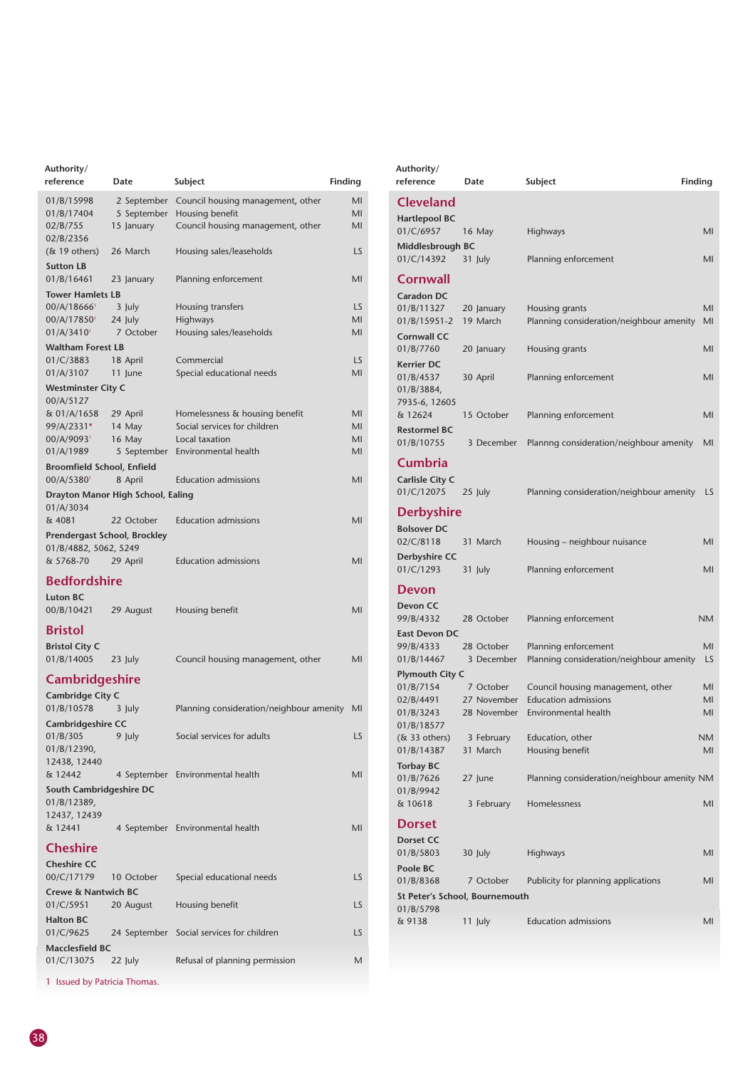| Authority/ reference | Date | Subject | Finding |
|---|---|---|---|
| 01/B/15998 | 2 September | Council housing management, other | MI |
| 01/B/17404 | 5 September | Housing benefit | MI |
| 02/B/755 | 15 January | Council housing management, other | MI |
| 02/B/2356 (& 19 others) | 26 March | Housing sales/leaseholds | LS |
| **Sutton LB** | | | |
| 01/B/16461 | 23 January | Planning enforcement | MI |
| **Tower Hamlets LB** | | | |
| 00/A/18666[1] | 3 July | Housing transfers | LS |
| 00/A/17850[1] | 24 July | Highways | MI |
| 01/A/3410[1] | 7 October | Housing sales/leaseholds | MI |
| **Waltham Forest LB** | | | |
| 01/C/3883 | 18 April | Commercial | LS |
| 01/A/3107 | 11 June | Special educational needs | MI |
| **Westminster City C** | | | |
| 00/A/5127 & 01/A/1658 | 29 April | Homelessness & housing benefit | MI |
| 99/A/2331* | 14 May | Social services for children | MI |
| 00/A/9093[1] | 16 May | Local taxation | MI |
| 01/A/1989 | 5 September | Environmental health | MI |
| **Broomfield School, Enfield** | | | |
| 00/A/5380[1] | 8 April | Education admissions | MI |
| **Drayton Manor High School, Ealing** | | | |
| 01/A/3034 & 4081 | 22 October | Education admissions | MI |
| **Prendergast School, Brockley** | | | |
| 01/B/4882, 5062, 5249 & 5768-70 | 29 April | Education admissions | MI |

## Bedfordshire

| Authority/ reference | Date | Subject | Finding |
|---|---|---|---|
| **Luton BC** | | | |
| 00/B/10421 | 29 August | Housing benefit | MI |

## Bristol

| Authority/ reference | Date | Subject | Finding |
|---|---|---|---|
| **Bristol City C** | | | |
| 01/B/14005 | 23 July | Council housing management, other | MI |

## Cambridgeshire

| Authority/ reference | Date | Subject | Finding |
|---|---|---|---|
| **Cambridge City C** | | | |
| 01/B/10578 | 3 July | Planning consideration/neighbour amenity | MI |
| **Cambridgeshire CC** | | | |
| 01/B/305 | 9 July | Social services for adults | LS |
| 01/B/12390, 12438, 12440 & 12442 | 4 September | Environmental health | MI |
| **South Cambridgeshire DC** | | | |
| 01/B/12389, 12437, 12439 & 12441 | 4 September | Environmental health | MI |

## Cheshire

| Authority/ reference | Date | Subject | Finding |
|---|---|---|---|
| **Cheshire CC** | | | |
| 00/C/17179 | 10 October | Special educational needs | LS |
| **Crewe & Nantwich BC** | | | |
| 01/C/5951 | 20 August | Housing benefit | LS |
| **Halton BC** | | | |
| 01/C/9625 | 24 September | Social services for children | LS |
| **Macclesfield BC** | | | |
| 01/C/13075 | 22 July | Refusal of planning permission | M |

1 Issued by Patricia Thomas.

## Cleveland

| Authority/ reference | Date | Subject | Finding |
|---|---|---|---|
| **Hartlepool BC** | | | |
| 01/C/6957 | 16 May | Highways | MI |
| **Middlesbrough BC** | | | |
| 01/C/14392 | 31 July | Planning enforcement | MI |

## Cornwall

| Authority/ reference | Date | Subject | Finding |
|---|---|---|---|
| **Caradon DC** | | | |
| 01/B/11327 | 20 January | Housing grants | MI |
| 01/B/15951-2 | 19 March | Planning consideration/neighbour amenity | MI |
| **Cornwall CC** | | | |
| 01/B/7760 | 20 January | Housing grants | MI |
| **Kerrier DC** | | | |
| 01/B/4537 | 30 April | Planning enforcement | MI |
| 01/B/3884, 7935-6, 12605 & 12624 | 15 October | Planning enforcement | MI |
| **Restormel BC** | | | |
| 01/B/10755 | 3 December | Plannng consideration/neighbour amenity | MI |

## Cumbria

| Authority/ reference | Date | Subject | Finding |
|---|---|---|---|
| **Carlisle City C** | | | |
| 01/C/12075 | 25 July | Planning consideration/neighbour amenity | LS |

## Derbyshire

| Authority/ reference | Date | Subject | Finding |
|---|---|---|---|
| **Bolsover DC** | | | |
| 02/C/8118 | 31 March | Housing – neighbour nuisance | MI |
| **Derbyshire CC** | | | |
| 01/C/1293 | 31 July | Planning enforcement | MI |

## Devon

| Authority/ reference | Date | Subject | Finding |
|---|---|---|---|
| **Devon CC** | | | |
| 99/B/4332 | 28 October | Planning enforcement | NM |
| **East Devon DC** | | | |
| 99/B/4333 | 28 October | Planning enforcement | MI |
| 01/B/14467 | 3 December | Planning consideration/neighbour amenity | LS |
| **Plymouth City C** | | | |
| 01/B/7154 | 7 October | Council housing management, other | MI |
| 02/B/4491 | 27 November | Education admissions | MI |
| 01/B/3243 | 28 November | Environmental health | MI |
| 01/B/18577 (& 33 others) | 3 February | Education, other | NM |
| 01/B/14387 | 31 March | Housing benefit | MI |
| **Torbay BC** | | | |
| 01/B/7626 | 27 June | Planning consideration/neighbour amenity | NM |
| 01/B/9942 & 10618 | 3 February | Homelessness | MI |

## Dorset

| Authority/ reference | Date | Subject | Finding |
|---|---|---|---|
| **Dorset CC** | | | |
| 01/B/5803 | 30 July | Highways | MI |
| **Poole BC** | | | |
| 01/B/8368 | 7 October | Publicity for planning applications | MI |
| **St Peter's School, Bournemouth** | | | |
| 01/B/5798 & 9138 | 11 July | Education admissions | MI |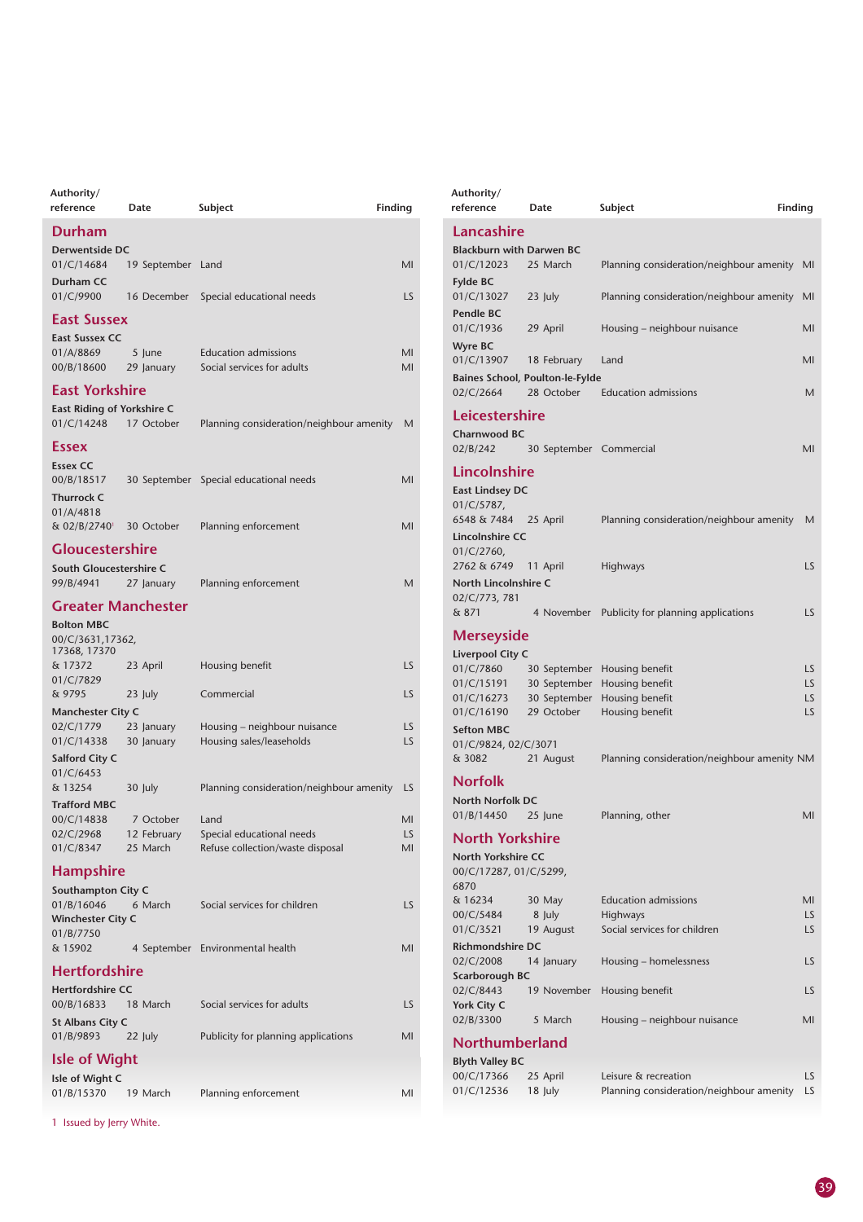| Authority/ reference | Date | Subject | Finding |
|---|---|---|---|
| **Durham** | | | |
| **Derwentside DC** | | | |
| 01/C/14684 | 19 September | Land | MI |
| **Durham CC** | | | |
| 01/C/9900 | 16 December | Special educational needs | LS |
| **East Sussex** | | | |
| **East Sussex CC** | | | |
| 01/A/8869 | 5 June | Education admissions | MI |
| 00/B/18600 | 29 January | Social services for adults | MI |
| **East Yorkshire** | | | |
| **East Riding of Yorkshire C** | | | |
| 01/C/14248 | 17 October | Planning consideration/neighbour amenity | M |
| **Essex** | | | |
| **Essex CC** | | | |
| 00/B/18517 | 30 September | Special educational needs | MI |
| **Thurrock C** | | | |
| 01/A/4818 & 02/B/2740[1] | 30 October | Planning enforcement | MI |
| **Gloucestershire** | | | |
| **South Gloucestershire C** | | | |
| 99/B/4941 | 27 January | Planning enforcement | M |
| **Greater Manchester** | | | |
| **Bolton MBC** | | | |
| 00/C/3631,17362, 17368, 17370 & 17372 | 23 April | Housing benefit | LS |
| 01/C/7829 & 9795 | 23 July | Commercial | LS |
| **Manchester City C** | | | |
| 02/C/1779 | 23 January | Housing – neighbour nuisance | LS |
| 01/C/14338 | 30 January | Housing sales/leaseholds | LS |
| **Salford City C** | | | |
| 01/C/6453 & 13254 | 30 July | Planning consideration/neighbour amenity | LS |
| **Trafford MBC** | | | |
| 00/C/14838 | 7 October | Land | MI |
| 02/C/2968 | 12 February | Special educational needs | LS |
| 01/C/8347 | 25 March | Refuse collection/waste disposal | MI |
| **Hampshire** | | | |
| **Southampton City C** | | | |
| 01/B/16046 | 6 March | Social services for children | LS |
| **Winchester City C** | | | |
| 01/B/7750 & 15902 | 4 September | Environmental health | MI |
| **Hertfordshire** | | | |
| **Hertfordshire CC** | | | |
| 00/B/16833 | 18 March | Social services for adults | LS |
| **St Albans City C** | | | |
| 01/B/9893 | 22 July | Publicity for planning applications | MI |
| **Isle of Wight** | | | |
| **Isle of Wight C** | | | |
| 01/B/15370 | 19 March | Planning enforcement | MI |

1 Issued by Jerry White.

| Authority/ reference | Date | Subject | Finding |
|---|---|---|---|
| **Lancashire** | | | |
| **Blackburn with Darwen BC** | | | |
| 01/C/12023 | 25 March | Planning consideration/neighbour amenity | MI |
| **Fylde BC** | | | |
| 01/C/13027 | 23 July | Planning consideration/neighbour amenity | MI |
| **Pendle BC** | | | |
| 01/C/1936 | 29 April | Housing – neighbour nuisance | MI |
| **Wyre BC** | | | |
| 01/C/13907 | 18 February | Land | MI |
| **Baines School, Poulton-le-Fylde** | | | |
| 02/C/2664 | 28 October | Education admissions | M |
| **Leicestershire** | | | |
| **Charnwood BC** | | | |
| 02/B/242 | 30 September | Commercial | MI |
| **Lincolnshire** | | | |
| **East Lindsey DC** | | | |
| 01/C/5787, 6548 & 7484 | 25 April | Planning consideration/neighbour amenity | M |
| **Lincolnshire CC** | | | |
| 01/C/2760, 2762 & 6749 | 11 April | Highways | LS |
| **North Lincolnshire C** | | | |
| 02/C/773, 781 & 871 | 4 November | Publicity for planning applications | LS |
| **Merseyside** | | | |
| **Liverpool City C** | | | |
| 01/C/7860 | 30 September | Housing benefit | LS |
| 01/C/15191 | 30 September | Housing benefit | LS |
| 01/C/16273 | 30 September | Housing benefit | LS |
| 01/C/16190 | 29 October | Housing benefit | LS |
| **Sefton MBC** | | | |
| 01/C/9824, 02/C/3071 & 3082 | 21 August | Planning consideration/neighbour amenity | NM |
| **Norfolk** | | | |
| **North Norfolk DC** | | | |
| 01/B/14450 | 25 June | Planning, other | MI |
| **North Yorkshire** | | | |
| **North Yorkshire CC** | | | |
| 00/C/17287, 01/C/5299, 6870 & 16234 | 30 May | Education admissions | MI |
| 00/C/5484 | 8 July | Highways | LS |
| 01/C/3521 | 19 August | Social services for children | LS |
| **Richmondshire DC** | | | |
| 02/C/2008 | 14 January | Housing – homelessness | LS |
| **Scarborough BC** | | | |
| 02/C/8443 | 19 November | Housing benefit | LS |
| **York City C** | | | |
| 02/B/3300 | 5 March | Housing – neighbour nuisance | MI |
| **Northumberland** | | | |
| **Blyth Valley BC** | | | |
| 00/C/17366 | 25 April | Leisure & recreation | LS |
| 01/C/12536 | 18 July | Planning consideration/neighbour amenity | LS |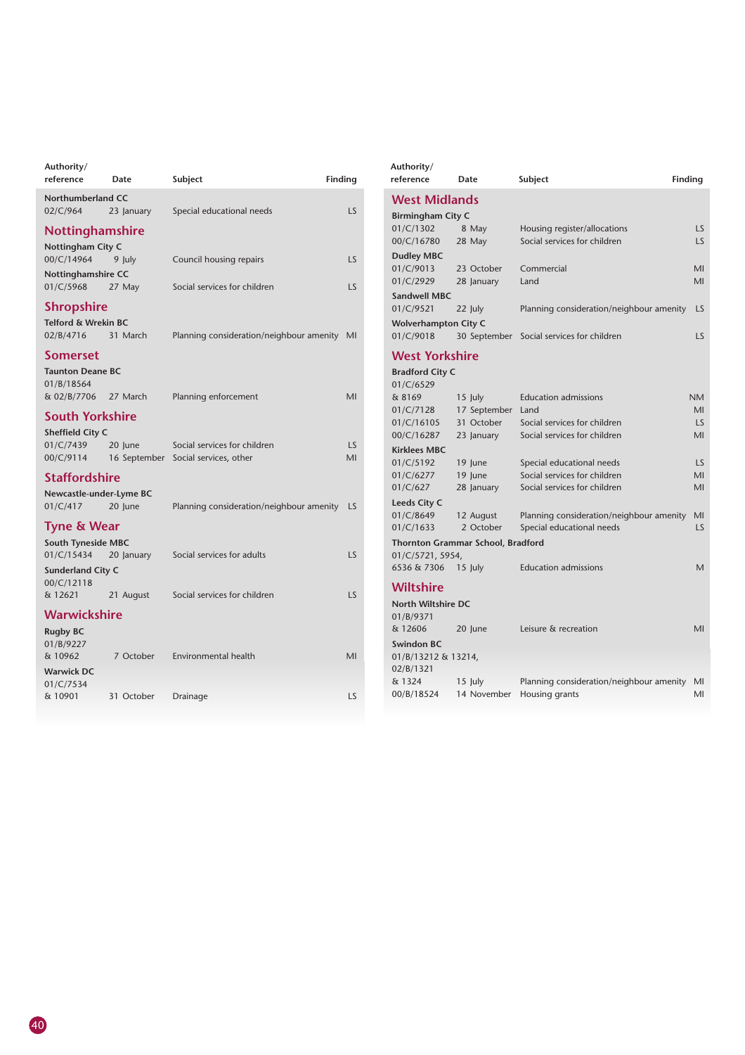| Authority/ reference | Date | Subject | Finding |
|---|---|---|---|
| **Northumberland CC** | | | |
| 02/C/964 | 23 January | Special educational needs | LS |
| **Nottinghamshire** | | | |
| **Nottingham City C** | | | |
| 00/C/14964 | 9 July | Council housing repairs | LS |
| **Nottinghamshire CC** | | | |
| 01/C/5968 | 27 May | Social services for children | LS |
| **Shropshire** | | | |
| **Telford & Wrekin BC** | | | |
| 02/B/4716 | 31 March | Planning consideration/neighbour amenity | MI |
| **Somerset** | | | |
| **Taunton Deane BC** | | | |
| 01/B/18564 & 02/B/7706 | 27 March | Planning enforcement | MI |
| **South Yorkshire** | | | |
| **Sheffield City C** | | | |
| 01/C/7439 | 20 June | Social services for children | LS |
| 00/C/9114 | 16 September | Social services, other | MI |
| **Staffordshire** | | | |
| **Newcastle-under-Lyme BC** | | | |
| 01/C/417 | 20 June | Planning consideration/neighbour amenity | LS |
| **Tyne & Wear** | | | |
| **South Tyneside MBC** | | | |
| 01/C/15434 | 20 January | Social services for adults | LS |
| **Sunderland City C** | | | |
| 00/C/12118 & 12621 | 21 August | Social services for children | LS |
| **Warwickshire** | | | |
| **Rugby BC** | | | |
| 01/B/9227 & 10962 | 7 October | Environmental health | MI |
| **Warwick DC** | | | |
| 01/C/7534 & 10901 | 31 October | Drainage | LS |
| **West Midlands** | | | |
| **Birmingham City C** | | | |
| 01/C/1302 | 8 May | Housing register/allocations | LS |
| 00/C/16780 | 28 May | Social services for children | LS |
| **Dudley MBC** | | | |
| 01/C/9013 | 23 October | Commercial | MI |
| 01/C/2929 | 28 January | Land | MI |
| **Sandwell MBC** | | | |
| 01/C/9521 | 22 July | Planning consideration/neighbour amenity | LS |
| **Wolverhampton City C** | | | |
| 01/C/9018 | 30 September | Social services for children | LS |
| **West Yorkshire** | | | |
| **Bradford City C** | | | |
| 01/C/6529 & 8169 | 15 July | Education admissions | NM |
| 01/C/7128 | 17 September | Land | MI |
| 01/C/16105 | 31 October | Social services for children | LS |
| 00/C/16287 | 23 January | Social services for children | MI |
| **Kirklees MBC** | | | |
| 01/C/5192 | 19 June | Special educational needs | LS |
| 01/C/6277 | 19 June | Social services for children | MI |
| 01/C/627 | 28 January | Social services for children | MI |
| **Leeds City C** | | | |
| 01/C/8649 | 12 August | Planning consideration/neighbour amenity | MI |
| 01/C/1633 | 2 October | Special educational needs | LS |
| **Thornton Grammar School, Bradford** | | | |
| 01/C/5721, 5954, 6536 & 7306 | 15 July | Education admissions | M |
| **Wiltshire** | | | |
| **North Wiltshire DC** | | | |
| 01/B/9371 & 12606 | 20 June | Leisure & recreation | MI |
| **Swindon BC** | | | |
| 01/B/13212 & 13214, 02/B/1321 & 1324 | 15 July | Planning consideration/neighbour amenity | MI |
| 00/B/18524 | 14 November | Housing grants | MI |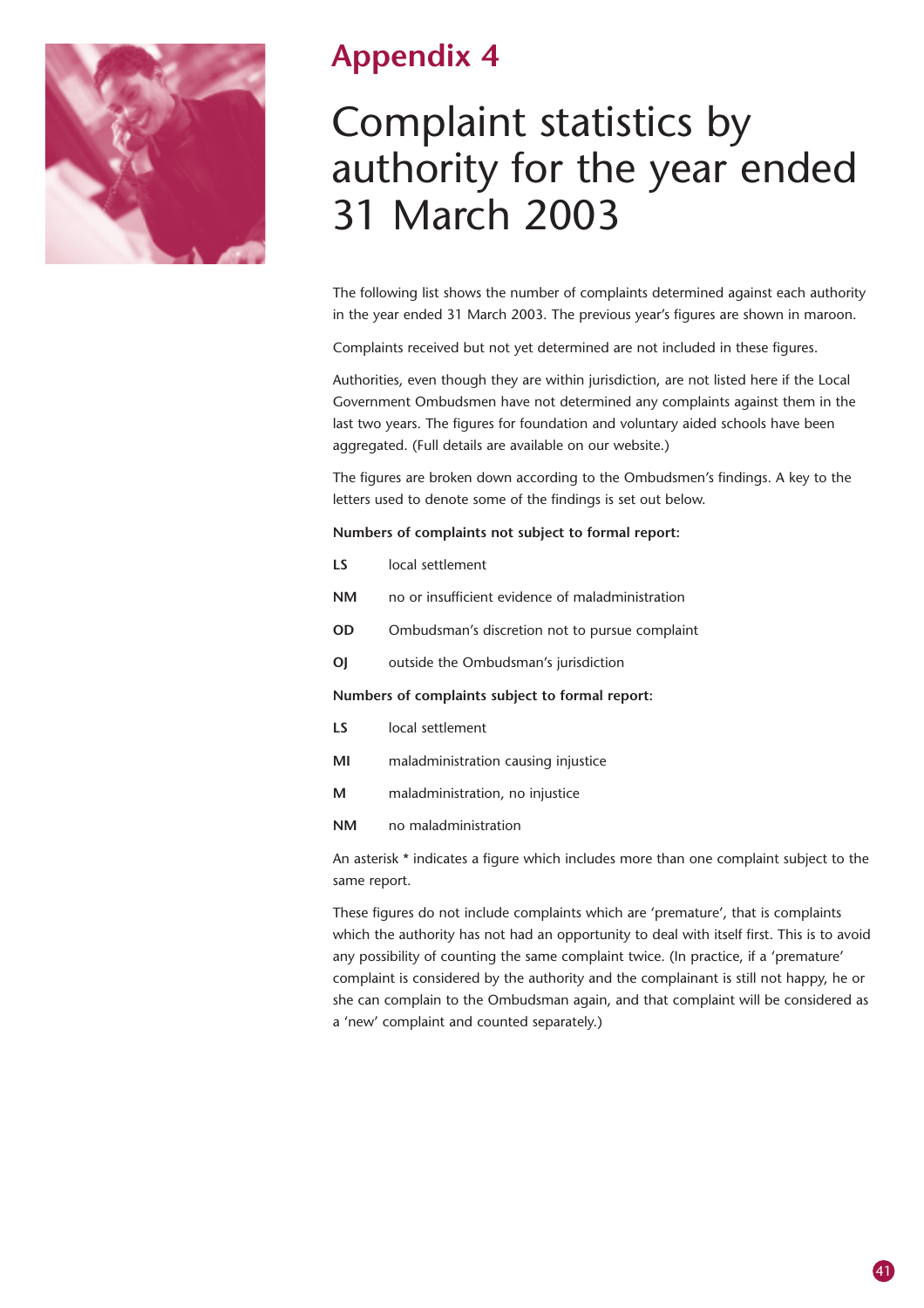# Appendix 4

## Complaint statistics by authority for the year ended 31 March 2003

The following list shows the number of complaints determined against each authority in the year ended 31 March 2003. The previous year's figures are shown in maroon.

Complaints received but not yet determined are not included in these figures.

Authorities, even though they are within jurisdiction, are not listed here if the Local Government Ombudsmen have not determined any complaints against them in the last two years. The figures for foundation and voluntary aided schools have been aggregated. (Full details are available on our website.)

The figures are broken down according to the Ombudsmen's findings. A key to the letters used to denote some of the findings is set out below.

**Numbers of complaints not subject to formal report:**

| | |
|---|---|
| **LS** | local settlement |
| **NM** | no or insufficient evidence of maladministration |
| **OD** | Ombudsman's discretion not to pursue complaint |
| **OJ** | outside the Ombudsman's jurisdiction |

**Numbers of complaints subject to formal report:**

| | |
|---|---|
| **LS** | local settlement |
| **MI** | maladministration causing injustice |
| **M** | maladministration, no injustice |
| **NM** | no maladministration |

An asterisk * indicates a figure which includes more than one complaint subject to the same report.

These figures do not include complaints which are 'premature', that is complaints which the authority has not had an opportunity to deal with itself first. This is to avoid any possibility of counting the same complaint twice. (In practice, if a 'premature' complaint is considered by the authority and the complainant is still not happy, he or she can complain to the Ombudsman again, and that complaint will be considered as a 'new' complaint and counted separately.)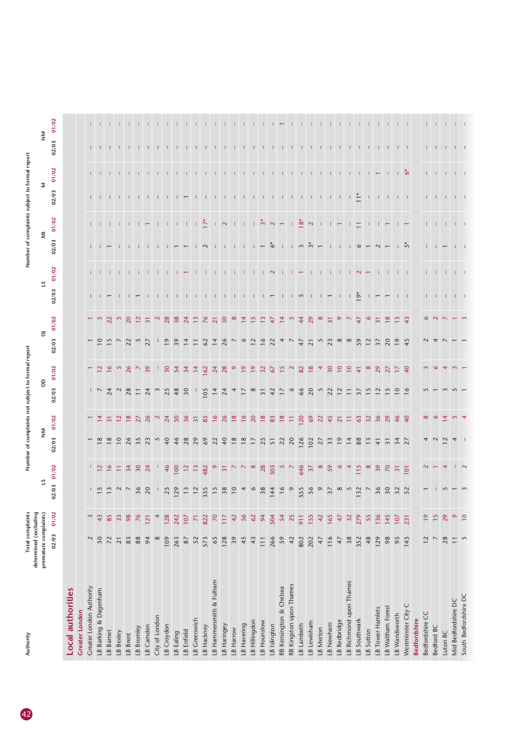| Authority | Total complaints determined (excluding premature complaints) | | Number of complaints not subject to formal report | | | | | | | | Number of complaints subject to formal report | | | | | | | |
|---|---|---|---|---|---|---|---|---|---|---|---|---|---|---|---|---|---|---|
| | | | LS | | NM | | OD | | OJ | | LS | | MI | | M | | NM | |
| | 02/03 | 01/02 | 02/03 | 01/02 | 02/03 | 01/02 | 02/03 | 01/02 | 02/03 | 01/02 | 02/03 | 01/02 | 02/03 | 01/02 | 02/03 | 01/02 | 02/03 | 01/02 |
| **Local authorities** | | | | | | | | | | | | | | | | | | |
| **Greater London** | | | | | | | | | | | | | | | | | | |
| Greater London Authority | 2 | 3 | – | – | 1 | 1 | – | 1 | 1 | 1 | – | – | – | – | – | – | – | – |
| LB Barking & Dagenham | 50 | 43 | 15 | 12 | 18 | 14 | 7 | 12 | 10 | 5 | – | – | – | – | – | – | – | – |
| LB Barnet | 72 | 85 | 13 | 16 | 18 | 31 | 24 | 16 | 15 | 22 | 1 | – | 1 | – | – | – | – | – |
| LB Bexley | 21 | 33 | 2 | 11 | 10 | 12 | 2 | 5 | 7 | 5 | – | – | – | – | – | – | – | – |
| LB Brent | 83 | 98 | 7 | 34 | 26 | 18 | 28 | 26 | 22 | 20 | – | – | – | – | – | – | – | – |
| LB Bromley | 88 | 76 | 36 | 30 | 35 | 27 | 11 | 7 | 5 | 12 | 1 | – | – | – | – | – | – | – |
| LB Camden | 94 | 121 | 20 | 24 | 23 | 26 | 24 | 39 | 27 | 31 | – | – | – | 1 | – | – | – | – |
| City of London | 8 | 4 | – | – | 5 | 2 | 3 | – | – | 2 | – | – | – | – | – | – | – | – |
| LB Croydon | 109 | 128 | 25 | 46 | 40 | 24 | 25 | 30 | 19 | 28 | – | – | – | – | – | – | – | – |
| LB Ealing | 263 | 242 | 129 | 100 | 46 | 50 | 48 | 54 | 39 | 38 | – | – | 1 | – | – | – | – | – |
| LB Enfield | 87 | 107 | 13 | 12 | 28 | 36 | 30 | 34 | 14 | 24 | – | 1 | 1 | – | 1 | – | – | – |
| LB Greenwich | 52 | 71 | 12 | 13 | 29 | 31 | – | 14 | 11 | 13 | – | – | – | – | – | – | – | – |
| LB Hackney | 573 | 822 | 335 | 482 | 69 | 85 | 105 | 162 | 62 | 76 | – | – | 2 | 17* | – | – | – | – |
| LB Hammersmith & Fulham | 65 | 70 | 15 | 9 | 22 | 16 | 14 | 24 | 14 | 21 | – | – | – | – | – | – | – | – |
| LB Haringey | 128 | 117 | 38 | 31 | 40 | 26 | 24 | 28 | 26 | 30 | – | – | – | 2 | – | – | – | – |
| LB Harrow | 39 | 42 | 10 | 7 | 18 | 18 | 4 | 9 | 7 | 8 | – | – | – | – | – | – | – | – |
| LB Havering | 45 | 56 | 4 | 7 | 18 | 16 | 17 | 19 | 6 | 14 | – | – | – | – | – | – | – | – |
| LB Hillingdon | 43 | 62 | 6 | 8 | 17 | 20 | 8 | 19 | 12 | 15 | – | – | – | – | – | – | – | – |
| LB Hounslow | 111 | 94 | 38 | 28 | 25 | 18 | 31 | 32 | 16 | 13 | – | – | 1 | 3* | – | – | – | – |
| LB Islington | 266 | 504 | 144 | 303 | 51 | 83 | 42 | 67 | 22 | 47 | 1 | 2 | 6* | 2 | – | – | – | – |
| RB Kensington & Chelsea | 59 | 54 | 16 | 5 | 22 | 18 | 17 | 15 | 4 | 14 | – | – | – | 1 | – | – | – | 1 |
| RB Kingston upon Thames | 42 | 25 | 9 | 7 | 20 | 11 | 6 | 2 | 7 | 5 | – | – | – | – | – | – | – | – |
| LB Lambeth | 802 | 911 | 555 | 646 | 126 | 120 | 66 | 82 | 47 | 44 | 5 | 1 | 3 | 18* | – | – | – | – |
| LB Lewisham | 202 | 155 | 56 | 37 | 102 | 69 | 20 | 18 | 21 | 29 | – | – | 3* | 2 | – | – | – | – |
| LB Merton | 47 | 42 | 9 | 8 | 27 | 22 | 5 | 4 | 5 | 8 | – | – | 1 | – | – | – | – | – |
| LB Newham | 116 | 165 | 37 | 59 | 33 | 45 | 22 | 30 | 23 | 31 | 1 | – | – | – | – | – | – | – |
| LB Redbridge | 47 | 47 | 8 | 6 | 19 | 21 | 12 | 10 | 8 | 9 | – | – | – | 1 | – | – | – | – |
| LB Richmond upon Thames | 38 | 32 | 5 | 4 | 14 | 11 | 11 | 10 | 8 | 7 | – | – | – | – | – | – | – | – |
| LB Southwark | 352 | 279 | 132 | 115 | 88 | 63 | 37 | 41 | 59 | 47 | 19* | 2 | 6 | 11 | 11* | – | – | – |
| LB Sutton | 48 | 55 | 7 | 8 | 13 | 32 | 15 | 8 | 12 | 6 | – | 1 | 1 | – | – | – | – | – |
| LB Tower Hamlets | 129 | 136 | 36 | 39 | 41 | 36 | 12 | 29 | 37 | 31 | 1 | – | 2 | – | – | 1 | – | – |
| LB Waltham Forest | 98 | 145 | 30 | 70 | 31 | 29 | 15 | 27 | 20 | 18 | 1 | – | 1 | 1 | – | – | – | – |
| LB Wandsworth | 95 | 107 | 32 | 31 | 34 | 46 | 10 | 17 | 19 | 13 | – | – | – | – | – | – | – | – |
| Westminster City C | 145 | 231 | 52 | 101 | 27 | 40 | 16 | 40 | 45 | 43 | – | – | 5* | 1 | – | 6* | – | – |
| **Bedfordshire** | | | | | | | | | | | | | | | | | | |
| Bedfordshire CC | 12 | 19 | 1 | 2 | 4 | 8 | 5 | 3 | 2 | 6 | – | – | – | – | – | – | – | – |
| Bedford BC | 7 | 15 | – | 1 | 2 | 6 | 1 | 6 | 4 | 2 | – | – | – | – | – | – | – | – |
| Luton BC | 28 | 29 | 5 | 4 | 12 | 14 | 3 | 4 | 7 | 7 | – | – | 1 | – | – | – | – | – |
| Mid Bedfordshire DC | 11 | 9 | 1 | – | 4 | 5 | 5 | 3 | 1 | 1 | – | – | – | – | – | – | – | – |
| South Bedfordshire DC | 5 | 10 | 3 | 2 | – | 4 | 1 | 1 | 1 | 3 | – | – | – | – | – | – | – | – |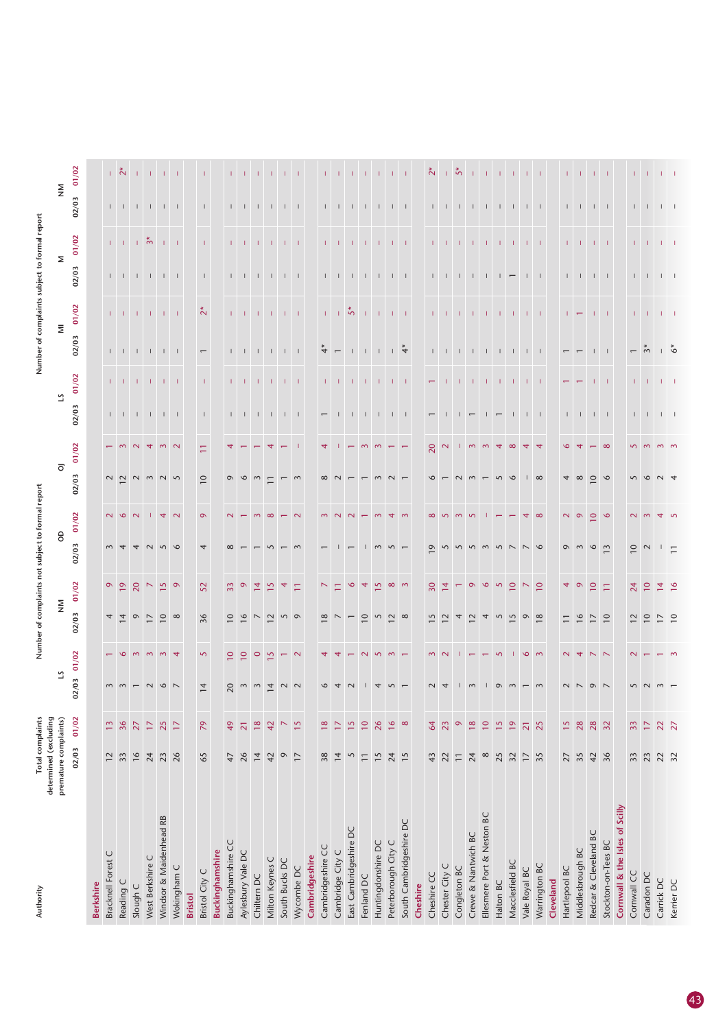| Authority | Total complaints determined (excluding premature complaints) | | Number of complaints not subject to formal report | | | | | | | | Number of complaints subject to formal report | | | | | | | |
|---|---|---|---|---|---|---|---|---|---|---|---|---|---|---|---|---|---|---|
| | | | LS | | NM | | OD | | OJ | | LS | | MI | | M | | NM | |
| | 02/03 | 01/02 | 02/03 | 01/02 | 02/03 | 01/02 | 02/03 | 01/02 | 02/03 | 01/02 | 02/03 | 01/02 | 02/03 | 01/02 | 02/03 | 01/02 | 02/03 | 01/02 |
| **Berkshire** | | | | | | | | | | | | | | | | | | |
| Bracknell Forest C | 12 | 13 | 3 | 1 | 4 | 9 | 3 | 2 | 2 | 1 | – | – | – | – | – | – | – | – |
| Reading C | 33 | 36 | 3 | 6 | 14 | 19 | 4 | 6 | 12 | 3 | – | – | – | – | – | – | – | 2* |
| Slough C | 16 | 27 | 1 | 3 | 9 | 20 | 4 | 2 | 2 | 2 | – | – | – | – | – | – | – | – |
| West Berkshire C | 24 | 17 | 2 | 3 | 17 | 7 | 2 | – | 3 | 4 | – | – | – | – | – | 3* | – | – |
| Windsor & Maidenhead RB | 23 | 25 | 6 | 3 | 10 | 15 | 5 | 4 | 2 | 3 | – | – | – | – | – | – | – | – |
| Wokingham C | 26 | 17 | 7 | 4 | 8 | 9 | 6 | 2 | 5 | 2 | – | – | – | – | – | – | – | – |
| **Bristol** | | | | | | | | | | | | | | | | | | |
| Bristol City C | 65 | 79 | 14 | 5 | 36 | 52 | 4 | 9 | 10 | 11 | – | – | 1 | 2* | – | – | – | – |
| **Buckinghamshire** | | | | | | | | | | | | | | | | | | |
| Buckinghamshire CC | 47 | 49 | 20 | 10 | 10 | 33 | 8 | 2 | 9 | 4 | – | – | – | – | – | – | – | – |
| Aylesbury Vale DC | 26 | 21 | 3 | 10 | 16 | 9 | 1 | 1 | 6 | 1 | – | – | – | – | – | – | – | – |
| Chiltern DC | 14 | 18 | 3 | 0 | 7 | 14 | 1 | 3 | 3 | 1 | – | – | – | – | – | – | – | – |
| Milton Keynes C | 42 | 42 | 14 | 15 | 12 | 15 | 5 | 8 | 11 | 4 | – | – | – | – | – | – | – | – |
| South Bucks DC | 9 | 7 | 2 | 1 | 5 | 4 | 1 | 1 | 1 | 1 | – | – | – | – | – | – | – | – |
| Wycombe DC | 17 | 15 | 2 | 2 | 9 | 11 | 3 | 2 | 3 | – | – | – | – | – | – | – | – | – |
| **Cambridgeshire** | | | | | | | | | | | | | | | | | | |
| Cambridgeshire CC | 38 | 18 | 6 | 4 | 18 | 7 | 1 | 3 | 8 | 4 | 1 | – | 4* | – | – | – | – | – |
| Cambridge City C | 14 | 17 | 4 | 4 | 7 | 11 | – | 2 | 2 | – | – | – | 1 | – | – | – | – | – |
| East Cambridgeshire DC | 5 | 15 | 2 | 1 | 1 | 6 | 1 | 2 | 1 | 1 | – | – | – | 5* | – | – | – | – |
| Fenland DC | 11 | 10 | – | 2 | 10 | 4 | – | 1 | 1 | 3 | – | – | – | – | – | – | – | – |
| Huntingdonshire DC | 15 | 26 | 4 | 5 | 5 | 15 | 3 | 3 | 3 | 3 | – | – | – | – | – | – | – | – |
| Peterborough City C | 24 | 16 | 5 | 3 | 12 | 8 | 5 | 4 | 2 | 1 | – | – | – | – | – | – | – | – |
| South Cambridgeshire DC | 15 | 8 | 1 | 1 | 8 | 3 | 1 | 3 | 1 | 1 | – | – | 4* | – | – | – | – | – |
| **Cheshire** | | | | | | | | | | | | | | | | | | |
| Cheshire CC | 43 | 64 | 2 | 3 | 15 | 30 | 19 | 8 | 6 | 20 | 1 | 1 | – | – | – | – | – | 2* |
| Chester City C | 22 | 23 | 4 | 2 | 12 | 14 | 5 | 5 | 1 | 2 | – | – | – | – | – | – | – | – |
| Congleton BC | 11 | 9 | – | – | 4 | 1 | 5 | 3 | 2 | – | – | – | – | – | – | – | – | 5* |
| Crewe & Nantwich BC | 24 | 18 | 3 | 1 | 12 | 9 | 5 | 5 | 3 | 3 | 1 | – | – | – | – | – | – | – |
| Ellesmere Port & Neston BC | 8 | 10 | – | 1 | 4 | 6 | 3 | – | 1 | 3 | – | – | – | – | – | – | – | – |
| Halton BC | 25 | 15 | 9 | 5 | 5 | 5 | 5 | 1 | 5 | 4 | 1 | – | – | – | – | – | – | – |
| Macclesfield BC | 32 | 19 | 3 | – | 15 | 10 | 7 | 1 | 6 | 8 | – | – | – | – | 1 | – | – | – |
| Vale Royal BC | 17 | 21 | 1 | 6 | 9 | 7 | 7 | 4 | – | 4 | – | – | – | – | – | – | – | – |
| Warrington BC | 35 | 25 | 3 | 3 | 18 | 10 | 6 | 8 | 8 | 4 | – | – | – | – | – | – | – | – |
| **Cleveland** | | | | | | | | | | | | | | | | | | |
| Hartlepool BC | 27 | 15 | 2 | 2 | 11 | 4 | 9 | 2 | 4 | 6 | – | 1 | 1 | – | – | – | – | – |
| Middlesbrough BC | 35 | 28 | 7 | 4 | 16 | 9 | 3 | 9 | 8 | 4 | – | 1 | 1 | 1 | – | – | – | – |
| Redcar & Cleveland BC | 42 | 28 | 9 | 7 | 17 | 10 | 6 | 10 | 10 | 1 | – | – | – | – | – | – | – | – |
| Stockton-on-Tees BC | 36 | 32 | 7 | 7 | 10 | 11 | 13 | 6 | 6 | 8 | – | – | – | – | – | – | – | – |
| **Cornwall & the Isles of Scilly** | | | | | | | | | | | | | | | | | | |
| Cornwall CC | 33 | 33 | 5 | 2 | 12 | 24 | 10 | 2 | 5 | 5 | – | – | 1 | – | – | – | – | – |
| Caradon DC | 23 | 17 | 2 | 1 | 10 | 10 | 2 | 3 | 6 | 3 | – | – | 3* | – | – | – | – | – |
| Carrick DC | 22 | 22 | 3 | 1 | 17 | 14 | – | 4 | 2 | 3 | – | – | – | – | – | – | – | – |
| Kerrier DC | 32 | 27 | 1 | 3 | 10 | 16 | 11 | 5 | 4 | 3 | – | – | 6* | – | – | – | – | – |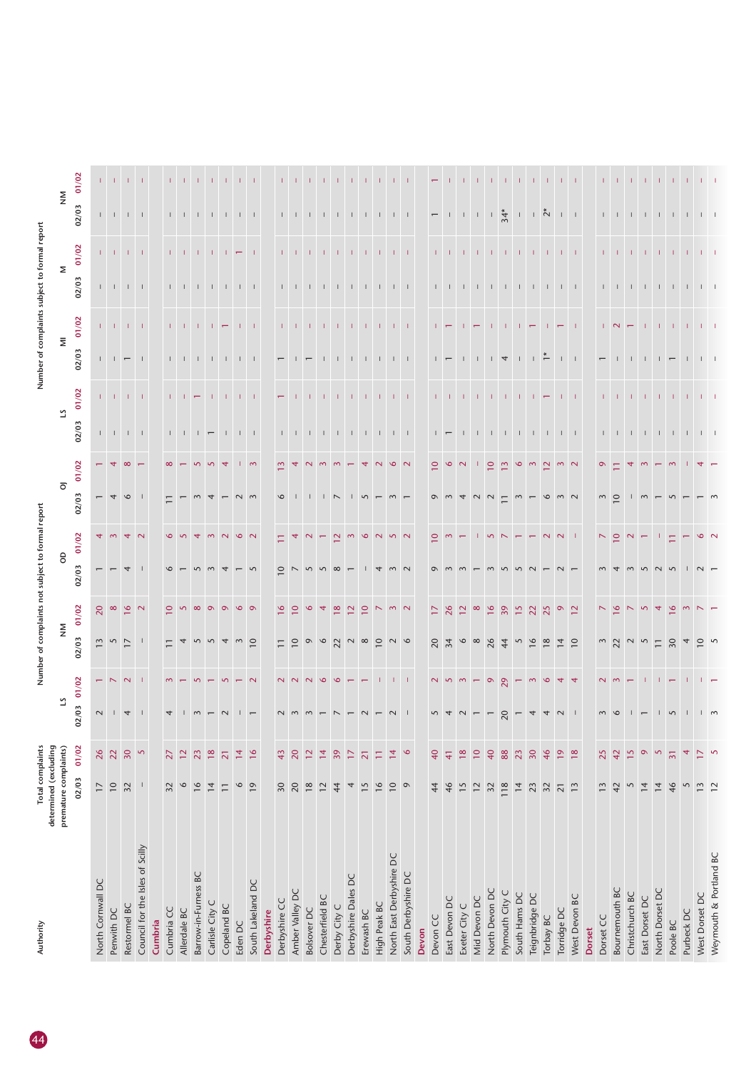| Authority | Total complaints determined (excluding premature complaints) | | Number of complaints not subject to formal report | | | | | | | | Number of complaints subject to formal report | | | | | | | |
|---|---|---|---|---|---|---|---|---|---|---|---|---|---|---|---|---|---|---|
| | | | LS | | NM | | OD | | OJ | | LS | | MI | | M | | NM | |
| | 02/03 | 01/02 | 02/03 | 01/02 | 02/03 | 01/02 | 02/03 | 01/02 | 02/03 | 01/02 | 02/03 | 01/02 | 02/03 | 01/02 | 02/03 | 01/02 | 02/03 | 01/02 |
| North Cornwall DC | 17 | 26 | 2 | 1 | 13 | 20 | 1 | 4 | 1 | 1 | – | – | – | – | – | – | – | – |
| Penwith DC | 10 | 22 | – | 7 | 5 | 8 | 1 | 3 | 4 | 4 | – | – | – | – | – | – | – | – |
| Restormel BC | 32 | 30 | 4 | 2 | 17 | 16 | 4 | 4 | 6 | 8 | – | – | 1 | – | – | – | – | – |
| Council for the Isles of Scilly | – | 5 | – | – | – | 2 | – | 2 | – | 1 | – | – | – | – | – | – | – | – |
| **Cumbria** | | | | | | | | | | | | | | | | | | |
| Cumbria CC | 32 | 27 | 4 | 3 | 11 | 10 | 6 | 6 | 11 | 8 | – | – | – | – | – | – | – | – |
| Allerdale BC | 6 | 12 | – | 1 | 4 | 5 | 1 | 5 | 1 | 1 | – | – | – | – | – | – | – | – |
| Barrow-in-Furness BC | 16 | 23 | 3 | 5 | 5 | 8 | 5 | 4 | 3 | 5 | – | 1 | – | – | – | – | – | – |
| Carlisle City C | 14 | 18 | 1 | 1 | 5 | 9 | 3 | 3 | 4 | 5 | 1 | – | – | – | – | – | – | – |
| Copeland BC | 11 | 21 | 2 | 5 | 4 | 9 | 4 | 2 | 1 | 4 | – | – | – | 1 | – | – | – | – |
| Eden DC | 6 | 14 | – | 1 | 3 | 6 | 1 | 6 | 2 | – | – | – | – | – | – | 1 | – | – |
| South Lakeland DC | 19 | 16 | 1 | 2 | 10 | 9 | 5 | 2 | 3 | 3 | – | – | – | – | – | – | – | – |
| **Derbyshire** | | | | | | | | | | | | | | | | | | |
| Derbyshire CC | 30 | 43 | 2 | 2 | 11 | 16 | 10 | 11 | 6 | 13 | – | 1 | 1 | – | – | – | – | – |
| Amber Valley DC | 20 | 20 | 3 | 2 | 10 | 10 | 7 | 4 | – | 4 | – | – | – | – | – | – | – | – |
| Bolsover DC | 18 | 12 | 3 | 2 | 9 | 6 | 5 | 2 | – | 2 | – | – | 1 | – | – | – | – | – |
| Chesterfield BC | 12 | 14 | 1 | 6 | 6 | 4 | 5 | 1 | – | 3 | – | – | – | – | – | – | – | – |
| Derby City C | 44 | 39 | 7 | 6 | 22 | 18 | 8 | 12 | 7 | 3 | – | – | – | – | – | – | – | – |
| Derbyshire Dales DC | 4 | 17 | 1 | 1 | 2 | 12 | 1 | 3 | – | 1 | – | – | – | – | – | – | – | – |
| Erewash BC | 15 | 21 | 2 | 1 | 8 | 10 | – | 6 | 5 | 4 | – | – | – | – | – | – | – | – |
| High Peak BC | 16 | 11 | 1 | – | 10 | 7 | 4 | 2 | 1 | 2 | – | – | – | – | – | – | – | – |
| North East Derbyshire DC | 10 | 14 | 2 | – | 2 | 3 | 3 | 5 | 3 | 6 | – | – | – | – | – | – | – | – |
| South Derbyshire DC | 9 | 6 | – | – | 6 | 2 | 2 | 2 | 1 | 2 | – | – | – | – | – | – | – | – |
| **Devon** | | | | | | | | | | | | | | | | | | |
| Devon CC | 44 | 40 | 5 | 2 | 20 | 17 | 9 | 10 | 9 | 10 | – | – | – | – | – | – | 1 | 1 |
| East Devon DC | 46 | 41 | 4 | 5 | 34 | 26 | 3 | 3 | 3 | 6 | 1 | – | 1 | 1 | – | – | – | – |
| Exeter City C | 15 | 18 | 2 | 3 | 6 | 12 | 3 | 1 | 4 | 2 | – | – | – | – | – | – | – | – |
| Mid Devon DC | 12 | 10 | 1 | 1 | 8 | 8 | 1 | – | 2 | – | – | – | – | 1 | – | – | – | – |
| North Devon DC | 32 | 40 | 1 | 9 | 26 | 16 | 3 | 5 | 2 | 10 | – | – | – | – | – | – | – | – |
| Plymouth City C | 118 | 88 | 20 | 29 | 44 | 39 | 5 | 7 | 11 | 13 | – | – | 4 | – | – | – | 34* | – |
| South Hams DC | 14 | 23 | 1 | 1 | 5 | 15 | 5 | 1 | 3 | 6 | – | – | – | – | – | – | – | – |
| Teignbridge DC | 23 | 30 | 4 | 3 | 16 | 22 | 2 | 1 | 1 | 3 | – | – | – | 1 | – | – | – | – |
| Torbay BC | 32 | 46 | 4 | 6 | 18 | 25 | 1 | 2 | 6 | 12 | – | 1 | 1* | – | – | – | 2* | – |
| Torridge DC | 21 | 19 | 2 | 4 | 14 | 9 | 2 | 2 | 3 | 3 | – | – | – | 1 | – | – | – | – |
| West Devon BC | 13 | 18 | – | 4 | 10 | 12 | 1 | – | 2 | 2 | – | – | – | – | – | – | – | – |
| **Dorset** | | | | | | | | | | | | | | | | | | |
| Dorset CC | 13 | 25 | 3 | 2 | 3 | 7 | 3 | 7 | 3 | 9 | – | – | 1 | – | – | – | – | – |
| Bournemouth BC | 42 | 42 | 6 | 3 | 22 | 16 | 4 | 10 | 10 | 11 | – | – | – | 2 | – | – | – | – |
| Christchurch BC | 5 | 15 | – | 1 | 2 | 7 | 3 | 2 | – | 4 | – | – | – | 1 | – | – | – | – |
| East Dorset DC | 14 | 9 | 1 | – | 5 | 5 | 5 | 1 | 3 | 3 | – | – | – | – | – | – | – | – |
| North Dorset DC | 14 | 5 | – | – | 11 | 4 | 2 | – | 1 | 1 | – | – | – | – | – | – | – | – |
| Poole BC | 46 | 31 | 5 | 1 | 30 | 16 | 5 | 11 | 5 | 3 | – | – | 1 | – | – | – | – | – |
| Purbeck DC | 5 | 4 | – | – | 4 | 3 | – | 1 | 1 | – | – | – | – | – | – | – | – | – |
| West Dorset DC | 13 | 17 | – | – | 10 | 7 | 2 | 6 | 1 | 4 | – | – | – | – | – | – | – | – |
| Weymouth & Portland BC | 12 | 5 | 3 | 1 | 5 | 1 | 1 | 2 | 3 | 1 | – | – | – | – | – | – | – | – |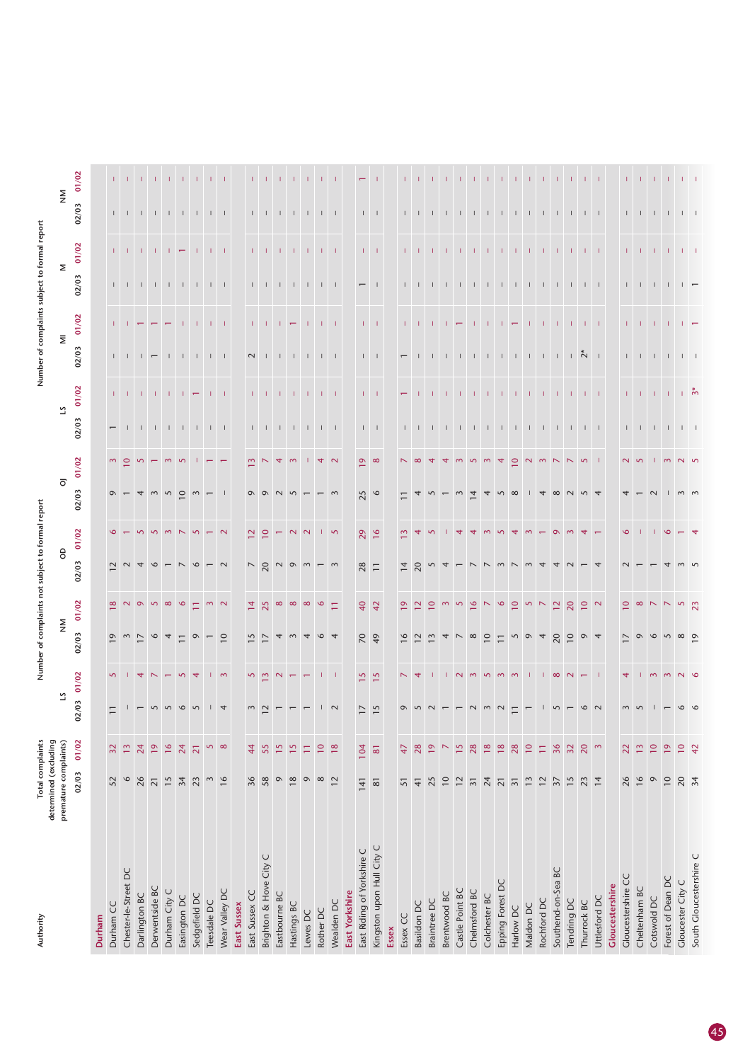| Authority | Total complaints determined (excluding premature complaints) | | Number of complaints not subject to formal report | | | | | | | | Number of complaints subject to formal report | | | | | | | |
|---|---|---|---|---|---|---|---|---|---|---|---|---|---|---|---|---|---|---|
| | | | LS | | NM | | OD | | OJ | | LS | | MI | | M | | NM | |
| | 02/03 | 01/02 | 02/03 | 01/02 | 02/03 | 01/02 | 02/03 | 01/02 | 02/03 | 01/02 | 02/03 | 01/02 | 02/03 | 01/02 | 02/03 | 01/02 | 02/03 | 01/02 |
| **Durham** | | | | | | | | | | | | | | | | | | |
| Durham CC | 52 | 32 | 11 | 5 | 19 | 18 | 12 | 6 | 9 | 3 | 1 | – | – | – | – | – | – | – |
| Chester-le-Street DC | 6 | 13 | – | – | 3 | 2 | 2 | 1 | 1 | 10 | – | – | – | – | – | – | – | – |
| Darlington BC | 26 | 24 | 1 | 4 | 17 | 9 | 4 | 5 | 4 | 5 | – | – | – | 1 | – | – | – | – |
| Derwentside BC | 21 | 19 | 5 | 7 | 6 | 5 | 6 | 5 | 3 | 1 | – | – | 1 | 1 | – | – | – | – |
| Durham City C | 15 | 16 | 5 | 1 | 4 | 8 | 1 | 3 | 5 | 3 | – | – | – | 1 | – | – | – | – |
| Easington DC | 34 | 24 | 6 | 5 | 11 | 6 | 7 | 7 | 10 | 5 | – | – | – | – | – | 1 | – | – |
| Sedgefield DC | 23 | 21 | 5 | 4 | 9 | 11 | 6 | 5 | 3 | – | – | 1 | – | – | – | – | – | – |
| Teesdale DC | 3 | 5 | – | – | 1 | 3 | 1 | 1 | 1 | 1 | – | – | – | – | – | – | – | – |
| Wear Valley DC | 16 | 8 | 4 | 3 | 10 | 2 | 2 | 2 | – | 1 | – | – | – | – | – | – | – | – |
| **East Sussex** | | | | | | | | | | | | | | | | | | |
| East Sussex CC | 36 | 44 | 3 | 5 | 15 | 14 | 7 | 12 | 9 | 13 | – | – | 2 | – | – | – | – | – |
| Brighton & Hove City C | 58 | 55 | 12 | 13 | 17 | 25 | 20 | 10 | 9 | 7 | – | – | – | – | – | – | – | – |
| Eastbourne BC | 9 | 15 | 1 | 2 | 4 | 8 | 2 | 1 | 2 | 4 | – | – | – | – | – | – | – | – |
| Hastings BC | 18 | 15 | 1 | 1 | 3 | 8 | 9 | 2 | 5 | 3 | – | – | – | 1 | – | – | – | – |
| Lewes DC | 9 | 11 | 1 | 1 | 4 | 8 | 3 | 2 | 1 | – | – | – | – | – | – | – | – | – |
| Rother DC | 8 | 10 | – | – | 6 | 6 | 1 | – | 1 | 4 | – | – | – | – | – | – | – | – |
| Wealden DC | 12 | 18 | 2 | – | 4 | 11 | 3 | 5 | 3 | 2 | – | – | – | – | – | – | – | – |
| **East Yorkshire** | | | | | | | | | | | | | | | | | | |
| East Riding of Yorkshire C | 141 | 104 | 17 | 15 | 70 | 40 | 28 | 29 | 25 | 19 | – | – | – | – | 1 | – | – | 1 |
| Kingston upon Hull City C | 81 | 81 | 15 | 15 | 49 | 42 | 11 | 16 | 6 | 8 | – | – | – | – | – | – | – | – |
| **Essex** | | | | | | | | | | | | | | | | | | |
| Essex CC | 51 | 47 | 9 | 7 | 16 | 19 | 14 | 13 | 11 | 7 | – | 1 | 1 | – | – | – | – | – |
| Basildon DC | 41 | 28 | 5 | 4 | 12 | 12 | 20 | 4 | 4 | 8 | – | – | – | – | – | – | – | – |
| Braintree DC | 25 | 19 | 2 | – | 13 | 10 | 5 | 5 | 5 | 4 | – | – | – | – | – | – | – | – |
| Brentwood BC | 10 | 7 | 1 | – | 4 | 3 | 4 | – | 1 | 4 | – | – | – | – | – | – | – | – |
| Castle Point BC | 12 | 15 | 1 | 2 | 7 | 5 | 1 | 4 | 3 | 3 | – | – | – | 1 | – | – | – | – |
| Chelmsford BC | 31 | 28 | 2 | 3 | 8 | 16 | 7 | 4 | 14 | 5 | – | – | – | – | – | – | – | – |
| Colchester BC | 24 | 18 | 3 | 5 | 10 | 7 | 7 | 3 | 4 | 3 | – | – | – | – | – | – | – | – |
| Epping Forest DC | 21 | 18 | 2 | 3 | 11 | 6 | 3 | 5 | 5 | 4 | – | – | – | – | – | – | – | – |
| Harlow DC | 31 | 28 | 11 | 3 | 5 | 10 | 7 | 4 | 8 | 10 | – | – | – | 1 | – | – | – | – |
| Maldon DC | 13 | 10 | 1 | – | 9 | 5 | 3 | 3 | – | 2 | – | – | – | – | – | – | – | – |
| Rochford DC | 12 | 11 | – | – | 4 | 7 | 4 | 1 | 4 | 3 | – | – | – | – | – | – | – | – |
| Southend-on-Sea BC | 37 | 36 | 5 | 8 | 20 | 12 | 4 | 9 | 8 | 7 | – | – | – | – | – | – | – | – |
| Tendring DC | 15 | 32 | 1 | 2 | 10 | 20 | 2 | 3 | 2 | 7 | – | – | 2* | – | – | – | – | – |
| Thurrock BC | 23 | 20 | 6 | 1 | 9 | 10 | 1 | 4 | 5 | 5 | – | – | – | – | – | – | – | – |
| Uttlesford DC | 14 | 3 | 2 | – | 4 | 2 | 4 | 1 | 4 | – | – | – | – | – | – | – | – | – |
| **Gloucestershire** | | | | | | | | | | | | | | | | | | |
| Gloucestershire CC | 26 | 22 | 3 | 4 | 17 | 10 | 2 | 6 | 4 | 2 | – | – | – | – | – | – | – | – |
| Cheltenham BC | 16 | 13 | 5 | – | 9 | 8 | 1 | – | 1 | 5 | – | – | – | – | – | – | – | – |
| Cotswold DC | 9 | 10 | – | 3 | 6 | 7 | 1 | – | 2 | – | – | – | – | – | – | – | – | – |
| Forest of Dean DC | 10 | 19 | 1 | 3 | 5 | 7 | 4 | 6 | – | 3 | – | – | – | – | – | – | – | – |
| Gloucester City C | 20 | 10 | 6 | 2 | 8 | 5 | 3 | 1 | 3 | 2 | – | – | – | – | – | – | – | – |
| South Gloucestershire C | 34 | 42 | 6 | 6 | 19 | 23 | 5 | 4 | 3 | 5 | – | 3* | – | 1 | 1 | – | – | – |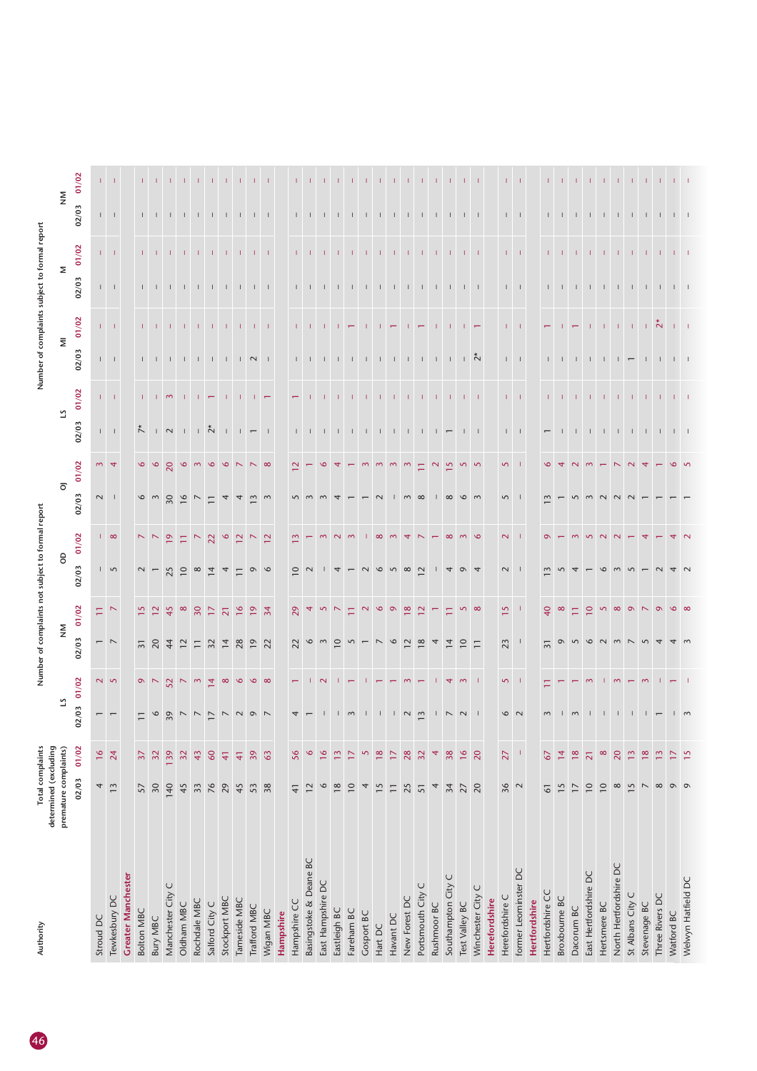| Authority | Total complaints determined (excluding premature complaints) | | Number of complaints not subject to formal report | | | | | | | | Number of complaints subject to formal report | | | | | | | |
|---|---|---|---|---|---|---|---|---|---|---|---|---|---|---|---|---|---|---|
| | | | LS | | NM | | OD | | OJ | | LS | | MI | | M | | NM | |
| | 02/03 | 01/02 | 02/03 | 01/02 | 02/03 | 01/02 | 02/03 | 01/02 | 02/03 | 01/02 | 02/03 | 01/02 | 02/03 | 01/02 | 02/03 | 01/02 | 02/03 | 01/02 |
| Stroud DC | 4 | 16 | 1 | 2 | 1 | 11 | – | – | 2 | 3 | – | – | – | – | – | – | – | – |
| Tewkesbury DC | 13 | 24 | 1 | 5 | 7 | 7 | 5 | 8 | – | 4 | – | – | – | – | – | – | – | – |
| **Greater Manchester** | | | | | | | | | | | | | | | | | | |
| Bolton MBC | 57 | 37 | 11 | 9 | 31 | 15 | 2 | 7 | 6 | 6 | 7* | – | – | – | – | – | – | – |
| Bury MBC | 30 | 32 | 6 | 7 | 20 | 12 | 1 | 7 | 3 | 6 | – | – | – | – | – | – | – | – |
| Manchester City C | 140 | 139 | 39 | 52 | 44 | 45 | 25 | 19 | 30 | 20 | 2 | 3 | – | – | – | – | – | – |
| Oldham MBC | 45 | 32 | 7 | 7 | 12 | 8 | 10 | 11 | 16 | 6 | – | – | – | – | – | – | – | – |
| Rochdale MBC | 33 | 43 | 7 | 3 | 11 | 30 | 8 | 7 | 7 | 3 | – | – | – | – | – | – | – | – |
| Salford City C | 76 | 60 | 17 | 14 | 32 | 17 | 14 | 22 | 11 | 6 | 2* | 1 | – | – | – | – | – | – |
| Stockport MBC | 29 | 41 | 7 | 8 | 14 | 21 | 4 | 6 | 4 | 6 | – | – | – | – | – | – | – | – |
| Tameside MBC | 45 | 41 | 2 | 6 | 28 | 16 | 11 | 12 | 4 | 7 | – | – | – | – | – | – | – | – |
| Trafford MBC | 53 | 39 | 9 | 6 | 19 | 19 | 9 | 7 | 13 | 7 | 1 | – | 2 | – | – | – | – | – |
| Wigan MBC | 38 | 63 | 7 | 8 | 22 | 34 | 6 | 12 | 3 | 8 | – | 1 | – | – | – | – | – | – |
| **Hampshire** | | | | | | | | | | | | | | | | | | |
| Hampshire CC | 41 | 56 | 4 | 1 | 22 | 29 | 10 | 13 | 5 | 12 | – | 1 | – | – | – | – | – | – |
| Basingstoke & Deane BC | 12 | 6 | 1 | – | 6 | 4 | 2 | 1 | 3 | 1 | – | – | – | – | – | – | – | – |
| East Hampshire DC | 6 | 16 | – | 2 | 3 | 5 | – | 3 | 3 | 6 | – | – | – | – | – | – | – | – |
| Eastleigh BC | 18 | 13 | – | – | 10 | 7 | 4 | 2 | 4 | 4 | – | – | – | – | – | – | – | – |
| Fareham BC | 10 | 17 | 3 | 1 | 5 | 11 | 1 | 3 | 1 | 1 | – | – | – | 1 | – | – | – | – |
| Gosport BC | 4 | 5 | – | – | 1 | 2 | 2 | – | 1 | 3 | – | – | – | – | – | – | – | – |
| Hart DC | 15 | 18 | – | 1 | 7 | 6 | 6 | 8 | 2 | 3 | – | – | – | – | – | – | – | – |
| Havant DC | 11 | 17 | – | 1 | 6 | 9 | 5 | 3 | – | 3 | – | – | – | 1 | – | – | – | – |
| New Forest DC | 25 | 28 | 2 | 3 | 12 | 18 | 8 | 4 | 3 | 3 | – | – | – | – | – | – | – | – |
| Portsmouth City C | 51 | 32 | 13 | 1 | 18 | 12 | 12 | 7 | 8 | 11 | – | – | – | 1 | – | – | – | – |
| Rushmoor BC | 4 | 4 | – | – | 4 | 1 | – | 1 | – | 2 | – | – | – | – | – | – | – | – |
| Southampton City C | 34 | 38 | 7 | 4 | 14 | 11 | 4 | 8 | 8 | 15 | 1 | – | – | – | – | – | – | – |
| Test Valley BC | 27 | 16 | 2 | 3 | 10 | 5 | 9 | 3 | 6 | 5 | – | – | – | – | – | – | – | – |
| Winchester City C | 20 | 20 | – | – | 11 | 8 | 4 | 6 | 3 | 5 | – | – | 2* | 1 | – | – | – | – |
| **Herefordshire** | | | | | | | | | | | | | | | | | | |
| Herefordshire C | 36 | 27 | 6 | 5 | 23 | 15 | 2 | 2 | 5 | 5 | – | – | – | – | – | – | – | – |
| former Leominster DC | 2 | – | 2 | – | – | – | – | – | – | – | – | – | – | – | – | – | – | – |
| **Hertfordshire** | | | | | | | | | | | | | | | | | | |
| Hertfordshire CC | 61 | 67 | 3 | 11 | 31 | 40 | 13 | 9 | 13 | 6 | 1 | – | – | 1 | – | – | – | – |
| Broxbourne BC | 15 | 14 | – | 1 | 9 | 8 | 5 | 1 | 1 | 4 | – | – | – | – | – | – | – | – |
| Dacorum BC | 17 | 18 | 3 | 1 | 5 | 11 | 4 | 3 | 5 | 2 | – | – | – | 1 | – | – | – | – |
| East Hertfordshire DC | 10 | 21 | – | 3 | 6 | 10 | 1 | 5 | 3 | 3 | – | – | – | – | – | – | – | – |
| Hertsmere BC | 10 | 8 | – | – | 2 | 5 | 6 | 2 | 2 | 1 | – | – | – | – | – | – | – | – |
| North Hertfordshire DC | 8 | 20 | – | 3 | 3 | 8 | 3 | 2 | 2 | 7 | – | – | – | – | – | – | – | – |
| St Albans City C | 15 | 13 | – | 1 | 7 | 9 | 5 | 1 | 2 | 2 | – | – | 1 | – | – | – | – | – |
| Stevenage BC | 7 | 18 | – | 3 | 5 | 7 | 1 | 4 | 1 | 4 | – | – | – | – | – | – | – | – |
| Three Rivers DC | 8 | 13 | 1 | – | 4 | 9 | 2 | 1 | 1 | 1 | – | – | – | 2* | – | – | – | – |
| Watford BC | 9 | 17 | – | 1 | 4 | 6 | 4 | 4 | 1 | 6 | – | – | – | – | – | – | – | – |
| Welwyn Hatfield DC | 9 | 15 | 3 | – | 3 | 8 | 2 | 2 | 1 | 5 | – | – | – | – | – | – | – | – |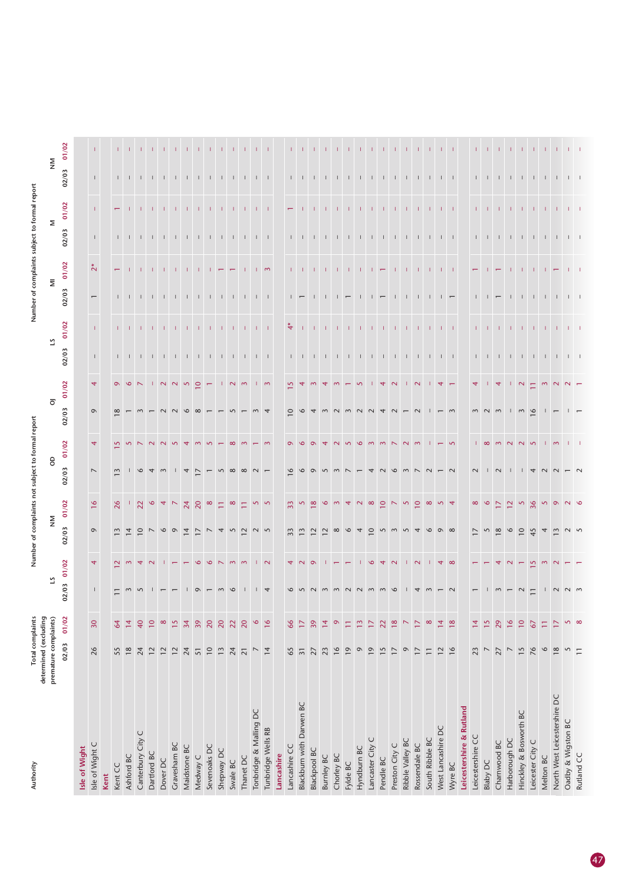| Authority | Total complaints determined (excluding premature complaints) | | Number of complaints not subject to formal report | | | | | | | | Number of complaints subject to formal report | | | | | | | |
|---|---|---|---|---|---|---|---|---|---|---|---|---|---|---|---|---|---|---|
| | | | LS | | NM | | OD | | OJ | | LS | | MI | | M | | NM | |
| | 02/03 | 01/02 | 02/03 | 01/02 | 02/03 | 01/02 | 02/03 | 01/02 | 02/03 | 01/02 | 02/03 | 01/02 | 02/03 | 01/02 | 02/03 | 01/02 | 02/03 | 01/02 |
| **Isle of Wight** | | | | | | | | | | | | | | | | | | |
| Isle of Wight C | 26 | 30 | – | 4 | 9 | 16 | 7 | 4 | 9 | 4 | – | – | 1 | 2* | – | – | – | – |
| **Kent** | | | | | | | | | | | | | | | | | | |
| Kent CC | 55 | 64 | 11 | 12 | 13 | 26 | 13 | 15 | 18 | 9 | – | – | – | 1 | – | 1 | – | – |
| Ashford BC | 18 | 14 | 3 | 3 | 14 | – | – | 5 | 1 | 6 | – | – | – | – | – | – | – | – |
| Canterbury City C | 24 | 40 | 5 | 4 | 10 | 22 | 6 | 7 | 3 | 7 | – | – | – | – | – | – | – | – |
| Dartford BC | 12 | 10 | – | 2 | 7 | 6 | 4 | 2 | 1 | – | – | – | – | – | – | – | – | – |
| Dover DC | 12 | 8 | 1 | – | 6 | 4 | 3 | 2 | 2 | 2 | – | – | – | – | – | – | – | – |
| Gravesham BC | 12 | 15 | 1 | 1 | 9 | 7 | – | 5 | 2 | 2 | – | – | – | – | – | – | – | – |
| Maidstone BC | 24 | 34 | – | 1 | 14 | 24 | 4 | 4 | 6 | 5 | – | – | – | – | – | – | – | – |
| Medway C | 51 | 39 | 9 | 6 | 17 | 20 | 17 | 3 | 8 | 10 | – | – | – | – | – | – | – | – |
| Sevenoaks DC | 10 | 20 | 1 | 6 | 7 | 8 | 1 | 5 | 1 | 1 | – | – | – | – | – | – | – | – |
| Shepway DC | 13 | 20 | 3 | 7 | 4 | 11 | 5 | 1 | 1 | – | – | – | – | 1 | – | – | – | – |
| Swale BC | 24 | 22 | 6 | 3 | 5 | 8 | 8 | 8 | 5 | 2 | – | – | – | 1 | – | – | – | – |
| Thanet DC | 21 | 20 | – | 3 | 12 | 11 | 8 | 3 | 1 | 3 | – | – | – | – | – | – | – | – |
| Tonbridge & Malling DC | 7 | 6 | – | – | 2 | 5 | 2 | 1 | 3 | – | – | – | – | – | – | – | – | – |
| Tunbridge Wells RB | 14 | 16 | 4 | 2 | 5 | 5 | 1 | 3 | 4 | 3 | – | – | – | 3 | – | – | – | – |
| **Lancashire** | | | | | | | | | | | | | | | | | | |
| Lancashire CC | 65 | 66 | 6 | 4 | 33 | 33 | 16 | 9 | 10 | 15 | – | 4* | – | – | – | 1 | – | – |
| Blackburn with Darwen BC | 31 | 17 | 5 | 2 | 13 | 5 | 6 | 6 | 6 | 4 | – | – | 1 | – | – | – | – | – |
| Blackpool BC | 27 | 39 | 2 | 9 | 12 | 18 | 9 | 9 | 4 | 3 | – | – | – | – | – | – | – | – |
| Burnley BC | 23 | 14 | 3 | – | 12 | 6 | 5 | 4 | 3 | 4 | – | – | – | – | – | – | – | – |
| Chorley BC | 16 | 9 | 3 | 1 | 8 | 3 | 3 | 2 | 2 | 3 | – | – | – | – | – | – | – | – |
| Fylde BC | 19 | 11 | 2 | 1 | 6 | 4 | 7 | 5 | 3 | 1 | – | – | 1 | – | – | – | – | – |
| Hyndburn BC | 9 | 13 | 2 | – | 4 | 2 | 1 | 6 | 2 | 5 | – | – | – | – | – | – | – | – |
| Lancaster City C | 19 | 17 | 3 | 6 | 10 | 8 | 4 | 3 | 2 | – | – | – | – | – | – | – | – | – |
| Pendle BC | 15 | 22 | 3 | 4 | 5 | 10 | 2 | 3 | 4 | 4 | – | – | 1 | 1 | – | – | – | – |
| Preston City C | 17 | 18 | 6 | 2 | 3 | 7 | 6 | 7 | 2 | 2 | – | – | – | – | – | – | – | – |
| Ribble Valley BC | 9 | 7 | – | – | 5 | 5 | 3 | 2 | 1 | – | – | – | – | – | – | – | – | – |
| Rossendale BC | 17 | 17 | 4 | 2 | 4 | 10 | 7 | 3 | 2 | 2 | – | – | – | – | – | – | – | – |
| South Ribble BC | 11 | 8 | 3 | – | 6 | 8 | 2 | – | – | – | – | – | – | – | – | – | – | – |
| West Lancashire DC | 12 | 14 | 1 | 4 | 9 | 5 | 1 | 1 | 1 | 4 | – | – | – | – | – | – | – | – |
| Wyre BC | 16 | 18 | 2 | 8 | 8 | 4 | 2 | 5 | 3 | 1 | – | – | 1 | – | – | – | – | – |
| **Leicestershire & Rutland** | | | | | | | | | | | | | | | | | | |
| Leicestershire CC | 23 | 14 | 1 | 1 | 17 | 8 | 2 | – | 3 | 4 | – | – | – | 1 | – | – | – | – |
| Blaby DC | 7 | 15 | – | 1 | 5 | 6 | – | 8 | 2 | – | – | – | – | – | – | – | – | – |
| Charnwood BC | 27 | 29 | 3 | 4 | 18 | 17 | 2 | 3 | 3 | 4 | – | – | 1 | 1 | – | – | – | – |
| Harborough DC | 7 | 16 | 1 | 2 | 6 | 12 | – | 2 | – | – | – | – | – | – | – | – | – | – |
| Hinckley & Bosworth BC | 15 | 10 | 2 | 1 | 10 | 5 | – | 2 | 3 | 2 | – | – | – | – | – | – | – | – |
| Leicester City C | 76 | 67 | 11 | 15 | 45 | 36 | 4 | 5 | 16 | 11 | – | – | – | – | – | – | – | – |
| Melton BC | 6 | 11 | – | 3 | 4 | 5 | 2 | – | – | 3 | – | – | – | – | – | – | – | – |
| North West Leicestershire DC | 18 | 17 | 2 | 2 | 13 | 9 | 2 | 3 | 1 | 2 | – | – | – | 1 | – | – | – | – |
| Oadby & Wigston BC | 5 | 5 | 2 | 1 | 2 | 2 | 1 | – | – | 2 | – | – | – | – | – | – | – | – |
| Rutland CC | 11 | 8 | 3 | 1 | 5 | 6 | 2 | – | 1 | 1 | – | – | – | – | – | – | – | – |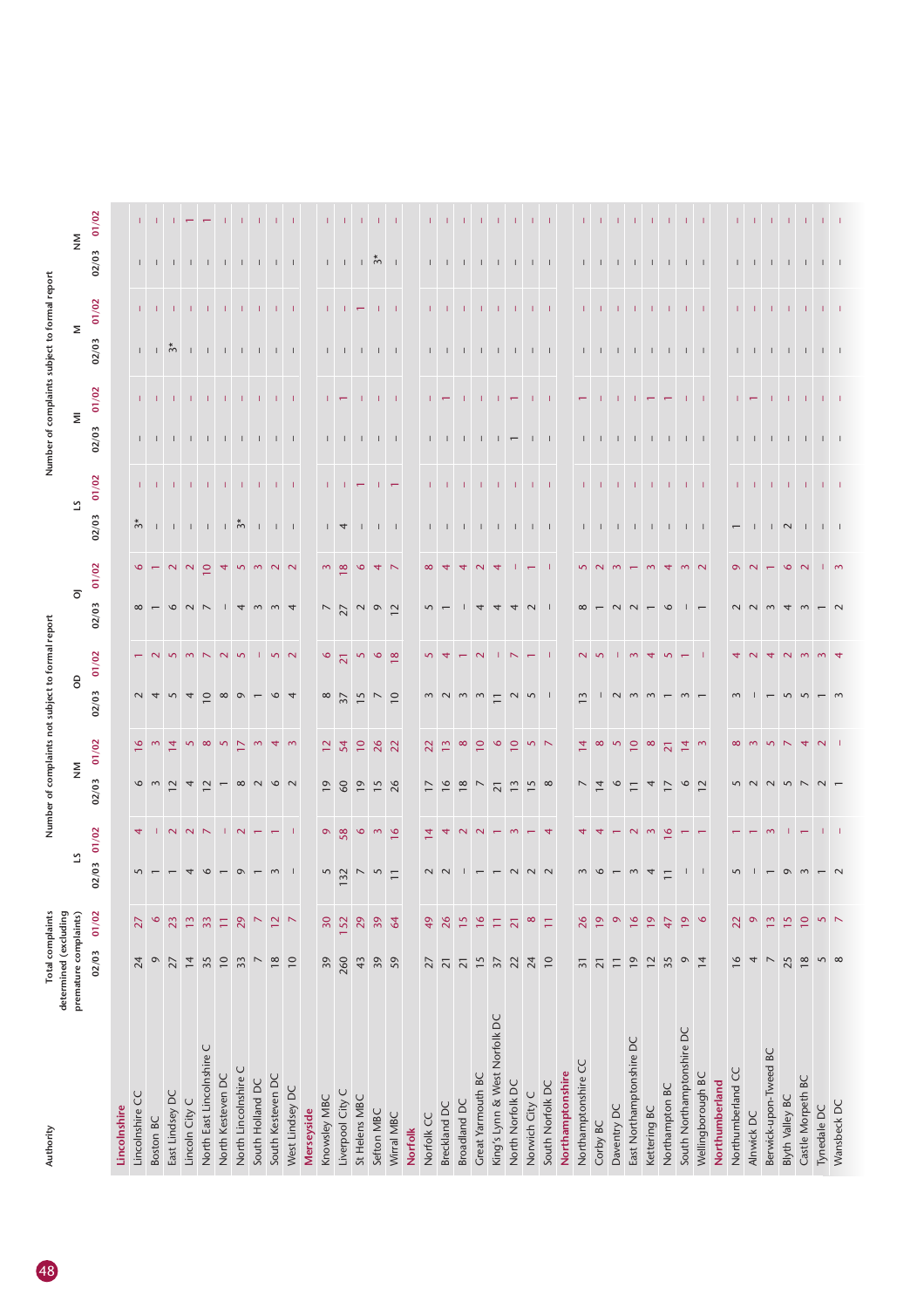| Authority | Total complaints determined (excluding premature complaints) | | Number of complaints not subject to formal report | | | | | | | | | | Number of complaints subject to formal report | | | | | | | |
|---|---|---|---|---|---|---|---|---|---|---|---|---|---|---|---|---|---|---|
| | | | LS | | NM | | OD | | OJ | | LS | | MI | | M | | NM | |
| | 02/03 | 01/02 | 02/03 | 01/02 | 02/03 | 01/02 | 02/03 | 01/02 | 02/03 | 01/02 | 02/03 | 01/02 | 02/03 | 01/02 | 02/03 | 01/02 | 02/03 | 01/02 |
| **Lincolnshire** | | | | | | | | | | | | | | | | | | |
| Lincolnshire CC | 24 | 27 | 5 | 4 | 6 | 16 | 2 | 1 | 8 | 6 | 3* | – | – | – | – | – | – | – |
| Boston BC | 9 | 6 | 1 | – | 3 | 3 | 4 | 2 | 1 | 1 | – | – | – | – | – | – | – | – |
| East Lindsey DC | 27 | 23 | 1 | 2 | 12 | 14 | 5 | 5 | 6 | 2 | – | – | – | – | 3* | – | – | – |
| Lincoln City C | 14 | 13 | 4 | 2 | 4 | 5 | 4 | 3 | 2 | 2 | – | – | – | – | – | – | – | 1 |
| North East Lincolnshire C | 35 | 33 | 6 | 7 | 12 | 8 | 10 | 7 | 7 | 10 | – | – | – | – | – | – | – | 1 |
| North Kesteven DC | 10 | 11 | 1 | – | 1 | 5 | 8 | 2 | – | 4 | – | – | – | – | – | – | – | – |
| North Lincolnshire C | 33 | 29 | 9 | 2 | 8 | 17 | 9 | 5 | 4 | 5 | 3* | – | – | – | – | – | – | – |
| South Holland DC | 7 | 7 | 1 | 1 | 2 | 3 | 1 | – | 3 | 3 | – | – | – | – | – | – | – | – |
| South Kesteven DC | 18 | 12 | 3 | 1 | 6 | 4 | 6 | 5 | 3 | 2 | – | – | – | – | – | – | – | – |
| West Lindsey DC | 10 | 7 | – | – | 2 | 3 | 4 | 2 | 4 | 2 | – | – | – | – | – | – | – | – |
| **Merseyside** | | | | | | | | | | | | | | | | | | |
| Knowsley MBC | 39 | 30 | 5 | 9 | 19 | 12 | 8 | 6 | 7 | 3 | – | – | – | – | – | – | – | – |
| Liverpool City C | 260 | 152 | 132 | 58 | 60 | 54 | 37 | 21 | 27 | 18 | 4 | – | – | 1 | – | – | – | – |
| St Helens MBC | 43 | 29 | 7 | 6 | 19 | 10 | 15 | 5 | 2 | 6 | – | 1 | – | – | – | 1 | – | – |
| Sefton MBC | 39 | 39 | 5 | 3 | 15 | 26 | 7 | 6 | 9 | 4 | – | – | – | – | – | – | 3* | – |
| Wirral MBC | 59 | 64 | 11 | 16 | 26 | 22 | 10 | 18 | 12 | 7 | – | 1 | – | – | – | – | – | – |
| **Norfolk** | | | | | | | | | | | | | | | | | | |
| Norfolk CC | 27 | 49 | 2 | 14 | 17 | 22 | 3 | 5 | 5 | 8 | – | – | – | – | – | – | – | – |
| Breckland DC | 21 | 26 | 2 | 4 | 16 | 13 | 2 | 4 | 1 | 4 | – | – | – | 1 | – | – | – | – |
| Broadland DC | 21 | 15 | – | 2 | 18 | 8 | 3 | 1 | – | 4 | – | – | – | – | – | – | – | – |
| Great Yarmouth BC | 15 | 16 | 1 | 2 | 7 | 10 | 3 | 2 | 4 | 2 | – | – | – | – | – | – | – | – |
| King's Lynn & West Norfolk DC | 37 | 11 | 1 | 1 | 21 | 6 | 11 | – | 4 | 4 | – | – | – | – | – | – | – | – |
| North Norfolk DC | 22 | 21 | 2 | 3 | 13 | 10 | 2 | 7 | 4 | – | – | – | 1 | 1 | – | – | – | – |
| Norwich City C | 24 | 8 | 2 | 1 | 15 | 5 | 5 | 1 | 2 | 1 | – | – | – | – | – | – | – | – |
| South Norfolk DC | 10 | 11 | 2 | 4 | 8 | 7 | – | – | – | – | – | – | – | – | – | – | – | – |
| **Northamptonshire** | | | | | | | | | | | | | | | | | | |
| Northamptonshire CC | 31 | 26 | 3 | 4 | 7 | 14 | 13 | 2 | 8 | 5 | – | – | – | 1 | – | – | – | – |
| Corby BC | 21 | 19 | 6 | 4 | 14 | 8 | – | 5 | 1 | 2 | – | – | – | – | – | – | – | – |
| Daventry DC | 11 | 9 | 1 | 1 | 6 | 5 | 2 | – | 2 | 3 | – | – | – | – | – | – | – | – |
| East Northamptonshire DC | 19 | 16 | 3 | 2 | 11 | 10 | 3 | 3 | 2 | 1 | – | – | – | – | – | – | – | – |
| Kettering BC | 12 | 19 | 4 | 3 | 4 | 8 | 3 | 4 | 1 | 3 | – | – | – | 1 | – | – | – | – |
| Northampton BC | 35 | 47 | 11 | 16 | 17 | 21 | 1 | 5 | 6 | 4 | – | – | – | 1 | – | – | – | – |
| South Northamptonshire DC | 9 | 19 | – | 1 | 6 | 14 | 3 | 1 | – | 3 | – | – | – | – | – | – | – | – |
| Wellingborough BC | 14 | 6 | – | 1 | 12 | 3 | 1 | – | 1 | 2 | – | – | – | – | – | – | – | – |
| **Northumberland** | | | | | | | | | | | | | | | | | | |
| Northumberland CC | 16 | 22 | 5 | 1 | 5 | 8 | 3 | 4 | 2 | 9 | 1 | – | – | – | – | – | – | – |
| Alnwick DC | 4 | 9 | – | 1 | 2 | 3 | – | 2 | 2 | 2 | – | – | – | 1 | – | – | – | – |
| Berwick-upon-Tweed BC | 7 | 13 | 1 | 3 | 2 | 5 | 1 | 4 | 3 | 1 | – | – | – | – | – | – | – | – |
| Blyth Valley BC | 25 | 15 | 9 | – | 5 | 7 | 5 | 2 | 4 | 6 | 2 | – | – | – | – | – | – | – |
| Castle Morpeth BC | 18 | 10 | 3 | 1 | 7 | 4 | 5 | 3 | 3 | 2 | – | – | – | – | – | – | – | – |
| Tynedale DC | 5 | 5 | 1 | – | 2 | 2 | 1 | 3 | 1 | – | – | – | – | – | – | – | – | – |
| Wansbeck DC | 8 | 7 | 2 | – | 1 | – | 3 | 4 | 2 | 3 | – | – | – | – | – | – | – | – |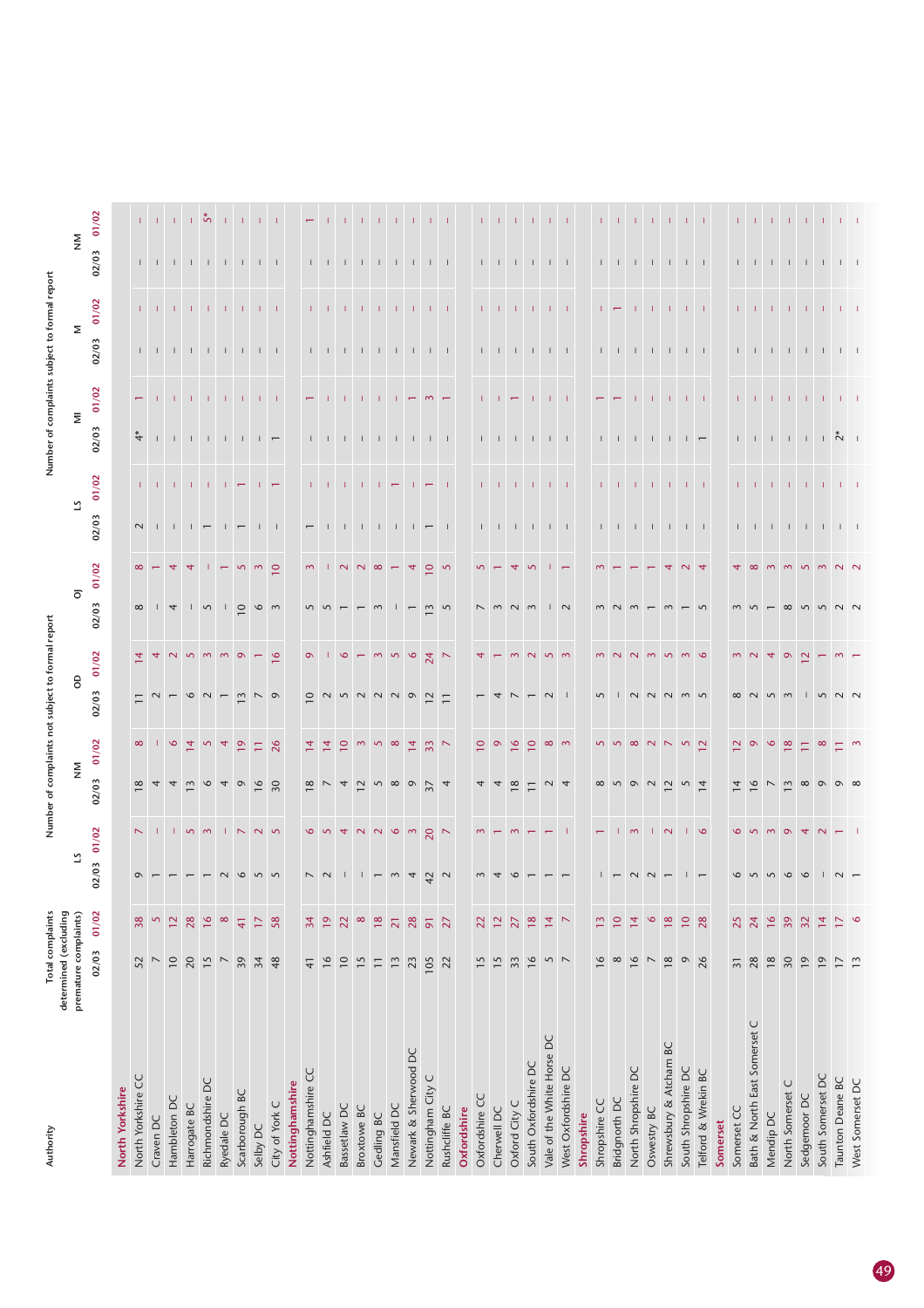| Authority | Total complaints determined (excluding premature complaints) | | Number of complaints not subject to formal report | | | | | | | | Number of complaints subject to formal report | | | | | | | |
|---|---|---|---|---|---|---|---|---|---|---|---|---|---|---|---|---|---|---|
| | | | LS | | NM | | OD | | OJ | | LS | | MI | | M | | NM | |
| | 02/03 | 01/02 | 02/03 | 01/02 | 02/03 | 01/02 | 02/03 | 01/02 | 02/03 | 01/02 | 02/03 | 01/02 | 02/03 | 01/02 | 02/03 | 01/02 | 02/03 | 01/02 |
| **North Yorkshire** | | | | | | | | | | | | | | | | | | |
| North Yorkshire CC | 52 | 38 | 9 | 7 | 18 | 8 | 11 | 14 | 8 | 8 | 2 | – | 4* | 1 | – | – | – | – |
| Craven DC | 7 | 5 | 1 | – | 4 | – | 2 | 4 | – | 1 | – | – | – | – | – | – | – | – |
| Hambleton DC | 10 | 12 | 1 | – | 4 | 6 | 1 | 2 | 4 | 4 | – | – | – | – | – | – | – | – |
| Harrogate BC | 20 | 28 | 1 | 5 | 13 | 14 | 6 | 5 | – | 4 | – | – | – | – | – | – | – | – |
| Richmondshire DC | 15 | 16 | 1 | 3 | 6 | 5 | 2 | 3 | 5 | – | 1 | – | – | – | – | – | – | 5* |
| Ryedale DC | 7 | 8 | 2 | – | 4 | 4 | 1 | 3 | – | 1 | – | – | – | – | – | – | – | – |
| Scarborough BC | 39 | 41 | 6 | 7 | 9 | 19 | 13 | 9 | 10 | 5 | 1 | 1 | – | – | – | – | – | – |
| Selby DC | 34 | 17 | 5 | 2 | 16 | 11 | 7 | 1 | 6 | 3 | – | – | – | – | – | – | – | – |
| City of York C | 48 | 58 | 5 | 5 | 30 | 26 | 9 | 16 | 3 | 10 | – | 1 | 1 | – | – | – | – | – |
| **Nottinghamshire** | | | | | | | | | | | | | | | | | | |
| Nottinghamshire CC | 41 | 34 | 7 | 6 | 18 | 14 | 10 | 9 | 5 | 3 | 1 | – | – | 1 | – | – | – | 1 |
| Ashfield DC | 16 | 19 | 2 | 5 | 7 | 14 | 2 | – | 5 | – | – | – | – | – | – | – | – | – |
| Bassetlaw DC | 10 | 22 | – | 4 | 4 | 10 | 5 | 6 | 1 | 2 | – | – | – | – | – | – | – | – |
| Broxtowe BC | 15 | 8 | – | 2 | 12 | 3 | 2 | 1 | 1 | 2 | – | – | – | – | – | – | – | – |
| Gedling BC | 11 | 18 | 1 | 2 | 5 | 5 | 2 | 3 | 3 | 8 | – | – | – | – | – | – | – | – |
| Mansfield DC | 13 | 21 | 3 | 6 | 8 | 8 | 2 | 5 | – | 1 | – | 1 | – | – | – | – | – | – |
| Newark & Sherwood DC | 23 | 28 | 4 | 3 | 9 | 14 | 9 | 6 | 1 | 4 | – | – | – | 1 | – | – | – | – |
| Nottingham City C | 105 | 91 | 42 | 20 | 37 | 33 | 12 | 24 | 13 | 10 | 1 | 1 | – | 3 | – | – | – | – |
| Rushcliffe BC | 22 | 27 | 2 | 7 | 4 | 7 | 11 | 7 | 5 | 5 | – | – | – | 1 | – | – | – | – |
| **Oxfordshire** | | | | | | | | | | | | | | | | | | |
| Oxfordshire CC | 15 | 22 | 3 | 3 | 4 | 10 | 1 | 4 | 7 | 5 | – | – | – | – | – | – | – | – |
| Cherwell DC | 15 | 12 | 4 | 1 | 4 | 9 | 4 | 1 | 3 | 1 | – | – | – | – | – | – | – | – |
| Oxford City C | 33 | 27 | 6 | 3 | 18 | 16 | 7 | 3 | 2 | 4 | – | – | – | 1 | – | – | – | – |
| South Oxfordshire DC | 16 | 18 | 1 | 1 | 11 | 10 | 1 | 2 | 3 | 5 | – | – | – | – | – | – | – | – |
| Vale of the White Horse DC | 5 | 14 | 1 | 1 | 2 | 8 | 2 | 5 | – | – | – | – | – | – | – | – | – | – |
| West Oxfordshire DC | 7 | 7 | 1 | – | 4 | 3 | – | 3 | 2 | 1 | – | – | – | – | – | – | – | – |
| **Shropshire** | | | | | | | | | | | | | | | | | | |
| Shropshire CC | 16 | 13 | – | 1 | 8 | 5 | 5 | 3 | 3 | 3 | – | – | – | 1 | – | – | – | – |
| Bridgnorth DC | 8 | 10 | 1 | – | 5 | 5 | – | 2 | 2 | 1 | – | – | – | 1 | – | 1 | – | – |
| North Shropshire DC | 16 | 14 | 2 | 3 | 9 | 8 | 2 | 2 | 3 | 1 | – | – | – | – | – | – | – | – |
| Oswestry BC | 7 | 6 | 2 | – | 2 | 2 | 2 | 3 | 1 | 1 | – | – | – | – | – | – | – | – |
| Shrewsbury & Atcham BC | 18 | 18 | 1 | 2 | 12 | 7 | 2 | 5 | 3 | 4 | – | – | – | – | – | – | – | – |
| South Shropshire DC | 9 | 10 | – | – | 5 | 5 | 3 | 3 | 1 | 2 | – | – | – | – | – | – | – | – |
| Telford & Wrekin BC | 26 | 28 | 1 | 6 | 14 | 12 | 5 | 6 | 5 | 4 | – | – | 1 | – | – | – | – | – |
| **Somerset** | | | | | | | | | | | | | | | | | | |
| Somerset CC | 31 | 25 | 6 | 6 | 14 | 12 | 8 | 3 | 3 | 4 | – | – | – | – | – | – | – | – |
| Bath & North East Somerset C | 28 | 24 | 5 | 5 | 16 | 9 | 2 | 2 | 5 | 8 | – | – | – | – | – | – | – | – |
| Mendip DC | 18 | 16 | 5 | 3 | 7 | 6 | 5 | 4 | 1 | 3 | – | – | – | – | – | – | – | – |
| North Somerset C | 30 | 39 | 6 | 9 | 13 | 18 | 3 | 9 | 8 | 3 | – | – | – | – | – | – | – | – |
| Sedgemoor DC | 19 | 32 | 6 | 4 | 8 | 11 | – | 12 | 5 | 5 | – | – | – | – | – | – | – | – |
| South Somerset DC | 19 | 14 | – | 2 | 9 | 8 | 5 | 1 | 5 | 3 | – | – | – | – | – | – | – | – |
| Taunton Deane BC | 17 | 17 | 2 | 1 | 9 | 11 | 2 | 3 | 2 | 2 | – | – | 2* | – | – | – | – | – |
| West Somerset DC | 13 | 6 | 1 | – | 8 | 3 | 2 | 1 | 2 | 2 | – | – | – | – | – | – | – | – |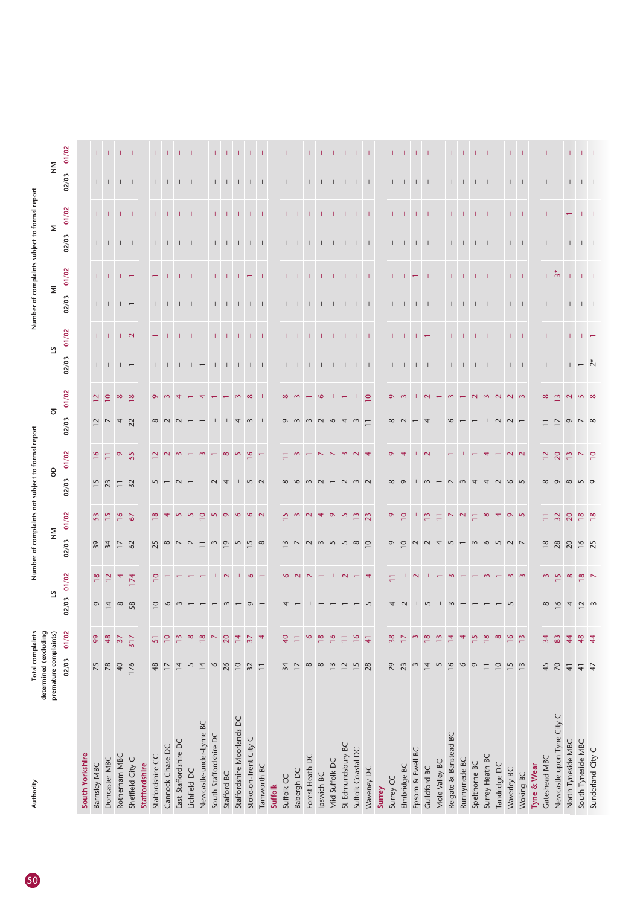| Authority | Total complaints determined (excluding premature complaints) | | Number of complaints not subject to formal report | | | | | | | | Number of complaints subject to formal report | | | | | | | |
|---|---|---|---|---|---|---|---|---|---|---|---|---|---|---|---|---|---|---|
| | | | LS | | NM | | OD | | OJ | | LS | | MI | | M | | NM | |
| | 02/03 | 01/02 | 02/03 | 01/02 | 02/03 | 01/02 | 02/03 | 01/02 | 02/03 | 01/02 | 02/03 | 01/02 | 02/03 | 01/02 | 02/03 | 01/02 | 02/03 | 01/02 |
| **South Yorkshire** | | | | | | | | | | | | | | | | | | |
| Barnsley MBC | 75 | 99 | 9 | 18 | 39 | 53 | 15 | 16 | 12 | 12 | – | – | – | – | – | – | – | – |
| Doncaster MBC | 78 | 48 | 14 | 12 | 34 | 15 | 23 | 11 | 7 | 10 | – | – | – | – | – | – | – | – |
| Rotherham MBC | 40 | 37 | 8 | 4 | 17 | 16 | 11 | 9 | 4 | 8 | – | – | – | – | – | – | – | – |
| Sheffield City C | 176 | 317 | 58 | 174 | 62 | 67 | 32 | 55 | 22 | 18 | 1 | 2 | 1 | 1 | – | – | – | – |
| **Staffordshire** | | | | | | | | | | | | | | | | | | |
| Staffordshire CC | 48 | 51 | 10 | 10 | 25 | 18 | 5 | 12 | 8 | 9 | – | 1 | – | 1 | – | – | – | – |
| Cannock Chase DC | 17 | 10 | 6 | 1 | 8 | 4 | 1 | 2 | 2 | 3 | – | – | – | – | – | – | – | – |
| East Staffordshire DC | 14 | 13 | 3 | 1 | 7 | 5 | 2 | 3 | 2 | 4 | – | – | – | – | – | – | – | – |
| Lichfield DC | 5 | 8 | 1 | 1 | 2 | 5 | 1 | 1 | 1 | 1 | – | – | – | – | – | – | – | – |
| Newcastle-under-Lyme BC | 14 | 18 | 1 | 1 | 11 | 10 | – | 3 | 1 | 4 | 1 | – | – | – | – | – | – | – |
| South Staffordshire DC | 6 | 7 | 1 | – | 3 | 5 | 2 | 1 | – | 1 | – | – | – | – | – | – | – | – |
| Stafford BC | 26 | 20 | 3 | 2 | 19 | 9 | 4 | 8 | – | 1 | – | – | – | – | – | – | – | – |
| Staffordshire Moorlands DC | 10 | 14 | 1 | – | 5 | 6 | – | 5 | 4 | 3 | – | – | – | – | – | – | – | – |
| Stoke-on-Trent City C | 32 | 37 | 9 | 6 | 15 | 6 | 5 | 16 | 3 | 8 | – | – | – | 1 | – | – | – | – |
| Tamworth BC | 11 | 4 | 1 | 1 | 8 | 2 | 2 | 1 | – | – | – | – | – | – | – | – | – | – |
| **Suffolk** | | | | | | | | | | | | | | | | | | |
| Suffolk CC | 34 | 40 | 4 | 6 | 13 | 15 | 8 | 11 | 9 | 8 | – | – | – | – | – | – | – | – |
| Babergh DC | 17 | 11 | 1 | 2 | 7 | 3 | 6 | 3 | 3 | 3 | – | – | – | – | – | – | – | – |
| Forest Heath DC | 8 | 6 | – | 2 | 2 | 2 | 3 | 1 | 3 | 1 | – | – | – | – | – | – | – | – |
| Ipswich BC | 8 | 18 | 1 | 1 | 3 | 4 | 2 | 7 | 2 | 6 | – | – | – | – | – | – | – | – |
| Mid Suffolk DC | 13 | 16 | 1 | – | 5 | 9 | 1 | 7 | 6 | – | – | – | – | – | – | – | – | – |
| St Edmundsbury BC | 12 | 11 | 1 | 2 | 5 | 5 | 2 | 3 | 4 | 1 | – | – | – | – | – | – | – | – |
| Suffolk Coastal DC | 15 | 16 | 1 | 1 | 8 | 13 | 3 | 2 | 3 | – | – | – | – | – | – | – | – | – |
| Waveney DC | 28 | 41 | 5 | 4 | 10 | 23 | 2 | 4 | 11 | 10 | – | – | – | – | – | – | – | – |
| **Surrey** | | | | | | | | | | | | | | | | | | |
| Surrey CC | 29 | 38 | 4 | 11 | 9 | 9 | 8 | 9 | 8 | 9 | – | – | – | – | – | – | – | – |
| Elmbridge BC | 23 | 17 | 2 | – | 10 | 10 | 9 | 4 | 2 | 3 | – | – | – | – | – | – | – | – |
| Epsom & Ewell BC | 3 | 3 | – | 2 | 2 | – | – | – | 1 | – | – | – | – | 1 | – | – | – | – |
| Guildford BC | 14 | 18 | 5 | – | 2 | 13 | 3 | 2 | 4 | 2 | – | 1 | – | – | – | – | – | – |
| Mole Valley BC | 5 | 13 | – | 1 | 4 | 11 | 1 | – | – | 1 | – | – | – | – | – | – | – | – |
| Reigate & Banstead BC | 16 | 14 | 3 | 3 | 5 | 7 | 2 | 1 | 6 | 3 | – | – | – | – | – | – | – | – |
| Runnymede BC | 6 | 4 | 1 | 1 | 1 | 2 | 3 | – | 1 | 1 | – | – | – | – | – | – | – | – |
| Spelthorne BC | 9 | 15 | 1 | 1 | 3 | 11 | 4 | 1 | 1 | 2 | – | – | – | – | – | – | – | – |
| Surrey Heath BC | 11 | 18 | 1 | 3 | 6 | 8 | 4 | 4 | – | 3 | – | – | – | – | – | – | – | – |
| Tandridge DC | 10 | 8 | 1 | 1 | 5 | 4 | 2 | 1 | 2 | 2 | – | – | – | – | – | – | – | – |
| Waverley BC | 15 | 16 | 5 | 3 | 2 | 9 | 6 | 2 | 2 | 2 | – | – | – | – | – | – | – | – |
| Woking BC | 13 | 13 | – | 3 | 7 | 5 | 5 | 2 | 1 | 3 | – | – | – | – | – | – | – | – |
| **Tyne & Wear** | | | | | | | | | | | | | | | | | | |
| Gateshead MBC | 45 | 34 | 8 | 3 | 18 | 11 | 8 | 12 | 11 | 8 | – | – | – | – | – | – | – | – |
| Newcastle upon Tyne City C | 70 | 83 | 16 | 15 | 28 | 32 | 9 | 20 | 17 | 13 | – | – | – | 3* | – | – | – | – |
| North Tyneside MBC | 41 | 44 | 4 | 8 | 20 | 20 | 8 | 13 | 9 | 2 | – | – | – | – | – | 1 | – | – |
| South Tyneside MBC | 41 | 48 | 12 | 18 | 16 | 18 | 5 | 7 | 7 | 5 | 1 | – | – | – | – | – | – | – |
| Sunderland City C | 47 | 44 | 3 | 7 | 25 | 18 | 9 | 10 | 8 | 8 | 2* | 1 | – | – | – | – | – | – |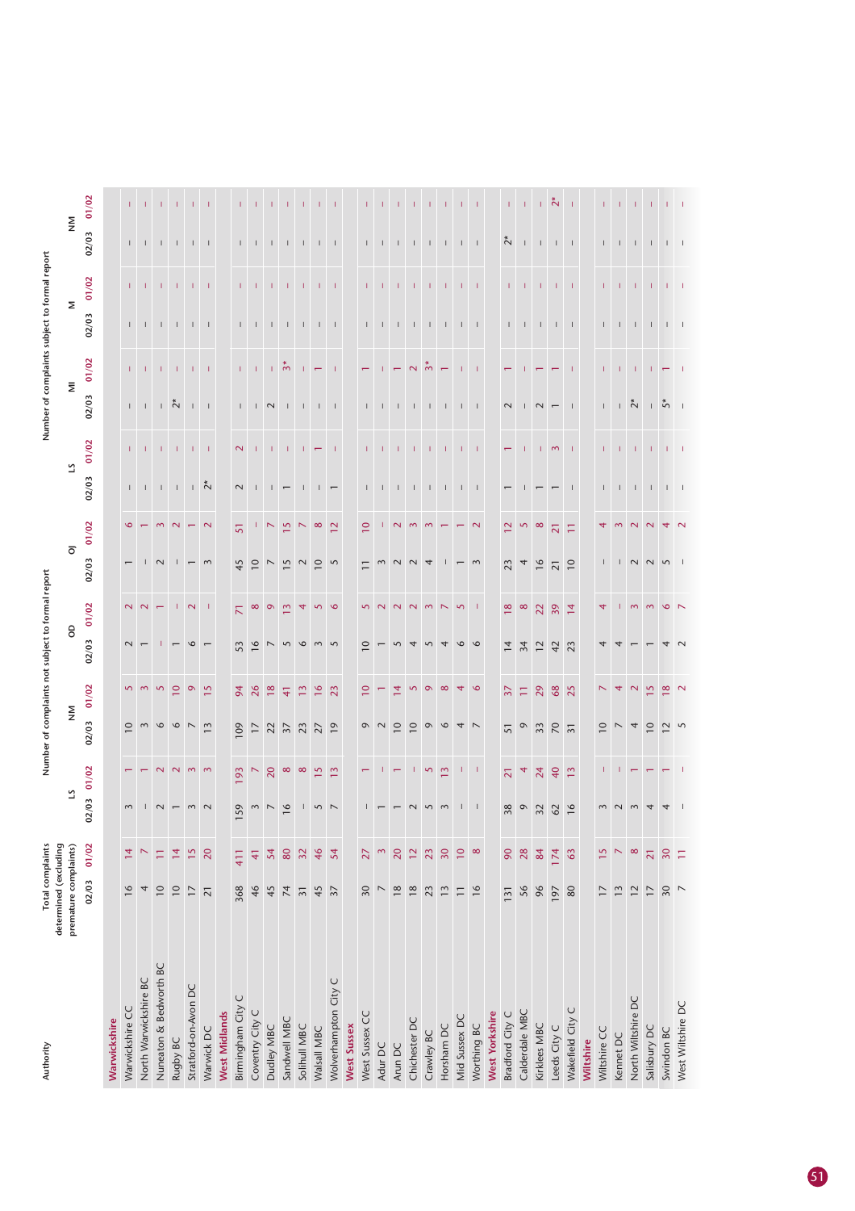| Authority | Total complaints determined (excluding premature complaints) | | Number of complaints not subject to formal report | | | | | | | | Number of complaints subject to formal report | | | | | | | |
|---|---|---|---|---|---|---|---|---|---|---|---|---|---|---|---|---|---|---|
| | | | LS | | NM | | OD | | OJ | | LS | | MI | | M | | NM | |
| | 02/03 | 01/02 | 02/03 | 01/02 | 02/03 | 01/02 | 02/03 | 01/02 | 02/03 | 01/02 | 02/03 | 01/02 | 02/03 | 01/02 | 02/03 | 01/02 | 02/03 | 01/02 |
| **Warwickshire** | | | | | | | | | | | | | | | | | | |
| Warwickshire CC | 16 | 14 | 3 | 1 | 10 | 5 | 2 | 2 | 1 | 6 | – | – | – | – | – | – | – | – |
| North Warwickshire BC | 4 | 7 | – | 1 | 3 | 3 | 1 | 2 | – | 1 | – | – | – | – | – | – | – | – |
| Nuneaton & Bedworth BC | 10 | 11 | 2 | 2 | 6 | 5 | – | 1 | 2 | 3 | – | – | – | – | – | – | – | – |
| Rugby BC | 10 | 14 | 1 | 2 | 6 | 10 | 1 | – | – | 2 | – | – | 2* | – | – | – | – | – |
| Stratford-on-Avon DC | 17 | 15 | 3 | 3 | 7 | 9 | 6 | 2 | 1 | 1 | – | – | – | – | – | – | – | – |
| Warwick DC | 21 | 20 | 2 | 3 | 13 | 15 | 1 | – | 3 | 2 | 2* | – | – | – | – | – | – | – |
| **West Midlands** | | | | | | | | | | | | | | | | | | |
| Birmingham City C | 368 | 411 | 159 | 193 | 109 | 94 | 53 | 71 | 45 | 51 | 2 | 2 | – | – | – | – | – | – |
| Coventry City C | 46 | 41 | 3 | 7 | 17 | 26 | 16 | 8 | 10 | – | – | – | – | – | – | – | – | – |
| Dudley MBC | 45 | 54 | 7 | 20 | 22 | 18 | 7 | 9 | 7 | 7 | – | – | 2 | – | – | – | – | – |
| Sandwell MBC | 74 | 80 | 16 | 8 | 37 | 41 | 5 | 13 | 15 | 15 | 1 | – | – | 3* | – | – | – | – |
| Solihull MBC | 31 | 32 | – | 8 | 23 | 13 | 6 | 4 | 2 | 7 | – | – | – | – | – | – | – | – |
| Walsall MBC | 45 | 46 | 5 | 15 | 27 | 16 | 3 | 5 | 10 | 8 | – | 1 | – | 1 | – | – | – | – |
| Wolverhampton City C | 37 | 54 | 7 | 13 | 19 | 23 | 5 | 6 | 5 | 12 | 1 | – | – | – | – | – | – | – |
| **West Sussex** | | | | | | | | | | | | | | | | | | |
| West Sussex CC | 30 | 27 | – | 1 | 9 | 10 | 10 | 5 | 11 | 10 | – | – | – | 1 | – | – | – | – |
| Adur DC | 7 | 3 | 1 | – | 2 | 1 | 1 | 2 | 3 | – | – | – | – | – | – | – | – | – |
| Arun DC | 18 | 20 | 1 | 1 | 10 | 14 | 5 | 2 | 2 | 2 | – | – | – | 1 | – | – | – | – |
| Chichester DC | 18 | 12 | 2 | – | 10 | 5 | 4 | 2 | 2 | 3 | – | – | – | 2 | – | – | – | – |
| Crawley BC | 23 | 23 | 5 | 5 | 9 | 9 | 5 | 3 | 4 | 3 | – | – | – | 3* | – | – | – | – |
| Horsham DC | 13 | 30 | 3 | 13 | 6 | 8 | 4 | 7 | – | 1 | – | – | – | 1 | – | – | – | – |
| Mid Sussex DC | 11 | 10 | – | – | 4 | 4 | 6 | 5 | 1 | 1 | – | – | – | – | – | – | – | – |
| Worthing BC | 16 | 8 | – | – | 7 | 6 | 6 | – | 3 | 2 | – | – | – | – | – | – | – | – |
| **West Yorkshire** | | | | | | | | | | | | | | | | | | |
| Bradford City C | 131 | 90 | 38 | 21 | 51 | 37 | 14 | 18 | 23 | 12 | 1 | 1 | 2 | 1 | – | – | 2* | – |
| Calderdale MBC | 56 | 28 | 9 | 4 | 9 | 11 | 34 | 8 | 4 | 5 | – | – | – | – | – | – | – | – |
| Kirklees MBC | 96 | 84 | 32 | 24 | 33 | 29 | 12 | 22 | 16 | 8 | 1 | – | 2 | 1 | – | – | – | – |
| Leeds City C | 197 | 174 | 62 | 40 | 70 | 68 | 42 | 39 | 21 | 21 | 1 | 3 | 1 | 1 | – | – | – | 2* |
| Wakefield City C | 80 | 63 | 16 | 13 | 31 | 25 | 23 | 14 | 10 | 11 | – | – | – | – | – | – | – | – |
| **Wiltshire** | | | | | | | | | | | | | | | | | | |
| Wiltshire CC | 17 | 15 | 3 | – | 10 | 7 | 4 | 4 | – | 4 | – | – | – | – | – | – | – | – |
| Kennet DC | 13 | 7 | 2 | – | 7 | 4 | 4 | – | – | 3 | – | – | – | – | – | – | – | – |
| North Wiltshire DC | 12 | 8 | 3 | 1 | 4 | 2 | 1 | 3 | 2 | 2 | – | – | 2* | – | – | – | – | – |
| Salisbury DC | 17 | 21 | 4 | 1 | 10 | 15 | 1 | 3 | 2 | 2 | – | – | – | – | – | – | – | – |
| Swindon BC | 30 | 30 | 4 | 1 | 12 | 18 | 4 | 6 | 5 | 4 | – | – | 5* | 1 | – | – | – | – |
| West Wiltshire DC | 7 | 11 | – | – | 5 | 2 | 2 | 7 | – | 2 | – | – | – | – | – | – | – | – |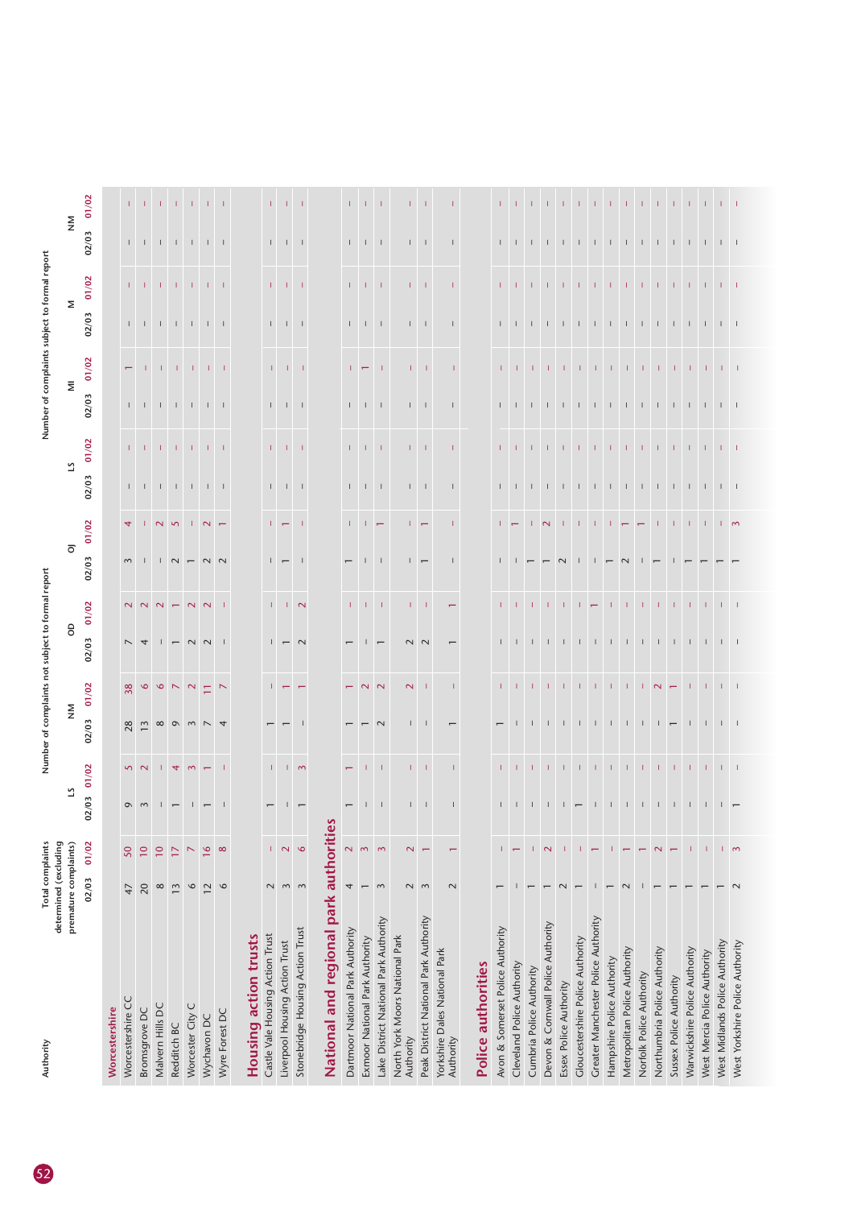| Authority | Total complaints determined (excluding premature complaints) | | Number of complaints not subject to formal report | | | | | | | | Number of complaints subject to formal report | | | | | | | |
|---|---|---|---|---|---|---|---|---|---|---|---|---|---|---|---|---|---|---|
| | | | LS | | NM | | OD | | OJ | | LS | | MI | | M | | NM | |
| | 02/03 | 01/02 | 02/03 | 01/02 | 02/03 | 01/02 | 02/03 | 01/02 | 02/03 | 01/02 | 02/03 | 01/02 | 02/03 | 01/02 | 02/03 | 01/02 | 02/03 | 01/02 |
| **Worcestershire** | | | | | | | | | | | | | | | | | | |
| Worcestershire CC | 47 | 50 | 9 | 5 | 28 | 38 | 7 | 2 | 3 | 4 | – | – | – | 1 | – | – | – | – |
| Bromsgrove DC | 20 | 10 | 3 | 2 | 13 | 6 | 4 | 2 | – | – | – | – | – | – | – | – | – | – |
| Malvern Hills DC | 8 | 10 | – | – | 8 | 6 | – | 2 | – | 2 | – | – | – | – | – | – | – | – |
| Redditch BC | 13 | 17 | 1 | 4 | 9 | 7 | 1 | 1 | 2 | 5 | – | – | – | – | – | – | – | – |
| Worcester City C | 6 | 7 | – | 3 | 3 | 2 | 2 | 2 | 1 | – | – | – | – | – | – | – | – | – |
| Wychavon DC | 12 | 16 | 1 | 1 | 7 | 11 | 2 | 2 | 2 | 2 | – | – | – | – | – | – | – | – |
| Wyre Forest DC | 6 | 8 | – | – | 4 | 7 | – | – | 2 | 1 | – | – | – | – | – | – | – | – |
| **Housing action trusts** | | | | | | | | | | | | | | | | | | |
| Castle Vale Housing Action Trust | 2 | – | 1 | – | 1 | – | – | – | – | – | – | – | – | – | – | – | – | – |
| Liverpool Housing Action Trust | 3 | 2 | – | – | 1 | 1 | 1 | – | 1 | 1 | – | – | – | – | – | – | – | – |
| Stonebridge Housing Action Trust | 3 | 6 | 1 | 3 | – | 1 | 2 | 2 | – | – | – | – | – | – | – | – | – | – |
| **National and regional park authorities** | | | | | | | | | | | | | | | | | | |
| Dartmoor National Park Authority | 4 | 2 | 1 | 1 | 1 | 1 | 1 | – | 1 | – | – | – | – | – | – | – | – | – |
| Exmoor National Park Authority | 1 | 3 | – | – | 1 | 2 | – | – | – | – | – | – | – | 1 | – | – | – | – |
| Lake District National Park Authority | 3 | 3 | – | – | 2 | 2 | 1 | – | – | 1 | – | – | – | – | – | – | – | – |
| North York Moors National Park Authority | 2 | 2 | – | – | – | 2 | 2 | – | – | – | – | – | – | – | – | – | – | – |
| Peak District National Park Authority | 3 | 1 | – | – | – | – | 2 | – | 1 | 1 | – | – | – | – | – | – | – | – |
| Yorkshire Dales National Park Authority | 2 | 1 | – | – | 1 | – | 1 | 1 | – | – | – | – | – | – | – | – | – | – |
| **Police authorities** | | | | | | | | | | | | | | | | | | |
| Avon & Somerset Police Authority | 1 | – | – | – | 1 | – | – | – | – | – | – | – | – | – | – | – | – | – |
| Cleveland Police Authority | – | 1 | – | – | – | – | – | – | – | 1 | – | – | – | – | – | – | – | – |
| Cumbria Police Authority | 1 | – | – | – | – | – | – | – | 1 | – | – | – | – | – | – | – | – | – |
| Devon & Cornwall Police Authority | 1 | 2 | – | – | – | – | – | – | 1 | 2 | – | – | – | – | – | – | – | – |
| Essex Police Authority | 2 | – | – | – | – | – | – | – | 2 | – | – | – | – | – | – | – | – | – |
| Gloucestershire Police Authority | 1 | – | 1 | – | – | – | – | – | – | – | – | – | – | – | – | – | – | – |
| Greater Manchester Police Authority | – | 1 | – | – | – | – | – | 1 | – | – | – | – | – | – | – | – | – | – |
| Hampshire Police Authority | 1 | – | – | – | – | – | – | – | 1 | – | – | – | – | – | – | – | – | – |
| Metropolitan Police Authority | 2 | 1 | – | – | – | – | – | – | 2 | 1 | – | – | – | – | – | – | – | – |
| Norfolk Police Authority | – | 1 | – | – | – | – | – | – | – | 1 | – | – | – | – | – | – | – | – |
| Northumbria Police Authority | 1 | 2 | – | – | – | 2 | – | – | 1 | – | – | – | – | – | – | – | – | – |
| Sussex Police Authority | 1 | 1 | – | – | 1 | 1 | – | – | – | – | – | – | – | – | – | – | – | – |
| Warwickshire Police Authority | 1 | – | – | – | – | – | – | – | 1 | – | – | – | – | – | – | – | – | – |
| West Mercia Police Authority | 1 | – | – | – | – | – | – | – | 1 | – | – | – | – | – | – | – | – | – |
| West Midlands Police Authority | 1 | – | – | – | – | – | – | – | 1 | – | – | – | – | – | – | – | – | – |
| West Yorkshire Police Authority | 2 | 3 | 1 | – | – | – | – | – | 1 | 3 | – | – | – | – | – | – | – | – |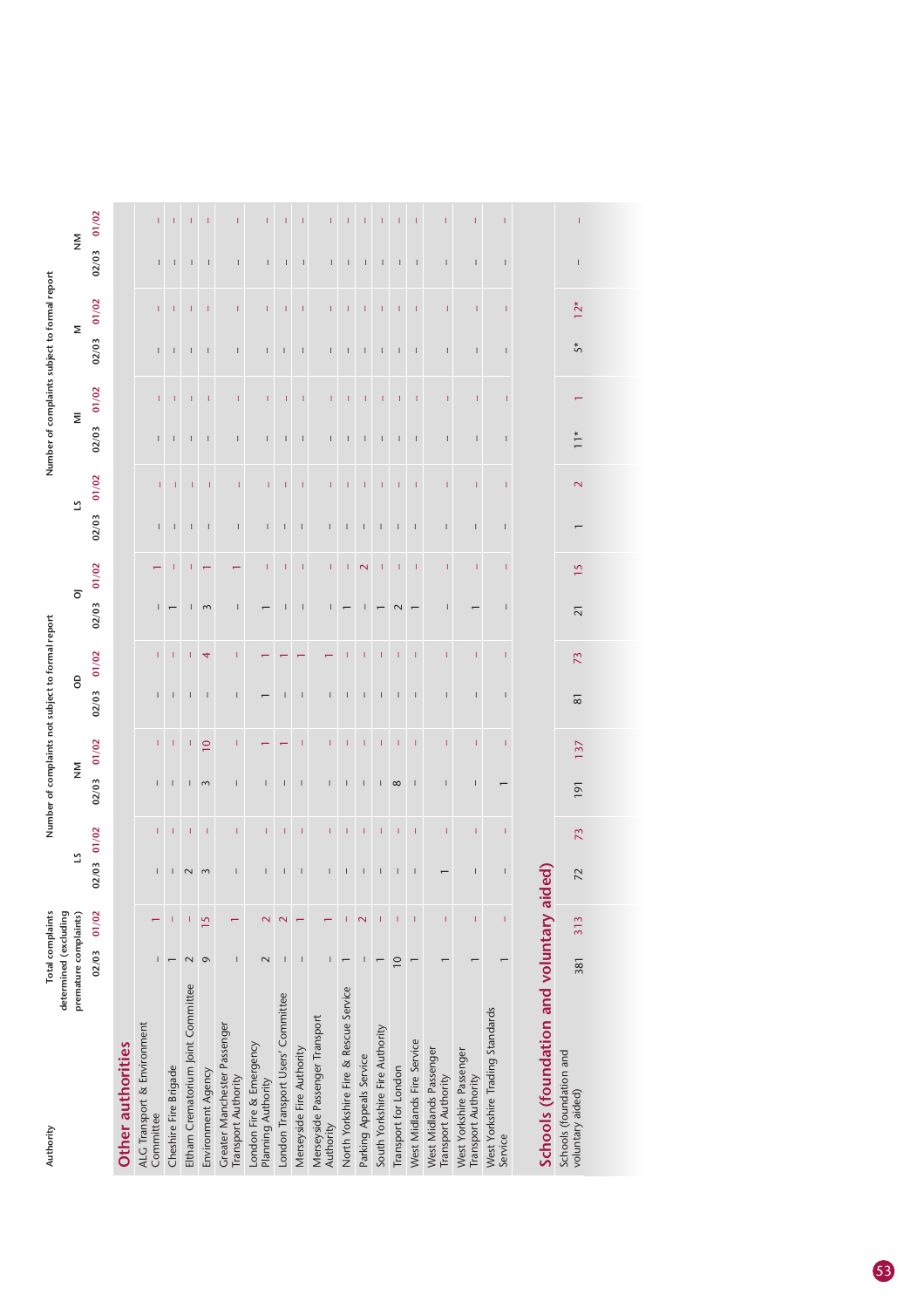| Authority | Total complaints determined (excluding premature complaints) | | Number of complaints not subject to formal report | | | | | | | | Number of complaints subject to formal report | | | | | | | |
|---|---|---|---|---|---|---|---|---|---|---|---|---|---|---|---|---|---|---|
| | | | LS | | NM | | OD | | OJ | | LS | | MI | | M | | NM | |
| | 02/03 | 01/02 | 02/03 | 01/02 | 02/03 | 01/02 | 02/03 | 01/02 | 02/03 | 01/02 | 02/03 | 01/02 | 02/03 | 01/02 | 02/03 | 01/02 | 02/03 | 01/02 |
| **Other authorities** | | | | | | | | | | | | | | | | | | |
| ALG Transport & Environment Committee | – | 1 | – | – | – | – | – | – | – | 1 | – | – | – | – | – | – | – | – |
| Cheshire Fire Brigade | 1 | – | – | – | – | – | – | – | 1 | – | – | – | – | – | – | – | – | – |
| Eltham Crematorium Joint Committee | 2 | – | 2 | – | – | – | – | – | – | – | – | – | – | – | – | – | – | – |
| Environment Agency | 9 | 15 | 3 | – | 3 | 10 | – | 4 | 3 | 1 | – | – | – | – | – | – | – | – |
| Greater Manchester Passenger Transport Authority | – | 1 | – | – | – | – | – | – | – | 1 | – | – | – | – | – | – | – | – |
| London Fire & Emergency Planning Authority | 2 | 2 | – | – | – | 1 | 1 | 1 | 1 | – | – | – | – | – | – | – | – | – |
| London Transport Users' Committee | – | 2 | – | – | – | 1 | – | 1 | – | – | – | – | – | – | – | – | – | – |
| Merseyside Fire Authority | – | 1 | – | – | – | – | – | 1 | – | – | – | – | – | – | – | – | – | – |
| Merseyside Passenger Transport Authority | – | 1 | – | – | – | – | – | 1 | – | – | – | – | – | – | – | – | – | – |
| North Yorkshire Fire & Rescue Service | 1 | – | – | – | – | – | – | – | 1 | – | – | – | – | – | – | – | – | – |
| Parking Appeals Service | – | 2 | – | – | – | – | – | – | – | 2 | – | – | – | – | – | – | – | – |
| South Yorkshire Fire Authority | 1 | – | – | – | – | – | – | – | 1 | – | – | – | – | – | – | – | – | – |
| Transport for London | 10 | – | – | – | 8 | – | – | – | 2 | – | – | – | – | – | – | – | – | – |
| West Midlands Fire Service | 1 | – | – | – | – | – | – | – | 1 | – | – | – | – | – | – | – | – | – |
| West Midlands Passenger Transport Authority | 1 | – | 1 | – | – | – | – | – | – | – | – | – | – | – | – | – | – | – |
| West Yorkshire Passenger Transport Authority | 1 | – | – | – | – | – | – | – | 1 | – | – | – | – | – | – | – | – | – |
| West Yorkshire Trading Standards Service | 1 | – | – | – | 1 | – | – | – | – | – | – | – | – | – | – | – | – | – |
| **Schools (foundation and voluntary aided)** | | | | | | | | | | | | | | | | | | |
| Schools (foundation and voluntary aided) | 381 | 313 | 72 | 73 | 191 | 137 | 81 | 73 | 21 | 15 | 1 | 2 | 11* | 1 | 5* | 12* | – | – |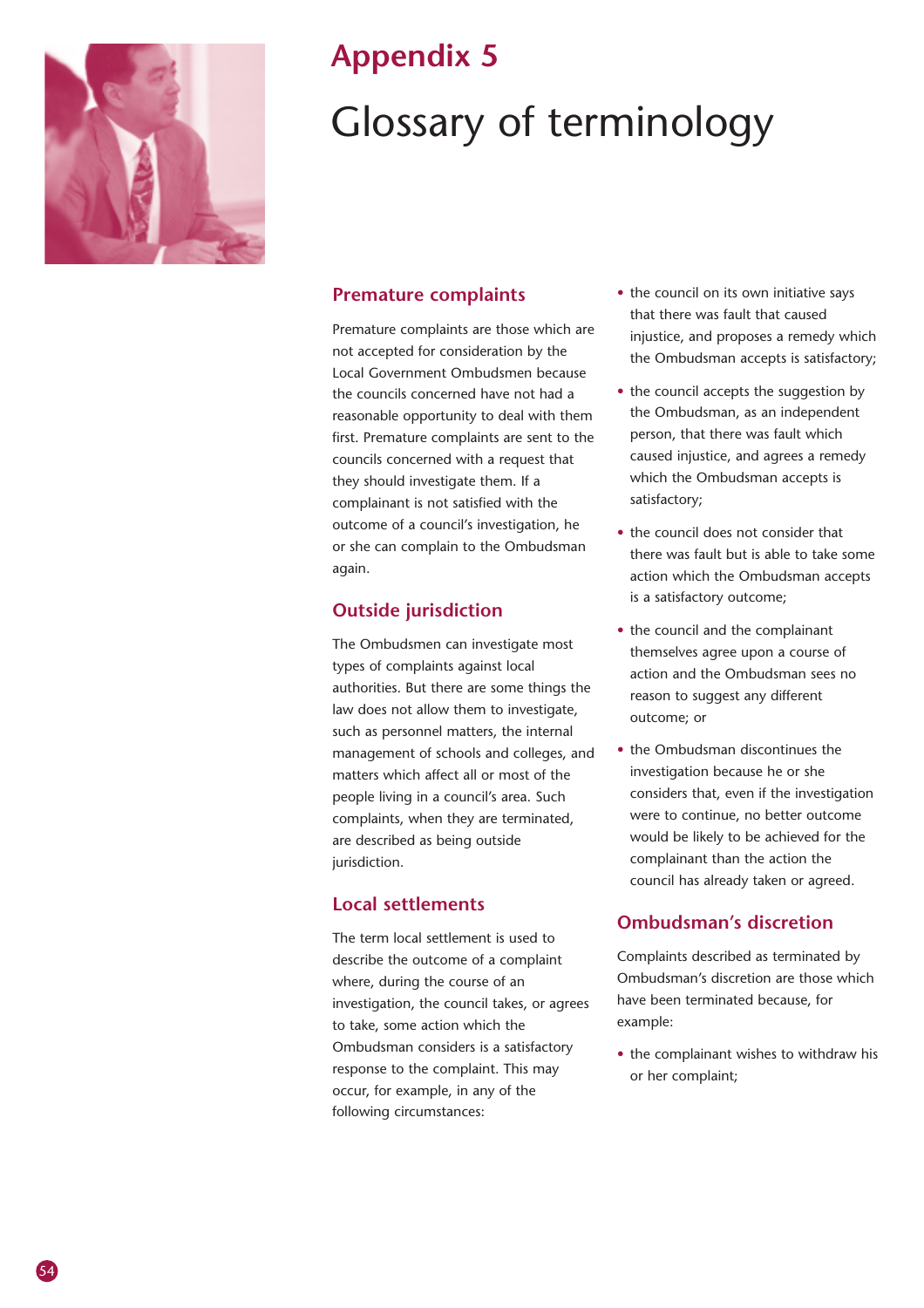# Appendix 5

# Glossary of terminology

## Premature complaints

Premature complaints are those which are not accepted for consideration by the Local Government Ombudsmen because the councils concerned have not had a reasonable opportunity to deal with them first. Premature complaints are sent to the councils concerned with a request that they should investigate them. If a complainant is not satisfied with the outcome of a council's investigation, he or she can complain to the Ombudsman again.

## Outside jurisdiction

The Ombudsmen can investigate most types of complaints against local authorities. But there are some things the law does not allow them to investigate, such as personnel matters, the internal management of schools and colleges, and matters which affect all or most of the people living in a council's area. Such complaints, when they are terminated, are described as being outside jurisdiction.

## Local settlements

The term local settlement is used to describe the outcome of a complaint where, during the course of an investigation, the council takes, or agrees to take, some action which the Ombudsman considers is a satisfactory response to the complaint. This may occur, for example, in any of the following circumstances:

- the council on its own initiative says that there was fault that caused injustice, and proposes a remedy which the Ombudsman accepts is satisfactory;
- the council accepts the suggestion by the Ombudsman, as an independent person, that there was fault which caused injustice, and agrees a remedy which the Ombudsman accepts is satisfactory;
- the council does not consider that there was fault but is able to take some action which the Ombudsman accepts is a satisfactory outcome;
- the council and the complainant themselves agree upon a course of action and the Ombudsman sees no reason to suggest any different outcome; or
- the Ombudsman discontinues the investigation because he or she considers that, even if the investigation were to continue, no better outcome would be likely to be achieved for the complainant than the action the council has already taken or agreed.

## Ombudsman's discretion

Complaints described as terminated by Ombudsman's discretion are those which have been terminated because, for example:

- the complainant wishes to withdraw his or her complaint;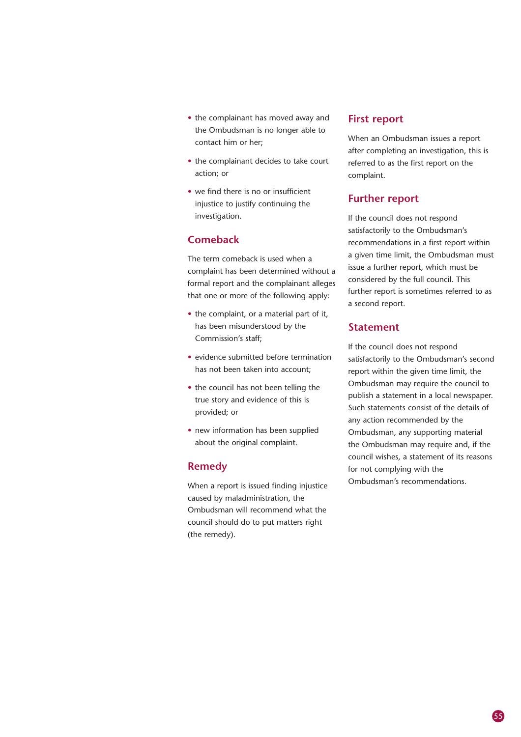- the complainant has moved away and the Ombudsman is no longer able to contact him or her;
- the complainant decides to take court action; or
- we find there is no or insufficient injustice to justify continuing the investigation.

## Comeback

The term comeback is used when a complaint has been determined without a formal report and the complainant alleges that one or more of the following apply:

- the complaint, or a material part of it, has been misunderstood by the Commission's staff;
- evidence submitted before termination has not been taken into account;
- the council has not been telling the true story and evidence of this is provided; or
- new information has been supplied about the original complaint.

## Remedy

When a report is issued finding injustice caused by maladministration, the Ombudsman will recommend what the council should do to put matters right (the remedy).

## First report

When an Ombudsman issues a report after completing an investigation, this is referred to as the first report on the complaint.

## Further report

If the council does not respond satisfactorily to the Ombudsman's recommendations in a first report within a given time limit, the Ombudsman must issue a further report, which must be considered by the full council. This further report is sometimes referred to as a second report.

## Statement

If the council does not respond satisfactorily to the Ombudsman's second report within the given time limit, the Ombudsman may require the council to publish a statement in a local newspaper. Such statements consist of the details of any action recommended by the Ombudsman, any supporting material the Ombudsman may require and, if the council wishes, a statement of its reasons for not complying with the Ombudsman's recommendations.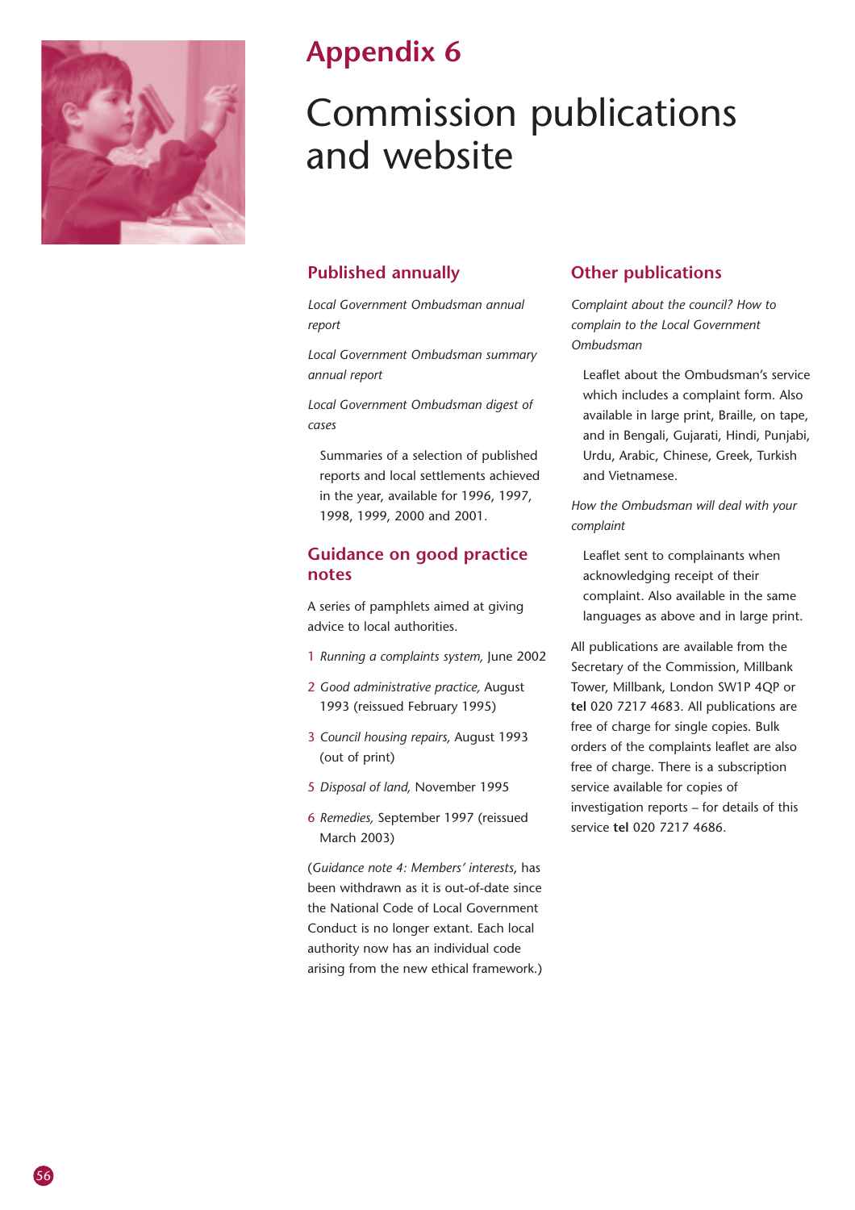# Appendix 6

# Commission publications and website

## Published annually

*Local Government Ombudsman annual report*

*Local Government Ombudsman summary annual report*

*Local Government Ombudsman digest of cases*

Summaries of a selection of published reports and local settlements achieved in the year, available for 1996, 1997, 1998, 1999, 2000 and 2001.

## Guidance on good practice notes

A series of pamphlets aimed at giving advice to local authorities.

1 *Running a complaints system,* June 2002

2 *Good administrative practice,* August 1993 (reissued February 1995)

3 *Council housing repairs,* August 1993 (out of print)

5 *Disposal of land,* November 1995

6 *Remedies,* September 1997 (reissued March 2003)

(*Guidance note 4: Members' interests*, has been withdrawn as it is out-of-date since the National Code of Local Government Conduct is no longer extant. Each local authority now has an individual code arising from the new ethical framework.)

## Other publications

*Complaint about the council? How to complain to the Local Government Ombudsman*

Leaflet about the Ombudsman's service which includes a complaint form. Also available in large print, Braille, on tape, and in Bengali, Gujarati, Hindi, Punjabi, Urdu, Arabic, Chinese, Greek, Turkish and Vietnamese.

*How the Ombudsman will deal with your complaint*

Leaflet sent to complainants when acknowledging receipt of their complaint. Also available in the same languages as above and in large print.

All publications are available from the Secretary of the Commission, Millbank Tower, Millbank, London SW1P 4QP or **tel** 020 7217 4683. All publications are free of charge for single copies. Bulk orders of the complaints leaflet are also free of charge. There is a subscription service available for copies of investigation reports – for details of this service **tel** 020 7217 4686.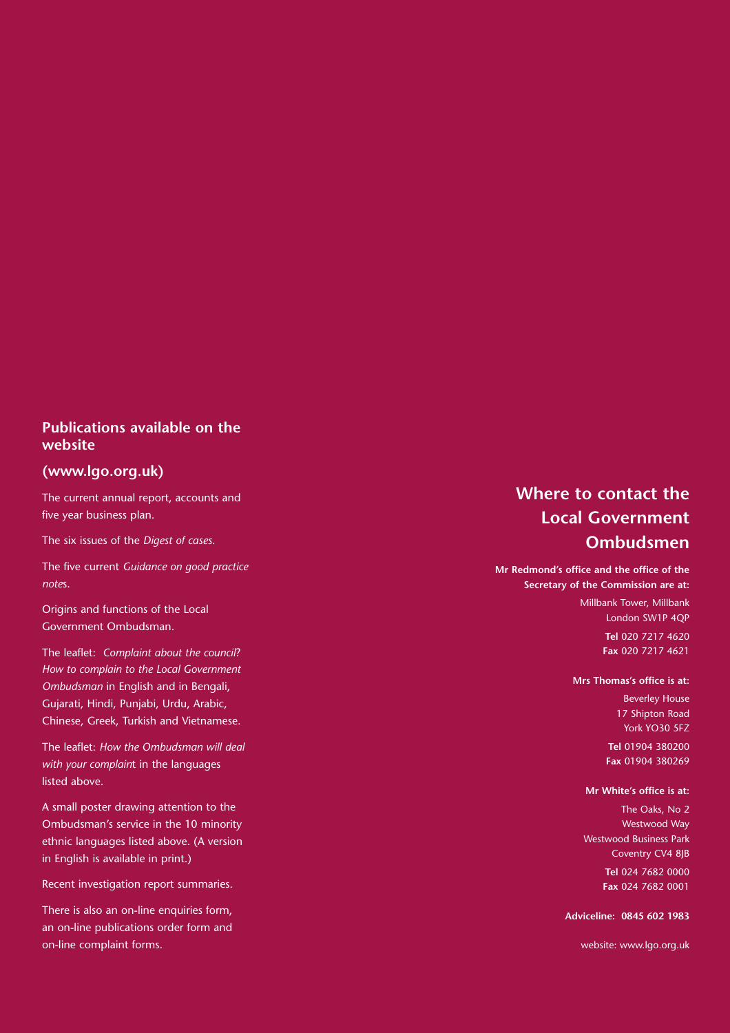## Publications available on the website

## (www.lgo.org.uk)

The current annual report, accounts and five year business plan.

The six issues of the *Digest of cases.*

The five current *Guidance on good practice notes.*

Origins and functions of the Local Government Ombudsman.

The leaflet: *Complaint about the council? How to complain to the Local Government Ombudsman* in English and in Bengali, Gujarati, Hindi, Punjabi, Urdu, Arabic, Chinese, Greek, Turkish and Vietnamese.

The leaflet: *How the Ombudsman will deal with your complaint* in the languages listed above.

A small poster drawing attention to the Ombudsman's service in the 10 minority ethnic languages listed above. (A version in English is available in print.)

Recent investigation report summaries.

There is also an on-line enquiries form, an on-line publications order form and on-line complaint forms.

## Where to contact the Local Government Ombudsmen

**Mr Redmond's office and the office of the Secretary of the Commission are at:**

Millbank Tower, Millbank
London SW1P 4QP

**Tel** 020 7217 4620
**Fax** 020 7217 4621

**Mrs Thomas's office is at:**

Beverley House
17 Shipton Road
York YO30 5FZ

**Tel** 01904 380200
**Fax** 01904 380269

**Mr White's office is at:**

The Oaks, No 2
Westwood Way
Westwood Business Park
Coventry CV4 8JB

**Tel** 024 7682 0000
**Fax** 024 7682 0001

**Adviceline: 0845 602 1983**

website: www.lgo.org.uk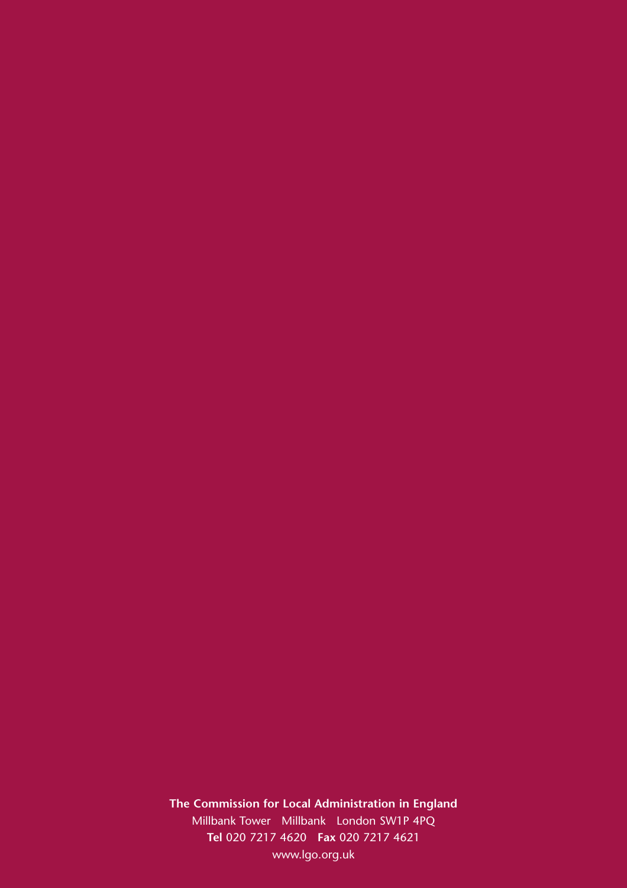**The Commission for Local Administration in England**

Millbank Tower   Millbank   London SW1P 4PQ

**Tel** 020 7217 4620   **Fax** 020 7217 4621

www.lgo.org.uk